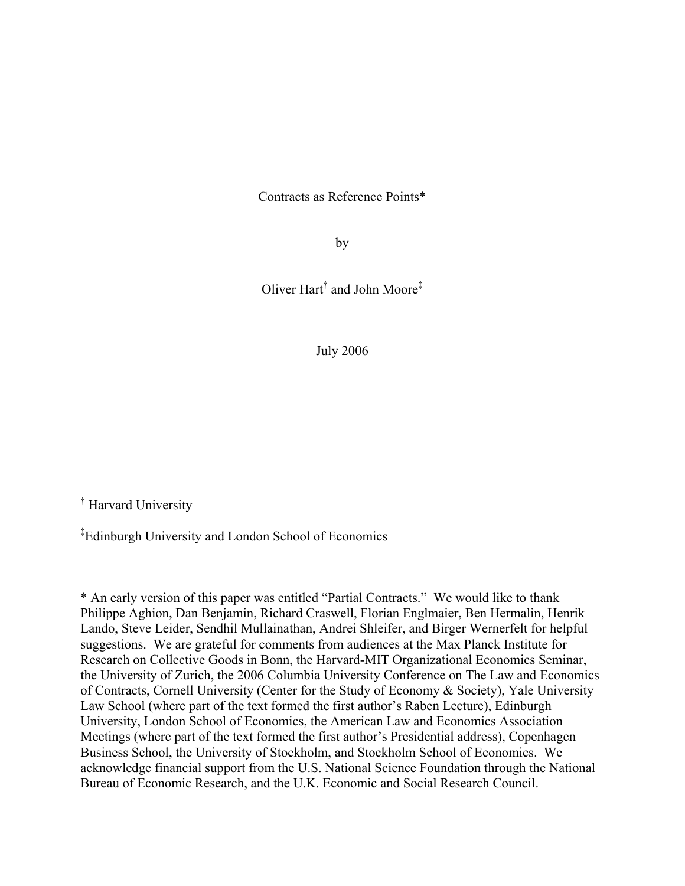# Contracts as Reference Points*

by

Oliver Hart[†] and John Moore[‡]

July 2006

[†] Harvard University

[‡] Edinburgh University and London School of Economics

* An early version of this paper was entitled "Partial Contracts." We would like to thank Philippe Aghion, Dan Benjamin, Richard Craswell, Florian Englmaier, Ben Hermalin, Henrik Lando, Steve Leider, Sendhil Mullainathan, Andrei Shleifer, and Birger Wernerfelt for helpful suggestions. We are grateful for comments from audiences at the Max Planck Institute for Research on Collective Goods in Bonn, the Harvard-MIT Organizational Economics Seminar, the University of Zurich, the 2006 Columbia University Conference on The Law and Economics of Contracts, Cornell University (Center for the Study of Economy & Society), Yale University Law School (where part of the text formed the first author's Raben Lecture), Edinburgh University, London School of Economics, the American Law and Economics Association Meetings (where part of the text formed the first author's Presidential address), Copenhagen Business School, the University of Stockholm, and Stockholm School of Economics. We acknowledge financial support from the U.S. National Science Foundation through the National Bureau of Economic Research, and the U.K. Economic and Social Research Council.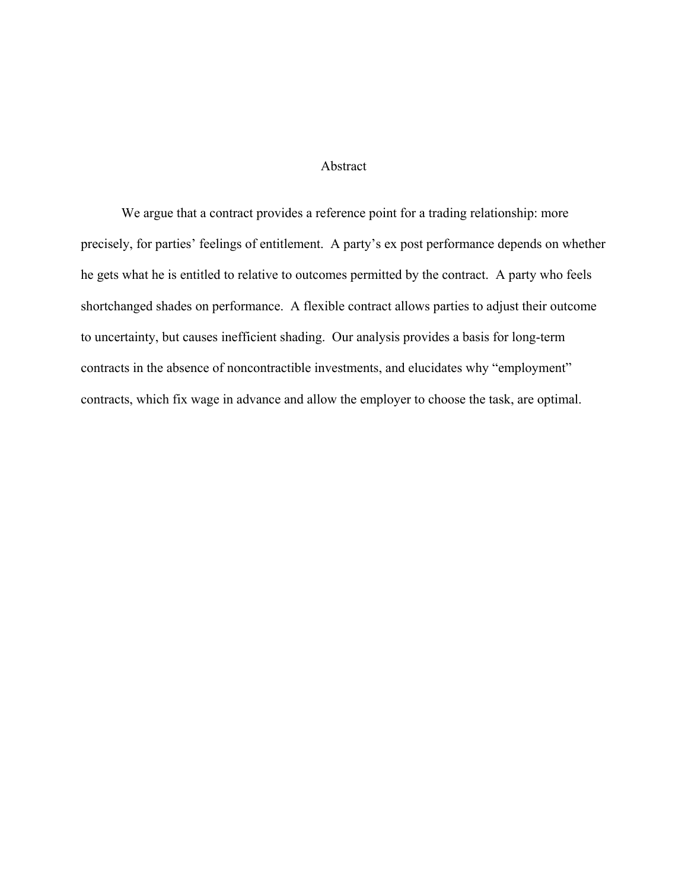# Abstract

We argue that a contract provides a reference point for a trading relationship: more precisely, for parties' feelings of entitlement. A party's ex post performance depends on whether he gets what he is entitled to relative to outcomes permitted by the contract. A party who feels shortchanged shades on performance. A flexible contract allows parties to adjust their outcome to uncertainty, but causes inefficient shading. Our analysis provides a basis for long-term contracts in the absence of noncontractible investments, and elucidates why "employment" contracts, which fix wage in advance and allow the employer to choose the task, are optimal.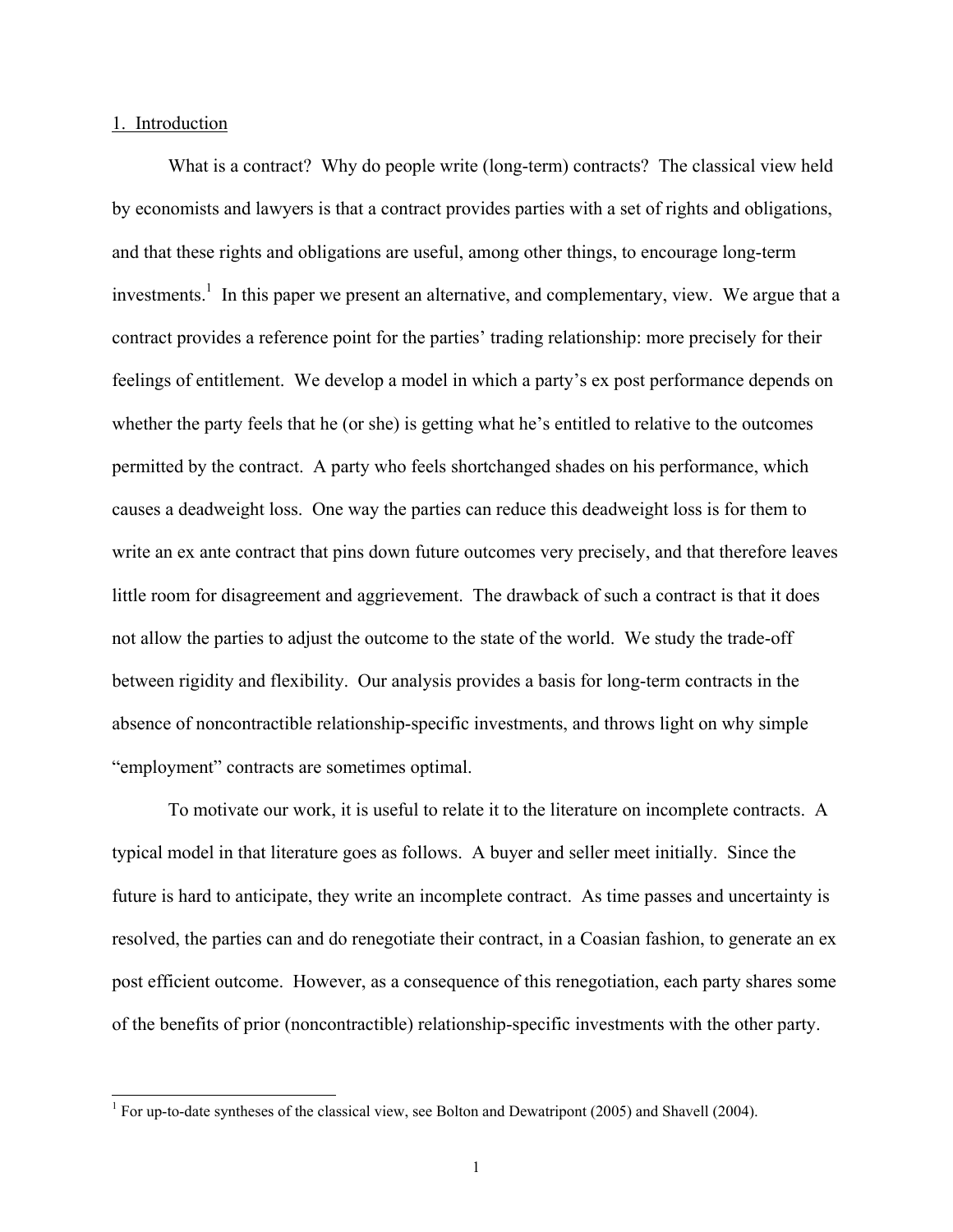## 1. Introduction

What is a contract? Why do people write (long-term) contracts? The classical view held by economists and lawyers is that a contract provides parties with a set of rights and obligations, and that these rights and obligations are useful, among other things, to encourage long-term investments.[1] In this paper we present an alternative, and complementary, view. We argue that a contract provides a reference point for the parties' trading relationship: more precisely for their feelings of entitlement. We develop a model in which a party's ex post performance depends on whether the party feels that he (or she) is getting what he's entitled to relative to the outcomes permitted by the contract. A party who feels shortchanged shades on his performance, which causes a deadweight loss. One way the parties can reduce this deadweight loss is for them to write an ex ante contract that pins down future outcomes very precisely, and that therefore leaves little room for disagreement and aggrievement. The drawback of such a contract is that it does not allow the parties to adjust the outcome to the state of the world. We study the trade-off between rigidity and flexibility. Our analysis provides a basis for long-term contracts in the absence of noncontractible relationship-specific investments, and throws light on why simple "employment" contracts are sometimes optimal.

To motivate our work, it is useful to relate it to the literature on incomplete contracts. A typical model in that literature goes as follows. A buyer and seller meet initially. Since the future is hard to anticipate, they write an incomplete contract. As time passes and uncertainty is resolved, the parties can and do renegotiate their contract, in a Coasian fashion, to generate an ex post efficient outcome. However, as a consequence of this renegotiation, each party shares some of the benefits of prior (noncontractible) relationship-specific investments with the other party.

[1] For up-to-date syntheses of the classical view, see Bolton and Dewatripont (2005) and Shavell (2004).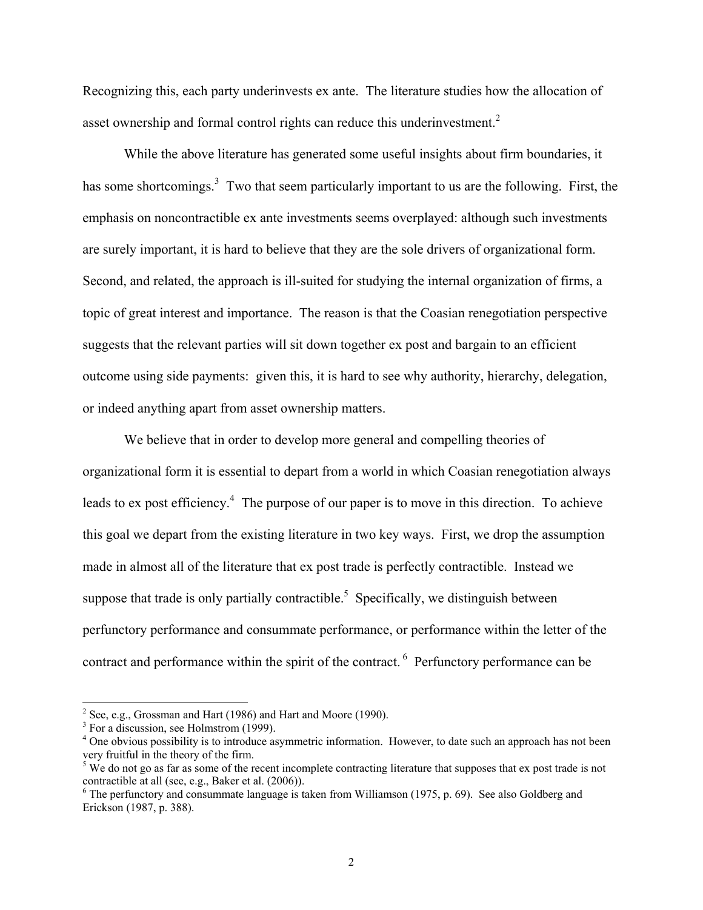Recognizing this, each party underinvests ex ante. The literature studies how the allocation of asset ownership and formal control rights can reduce this underinvestment.[2]

While the above literature has generated some useful insights about firm boundaries, it has some shortcomings.[3] Two that seem particularly important to us are the following. First, the emphasis on noncontractible ex ante investments seems overplayed: although such investments are surely important, it is hard to believe that they are the sole drivers of organizational form. Second, and related, the approach is ill-suited for studying the internal organization of firms, a topic of great interest and importance. The reason is that the Coasian renegotiation perspective suggests that the relevant parties will sit down together ex post and bargain to an efficient outcome using side payments: given this, it is hard to see why authority, hierarchy, delegation, or indeed anything apart from asset ownership matters.

We believe that in order to develop more general and compelling theories of organizational form it is essential to depart from a world in which Coasian renegotiation always leads to ex post efficiency.[4] The purpose of our paper is to move in this direction. To achieve this goal we depart from the existing literature in two key ways. First, we drop the assumption made in almost all of the literature that ex post trade is perfectly contractible. Instead we suppose that trade is only partially contractible.[5] Specifically, we distinguish between perfunctory performance and consummate performance, or performance within the letter of the contract and performance within the spirit of the contract.[6] Perfunctory performance can be

[2] See, e.g., Grossman and Hart (1986) and Hart and Moore (1990).

[3] For a discussion, see Holmstrom (1999).

[4] One obvious possibility is to introduce asymmetric information. However, to date such an approach has not been very fruitful in the theory of the firm.

[5] We do not go as far as some of the recent incomplete contracting literature that supposes that ex post trade is not contractible at all (see, e.g., Baker et al. (2006)).

[6] The perfunctory and consummate language is taken from Williamson (1975, p. 69). See also Goldberg and Erickson (1987, p. 388).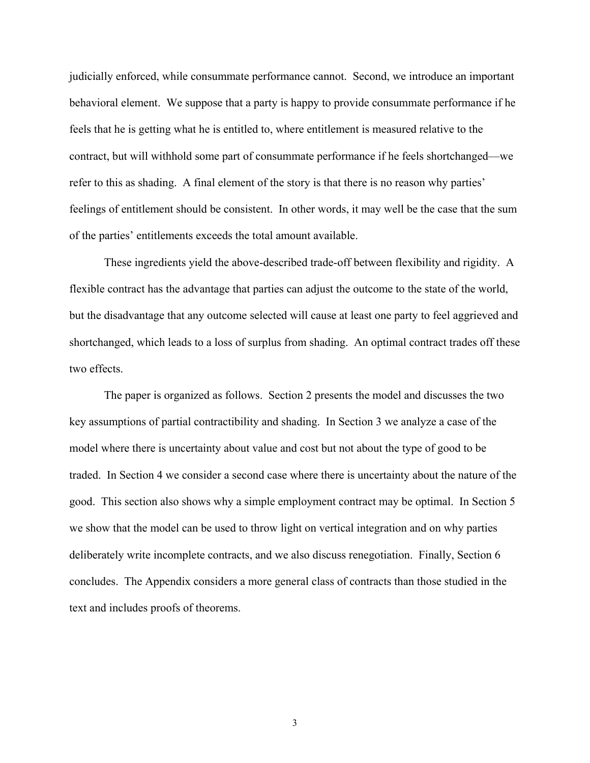judicially enforced, while consummate performance cannot. Second, we introduce an important behavioral element. We suppose that a party is happy to provide consummate performance if he feels that he is getting what he is entitled to, where entitlement is measured relative to the contract, but will withhold some part of consummate performance if he feels shortchanged—we refer to this as shading. A final element of the story is that there is no reason why parties' feelings of entitlement should be consistent. In other words, it may well be the case that the sum of the parties' entitlements exceeds the total amount available.

These ingredients yield the above-described trade-off between flexibility and rigidity. A flexible contract has the advantage that parties can adjust the outcome to the state of the world, but the disadvantage that any outcome selected will cause at least one party to feel aggrieved and shortchanged, which leads to a loss of surplus from shading. An optimal contract trades off these two effects.

The paper is organized as follows. Section 2 presents the model and discusses the two key assumptions of partial contractibility and shading. In Section 3 we analyze a case of the model where there is uncertainty about value and cost but not about the type of good to be traded. In Section 4 we consider a second case where there is uncertainty about the nature of the good. This section also shows why a simple employment contract may be optimal. In Section 5 we show that the model can be used to throw light on vertical integration and on why parties deliberately write incomplete contracts, and we also discuss renegotiation. Finally, Section 6 concludes. The Appendix considers a more general class of contracts than those studied in the text and includes proofs of theorems.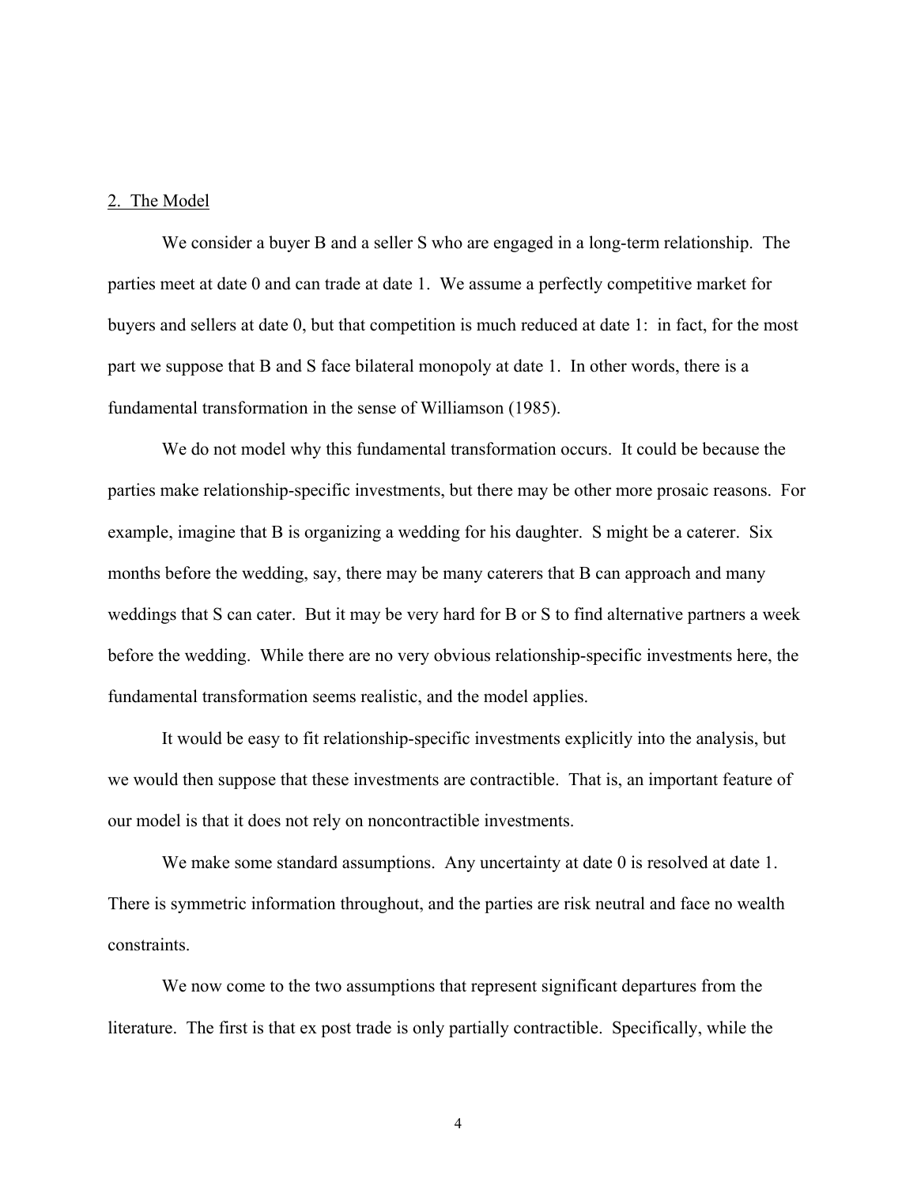## 2. The Model

We consider a buyer B and a seller S who are engaged in a long-term relationship. The parties meet at date 0 and can trade at date 1. We assume a perfectly competitive market for buyers and sellers at date 0, but that competition is much reduced at date 1: in fact, for the most part we suppose that B and S face bilateral monopoly at date 1. In other words, there is a fundamental transformation in the sense of Williamson (1985).

We do not model why this fundamental transformation occurs. It could be because the parties make relationship-specific investments, but there may be other more prosaic reasons. For example, imagine that B is organizing a wedding for his daughter. S might be a caterer. Six months before the wedding, say, there may be many caterers that B can approach and many weddings that S can cater. But it may be very hard for B or S to find alternative partners a week before the wedding. While there are no very obvious relationship-specific investments here, the fundamental transformation seems realistic, and the model applies.

It would be easy to fit relationship-specific investments explicitly into the analysis, but we would then suppose that these investments are contractible. That is, an important feature of our model is that it does not rely on noncontractible investments.

We make some standard assumptions. Any uncertainty at date 0 is resolved at date 1. There is symmetric information throughout, and the parties are risk neutral and face no wealth constraints.

We now come to the two assumptions that represent significant departures from the literature. The first is that ex post trade is only partially contractible. Specifically, while the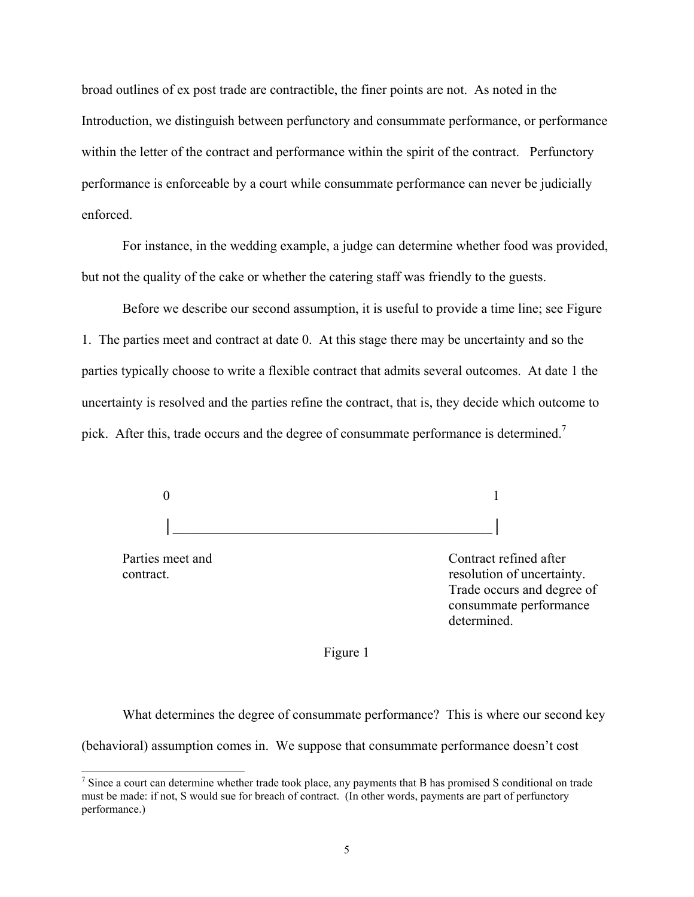broad outlines of ex post trade are contractible, the finer points are not. As noted in the Introduction, we distinguish between perfunctory and consummate performance, or performance within the letter of the contract and performance within the spirit of the contract. Perfunctory performance is enforceable by a court while consummate performance can never be judicially enforced.

For instance, in the wedding example, a judge can determine whether food was provided, but not the quality of the cake or whether the catering staff was friendly to the guests.

Before we describe our second assumption, it is useful to provide a time line; see Figure 1. The parties meet and contract at date 0. At this stage there may be uncertainty and so the parties typically choose to write a flexible contract that admits several outcomes. At date 1 the uncertainty is resolved and the parties refine the contract, that is, they decide which outcome to pick. After this, trade occurs and the degree of consummate performance is determined.[7]

```
0                                                    1
|____________________________________________________|

Parties meet and                    Contract refined after
contract.                           resolution of uncertainty.
                                    Trade occurs and degree of
                                    consummate performance
                                    determined.
```

Figure 1

What determines the degree of consummate performance? This is where our second key (behavioral) assumption comes in. We suppose that consummate performance doesn't cost

[7] Since a court can determine whether trade took place, any payments that B has promised S conditional on trade must be made: if not, S would sue for breach of contract. (In other words, payments are part of perfunctory performance.)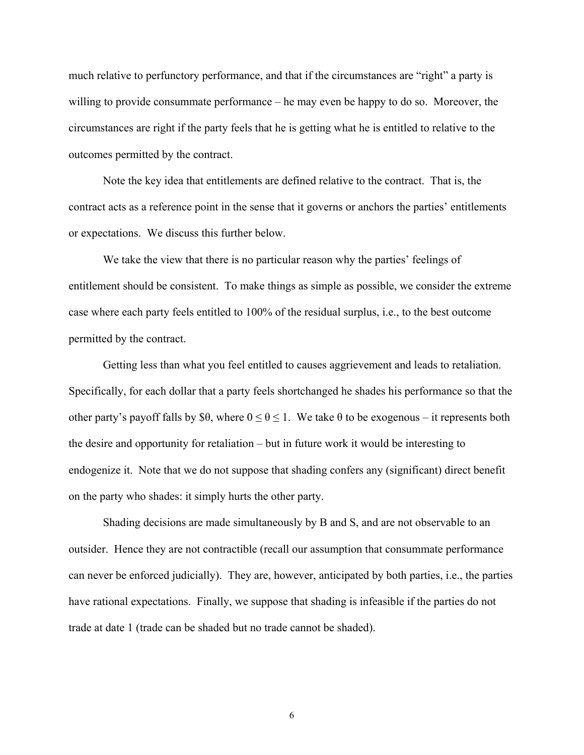much relative to perfunctory performance, and that if the circumstances are "right" a party is willing to provide consummate performance – he may even be happy to do so. Moreover, the circumstances are right if the party feels that he is getting what he is entitled to relative to the outcomes permitted by the contract.

Note the key idea that entitlements are defined relative to the contract. That is, the contract acts as a reference point in the sense that it governs or anchors the parties' entitlements or expectations. We discuss this further below.

We take the view that there is no particular reason why the parties' feelings of entitlement should be consistent. To make things as simple as possible, we consider the extreme case where each party feels entitled to 100% of the residual surplus, i.e., to the best outcome permitted by the contract.

Getting less than what you feel entitled to causes aggrievement and leads to retaliation. Specifically, for each dollar that a party feels shortchanged he shades his performance so that the other party's payoff falls by \$$\theta$, where $0 \leq \theta \leq 1$. We take $\theta$ to be exogenous – it represents both the desire and opportunity for retaliation – but in future work it would be interesting to endogenize it. Note that we do not suppose that shading confers any (significant) direct benefit on the party who shades: it simply hurts the other party.

Shading decisions are made simultaneously by B and S, and are not observable to an outsider. Hence they are not contractible (recall our assumption that consummate performance can never be enforced judicially). They are, however, anticipated by both parties, i.e., the parties have rational expectations. Finally, we suppose that shading is infeasible if the parties do not trade at date 1 (trade can be shaded but no trade cannot be shaded).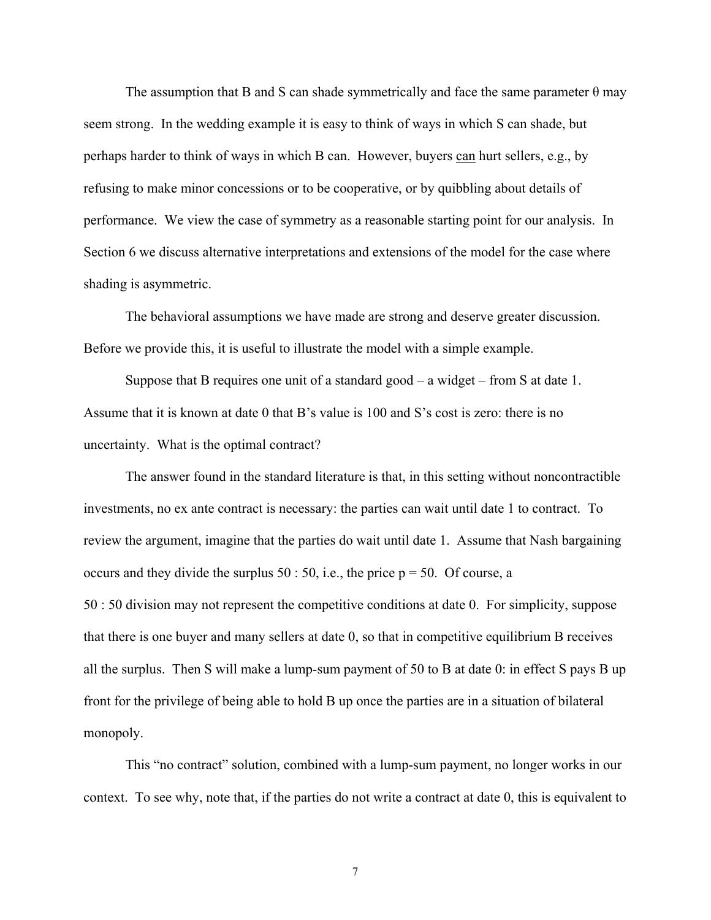The assumption that B and S can shade symmetrically and face the same parameter $\theta$ may seem strong. In the wedding example it is easy to think of ways in which S can shade, but perhaps harder to think of ways in which B can. However, buyers <u>can</u> hurt sellers, e.g., by refusing to make minor concessions or to be cooperative, or by quibbling about details of performance. We view the case of symmetry as a reasonable starting point for our analysis. In Section 6 we discuss alternative interpretations and extensions of the model for the case where shading is asymmetric.

The behavioral assumptions we have made are strong and deserve greater discussion. Before we provide this, it is useful to illustrate the model with a simple example.

Suppose that B requires one unit of a standard good – a widget – from S at date 1. Assume that it is known at date 0 that B's value is 100 and S's cost is zero: there is no uncertainty. What is the optimal contract?

The answer found in the standard literature is that, in this setting without noncontractible investments, no ex ante contract is necessary: the parties can wait until date 1 to contract. To review the argument, imagine that the parties do wait until date 1. Assume that Nash bargaining occurs and they divide the surplus 50 : 50, i.e., the price $p = 50$. Of course, a 50 : 50 division may not represent the competitive conditions at date 0. For simplicity, suppose that there is one buyer and many sellers at date 0, so that in competitive equilibrium B receives all the surplus. Then S will make a lump-sum payment of 50 to B at date 0: in effect S pays B up front for the privilege of being able to hold B up once the parties are in a situation of bilateral monopoly.

This "no contract" solution, combined with a lump-sum payment, no longer works in our context. To see why, note that, if the parties do not write a contract at date 0, this is equivalent to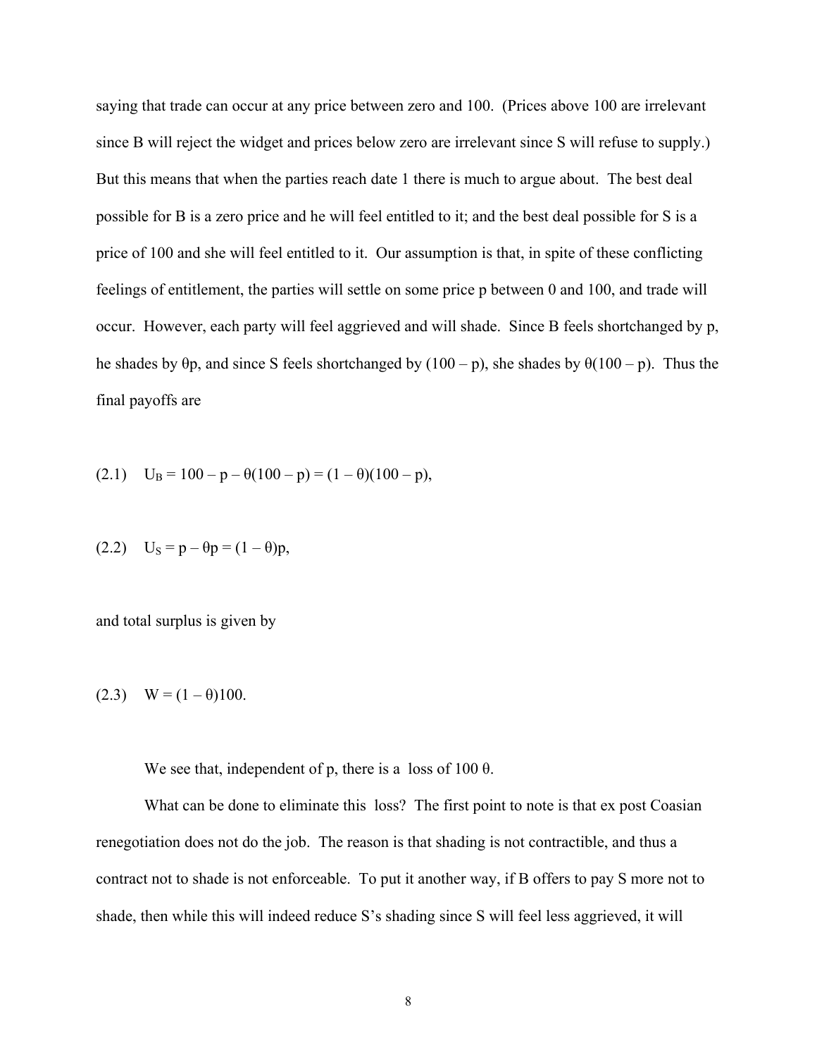saying that trade can occur at any price between zero and 100. (Prices above 100 are irrelevant since B will reject the widget and prices below zero are irrelevant since S will refuse to supply.) But this means that when the parties reach date 1 there is much to argue about. The best deal possible for B is a zero price and he will feel entitled to it; and the best deal possible for S is a price of 100 and she will feel entitled to it. Our assumption is that, in spite of these conflicting feelings of entitlement, the parties will settle on some price p between 0 and 100, and trade will occur. However, each party will feel aggrieved and will shade. Since B feels shortchanged by p, he shades by $\theta p$, and since S feels shortchanged by $(100 - p)$, she shades by $\theta(100 - p)$. Thus the final payoffs are

(2.1) $U_B = 100 - p - \theta(100 - p) = (1 - \theta)(100 - p),$

(2.2) $U_S = p - \theta p = (1 - \theta)p,$

and total surplus is given by

(2.3) $W = (1 - \theta)100.$

We see that, independent of p, there is a loss of $100\,\theta$.

What can be done to eliminate this loss? The first point to note is that ex post Coasian renegotiation does not do the job. The reason is that shading is not contractible, and thus a contract not to shade is not enforceable. To put it another way, if B offers to pay S more not to shade, then while this will indeed reduce S's shading since S will feel less aggrieved, it will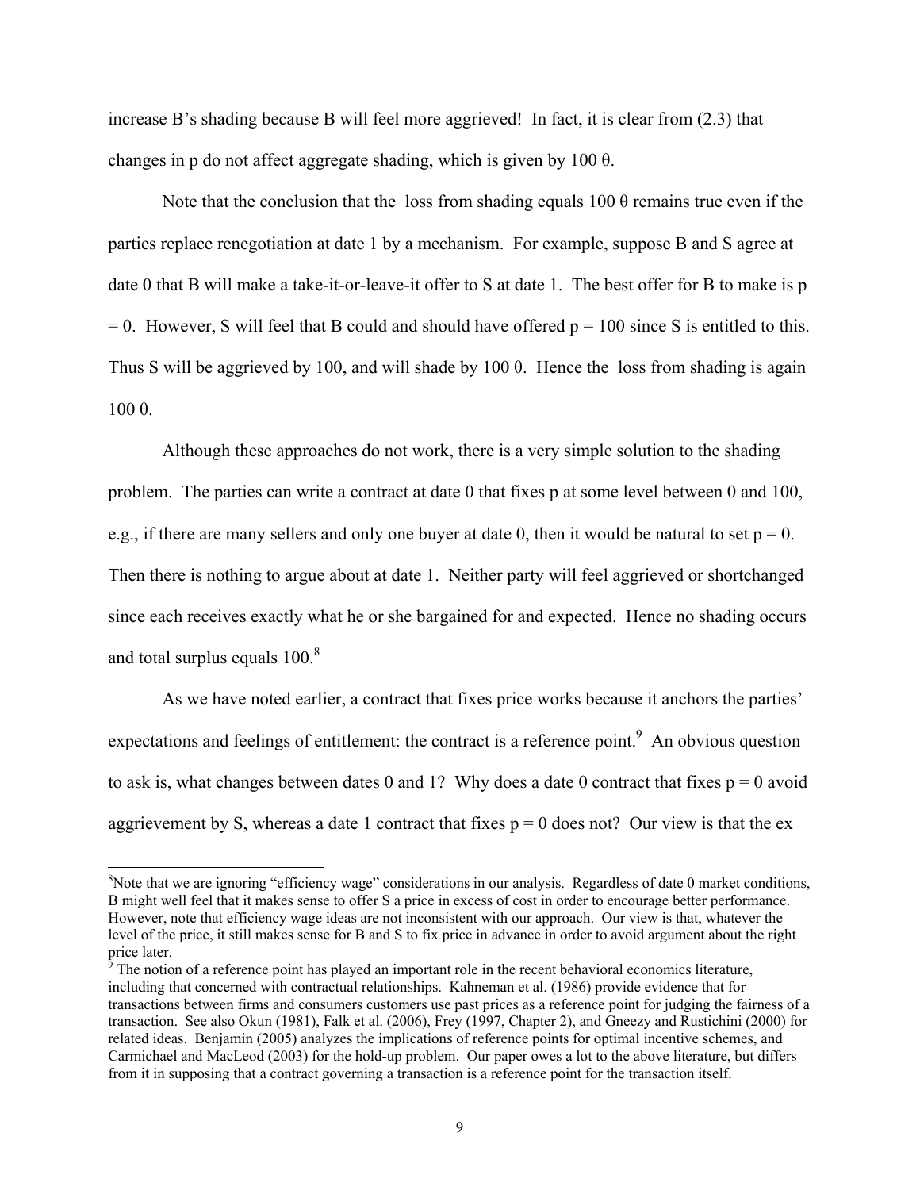increase B's shading because B will feel more aggrieved! In fact, it is clear from (2.3) that changes in p do not affect aggregate shading, which is given by 100 $\theta$.

Note that the conclusion that the loss from shading equals 100 $\theta$ remains true even if the parties replace renegotiation at date 1 by a mechanism. For example, suppose B and S agree at date 0 that B will make a take-it-or-leave-it offer to S at date 1. The best offer for B to make is $p = 0$. However, S will feel that B could and should have offered $p = 100$ since S is entitled to this. Thus S will be aggrieved by 100, and will shade by 100 $\theta$. Hence the loss from shading is again 100 $\theta$.

Although these approaches do not work, there is a very simple solution to the shading problem. The parties can write a contract at date 0 that fixes p at some level between 0 and 100, e.g., if there are many sellers and only one buyer at date 0, then it would be natural to set $p = 0$. Then there is nothing to argue about at date 1. Neither party will feel aggrieved or shortchanged since each receives exactly what he or she bargained for and expected. Hence no shading occurs and total surplus equals 100.[8]

As we have noted earlier, a contract that fixes price works because it anchors the parties' expectations and feelings of entitlement: the contract is a reference point.[9] An obvious question to ask is, what changes between dates 0 and 1? Why does a date 0 contract that fixes $p = 0$ avoid aggrievement by S, whereas a date 1 contract that fixes $p = 0$ does not? Our view is that the ex

---

[8] Note that we are ignoring "efficiency wage" considerations in our analysis. Regardless of date 0 market conditions, B might well feel that it makes sense to offer S a price in excess of cost in order to encourage better performance. However, note that efficiency wage ideas are not inconsistent with our approach. Our view is that, whatever the level of the price, it still makes sense for B and S to fix price in advance in order to avoid argument about the right price later.

[9] The notion of a reference point has played an important role in the recent behavioral economics literature, including that concerned with contractual relationships. Kahneman et al. (1986) provide evidence that for transactions between firms and consumers customers use past prices as a reference point for judging the fairness of a transaction. See also Okun (1981), Falk et al. (2006), Frey (1997, Chapter 2), and Gneezy and Rustichini (2000) for related ideas. Benjamin (2005) analyzes the implications of reference points for optimal incentive schemes, and Carmichael and MacLeod (2003) for the hold-up problem. Our paper owes a lot to the above literature, but differs from it in supposing that a contract governing a transaction is a reference point for the transaction itself.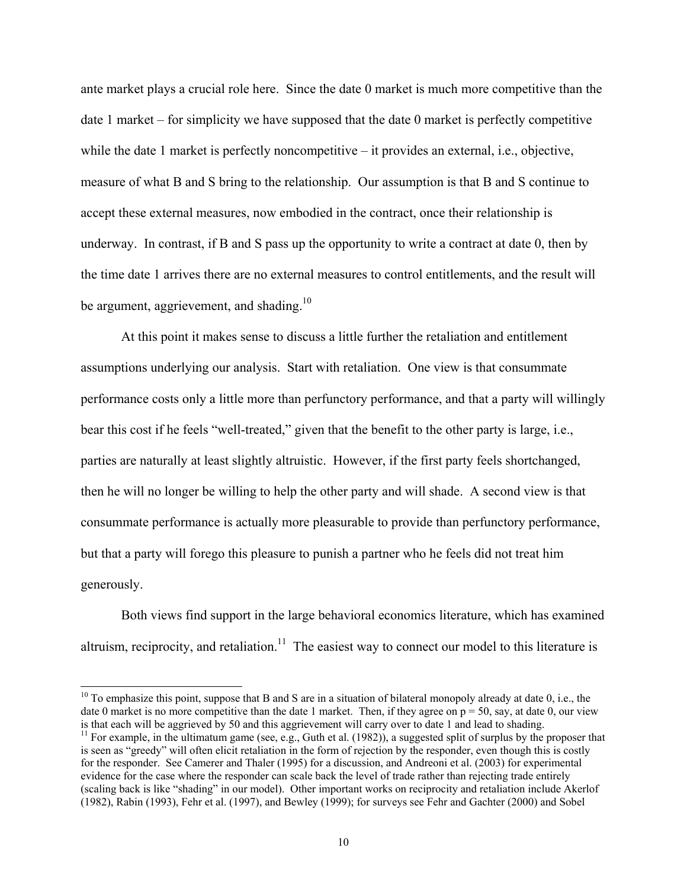ante market plays a crucial role here. Since the date 0 market is much more competitive than the date 1 market – for simplicity we have supposed that the date 0 market is perfectly competitive while the date 1 market is perfectly noncompetitive – it provides an external, i.e., objective, measure of what B and S bring to the relationship. Our assumption is that B and S continue to accept these external measures, now embodied in the contract, once their relationship is underway. In contrast, if B and S pass up the opportunity to write a contract at date 0, then by the time date 1 arrives there are no external measures to control entitlements, and the result will be argument, aggrievement, and shading.[10]

At this point it makes sense to discuss a little further the retaliation and entitlement assumptions underlying our analysis. Start with retaliation. One view is that consummate performance costs only a little more than perfunctory performance, and that a party will willingly bear this cost if he feels "well-treated," given that the benefit to the other party is large, i.e., parties are naturally at least slightly altruistic. However, if the first party feels shortchanged, then he will no longer be willing to help the other party and will shade. A second view is that consummate performance is actually more pleasurable to provide than perfunctory performance, but that a party will forego this pleasure to punish a partner who he feels did not treat him generously.

Both views find support in the large behavioral economics literature, which has examined altruism, reciprocity, and retaliation.[11] The easiest way to connect our model to this literature is

---

[10] To emphasize this point, suppose that B and S are in a situation of bilateral monopoly already at date 0, i.e., the date 0 market is no more competitive than the date 1 market. Then, if they agree on $p = 50$, say, at date 0, our view is that each will be aggrieved by 50 and this aggrievement will carry over to date 1 and lead to shading.

[11] For example, in the ultimatum game (see, e.g., Guth et al. (1982)), a suggested split of surplus by the proposer that is seen as "greedy" will often elicit retaliation in the form of rejection by the responder, even though this is costly for the responder. See Camerer and Thaler (1995) for a discussion, and Andreoni et al. (2003) for experimental evidence for the case where the responder can scale back the level of trade rather than rejecting trade entirely (scaling back is like "shading" in our model). Other important works on reciprocity and retaliation include Akerlof (1982), Rabin (1993), Fehr et al. (1997), and Bewley (1999); for surveys see Fehr and Gachter (2000) and Sobel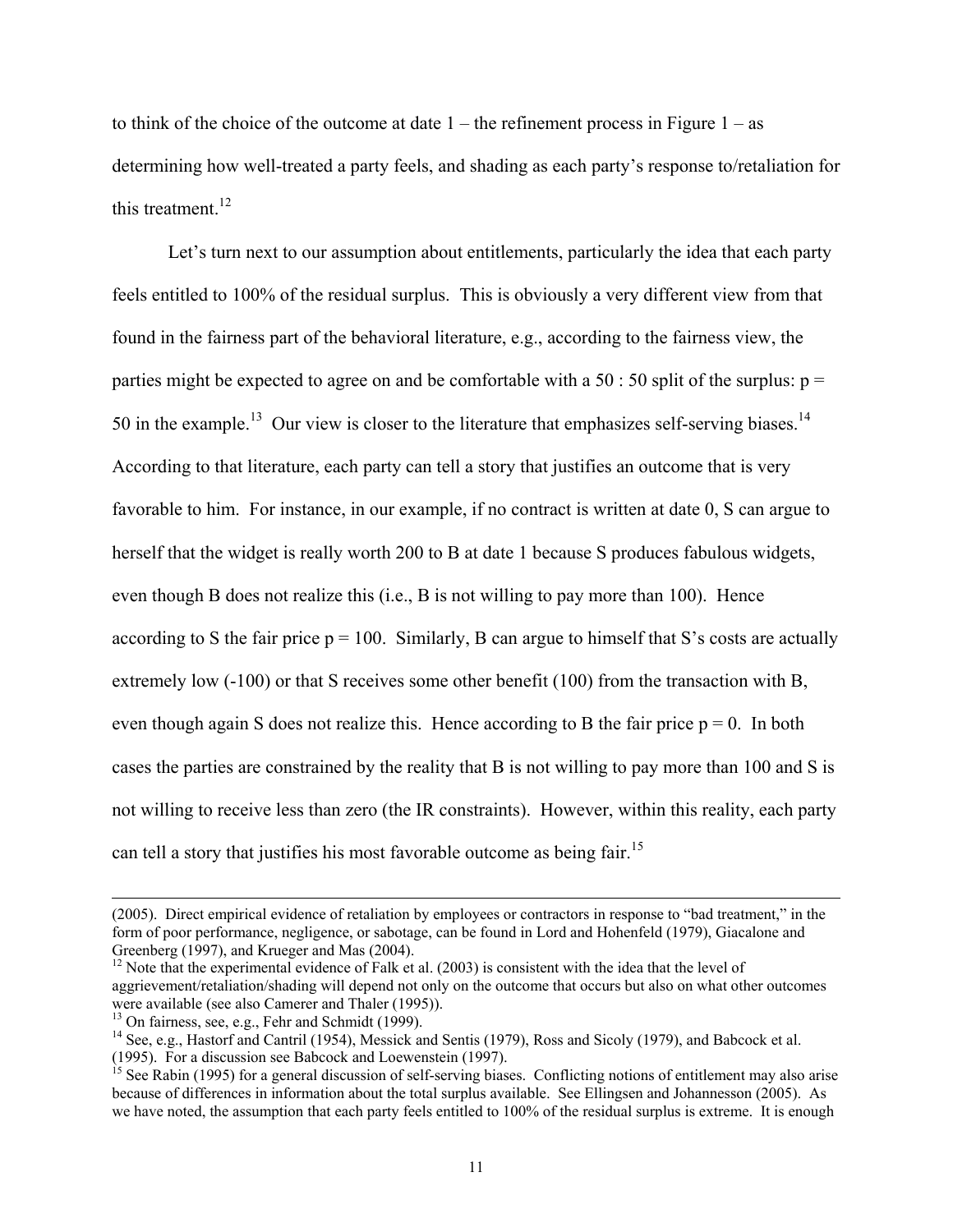to think of the choice of the outcome at date 1 – the refinement process in Figure 1 – as determining how well-treated a party feels, and shading as each party's response to/retaliation for this treatment.[12]

Let's turn next to our assumption about entitlements, particularly the idea that each party feels entitled to 100% of the residual surplus. This is obviously a very different view from that found in the fairness part of the behavioral literature, e.g., according to the fairness view, the parties might be expected to agree on and be comfortable with a 50 : 50 split of the surplus: $p = 50$ in the example.[13] Our view is closer to the literature that emphasizes self-serving biases.[14] According to that literature, each party can tell a story that justifies an outcome that is very favorable to him. For instance, in our example, if no contract is written at date 0, S can argue to herself that the widget is really worth 200 to B at date 1 because S produces fabulous widgets, even though B does not realize this (i.e., B is not willing to pay more than 100). Hence according to S the fair price $p = 100$. Similarly, B can argue to himself that S's costs are actually extremely low (-100) or that S receives some other benefit (100) from the transaction with B, even though again S does not realize this. Hence according to B the fair price $p = 0$. In both cases the parties are constrained by the reality that B is not willing to pay more than 100 and S is not willing to receive less than zero (the IR constraints). However, within this reality, each party can tell a story that justifies his most favorable outcome as being fair.[15]

---

(2005). Direct empirical evidence of retaliation by employees or contractors in response to "bad treatment," in the form of poor performance, negligence, or sabotage, can be found in Lord and Hohenfeld (1979), Giacalone and Greenberg (1997), and Krueger and Mas (2004).

[12] Note that the experimental evidence of Falk et al. (2003) is consistent with the idea that the level of aggrievement/retaliation/shading will depend not only on the outcome that occurs but also on what other outcomes were available (see also Camerer and Thaler (1995)).

[13] On fairness, see, e.g., Fehr and Schmidt (1999).

[14] See, e.g., Hastorf and Cantril (1954), Messick and Sentis (1979), Ross and Sicoly (1979), and Babcock et al. (1995). For a discussion see Babcock and Loewenstein (1997).

[15] See Rabin (1995) for a general discussion of self-serving biases. Conflicting notions of entitlement may also arise because of differences in information about the total surplus available. See Ellingsen and Johannesson (2005). As we have noted, the assumption that each party feels entitled to 100% of the residual surplus is extreme. It is enough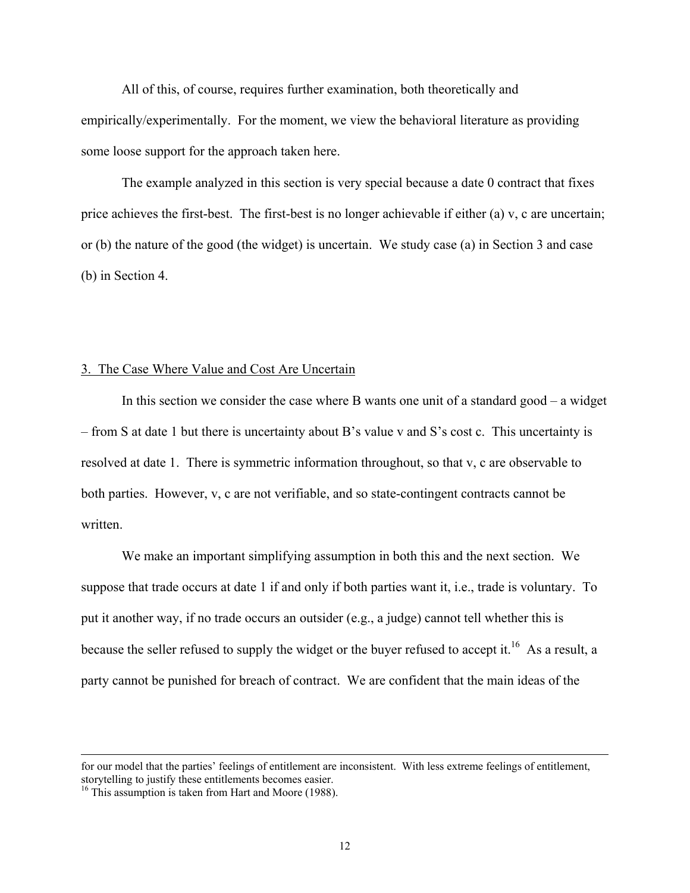All of this, of course, requires further examination, both theoretically and empirically/experimentally. For the moment, we view the behavioral literature as providing some loose support for the approach taken here.

The example analyzed in this section is very special because a date 0 contract that fixes price achieves the first-best. The first-best is no longer achievable if either (a) $v$, $c$ are uncertain; or (b) the nature of the good (the widget) is uncertain. We study case (a) in Section 3 and case (b) in Section 4.

## 3. The Case Where Value and Cost Are Uncertain

In this section we consider the case where B wants one unit of a standard good – a widget – from S at date 1 but there is uncertainty about B's value $v$ and S's cost $c$. This uncertainty is resolved at date 1. There is symmetric information throughout, so that $v$, $c$ are observable to both parties. However, $v$, $c$ are not verifiable, and so state-contingent contracts cannot be written.

We make an important simplifying assumption in both this and the next section. We suppose that trade occurs at date 1 if and only if both parties want it, i.e., trade is voluntary. To put it another way, if no trade occurs an outsider (e.g., a judge) cannot tell whether this is because the seller refused to supply the widget or the buyer refused to accept it.[16] As a result, a party cannot be punished for breach of contract. We are confident that the main ideas of the

---

for our model that the parties' feelings of entitlement are inconsistent. With less extreme feelings of entitlement, storytelling to justify these entitlements becomes easier.

[16] This assumption is taken from Hart and Moore (1988).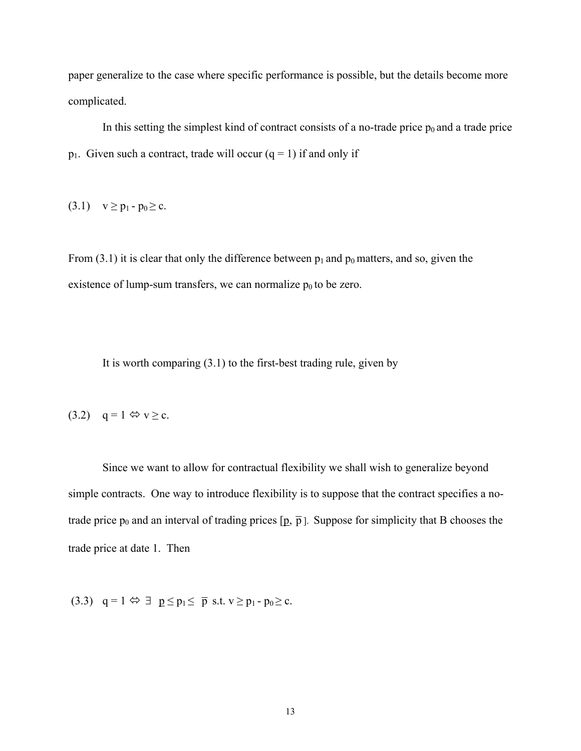paper generalize to the case where specific performance is possible, but the details become more complicated.

In this setting the simplest kind of contract consists of a no-trade price $p_0$ and a trade price $p_1$. Given such a contract, trade will occur ($q = 1$) if and only if

$$(3.1) \quad v \geq p_1 - p_0 \geq c.$$

From (3.1) it is clear that only the difference between $p_1$ and $p_0$ matters, and so, given the existence of lump-sum transfers, we can normalize $p_0$ to be zero.

It is worth comparing (3.1) to the first-best trading rule, given by

$$(3.2) \quad q = 1 \Leftrightarrow v \geq c.$$

Since we want to allow for contractual flexibility we shall wish to generalize beyond simple contracts. One way to introduce flexibility is to suppose that the contract specifies a no-trade price $p_0$ and an interval of trading prices $[\underline{p}, \overline{p}]$. Suppose for simplicity that B chooses the trade price at date 1. Then

$$(3.3) \quad q = 1 \Leftrightarrow \exists \ \underline{p} \leq p_1 \leq \overline{p} \ \text{s.t.} \ v \geq p_1 - p_0 \geq c.$$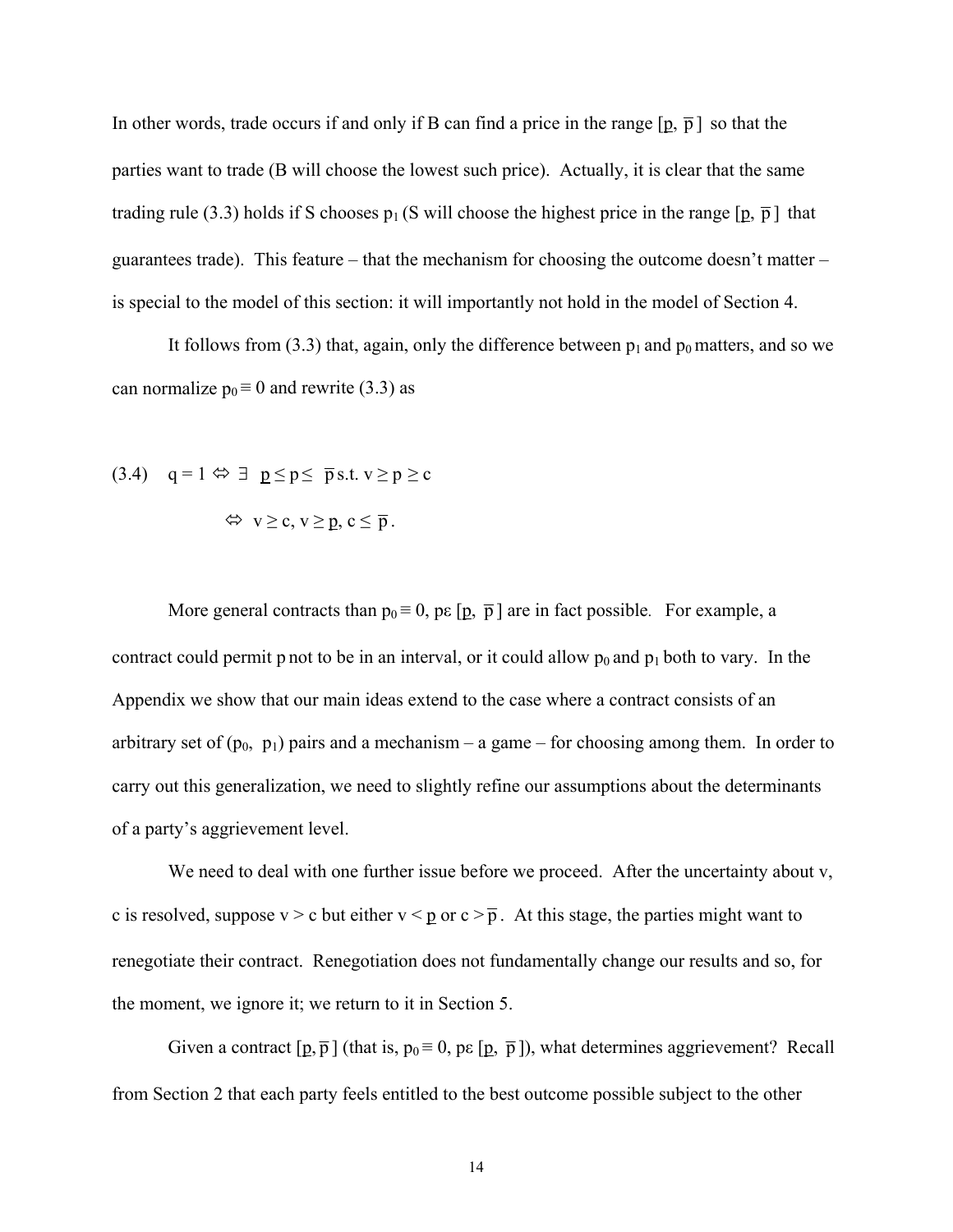In other words, trade occurs if and only if B can find a price in the range $[\underline{p}, \overline{p}]$ so that the parties want to trade (B will choose the lowest such price). Actually, it is clear that the same trading rule (3.3) holds if S chooses $p_1$ (S will choose the highest price in the range $[\underline{p}, \overline{p}]$ that guarantees trade). This feature – that the mechanism for choosing the outcome doesn't matter – is special to the model of this section: it will importantly not hold in the model of Section 4.

It follows from (3.3) that, again, only the difference between $p_1$ and $p_0$ matters, and so we can normalize $p_0 \equiv 0$ and rewrite (3.3) as

$$
\text{(3.4)} \quad q = 1 \Leftrightarrow \exists \ \ \underline{p} \leq p \leq \overline{p} \text{ s.t. } v \geq p \geq c
$$

$$
\Leftrightarrow \ v \geq c, \ v \geq \underline{p}, \ c \leq \overline{p}.
$$

More general contracts than $p_0 \equiv 0$, $p \varepsilon [\underline{p}, \overline{p}]$ are in fact possible. For example, a contract could permit $p$ not to be in an interval, or it could allow $p_0$ and $p_1$ both to vary. In the Appendix we show that our main ideas extend to the case where a contract consists of an arbitrary set of ($p_0$, $p_1$) pairs and a mechanism – a game – for choosing among them. In order to carry out this generalization, we need to slightly refine our assumptions about the determinants of a party's aggrievement level.

We need to deal with one further issue before we proceed. After the uncertainty about v, c is resolved, suppose $v > c$ but either $v < \underline{p}$ or $c > \overline{p}$. At this stage, the parties might want to renegotiate their contract. Renegotiation does not fundamentally change our results and so, for the moment, we ignore it; we return to it in Section 5.

Given a contract $[\underline{p}, \overline{p}]$ (that is, $p_0 \equiv 0$, $p \varepsilon [\underline{p}, \overline{p}]$), what determines aggrievement? Recall from Section 2 that each party feels entitled to the best outcome possible subject to the other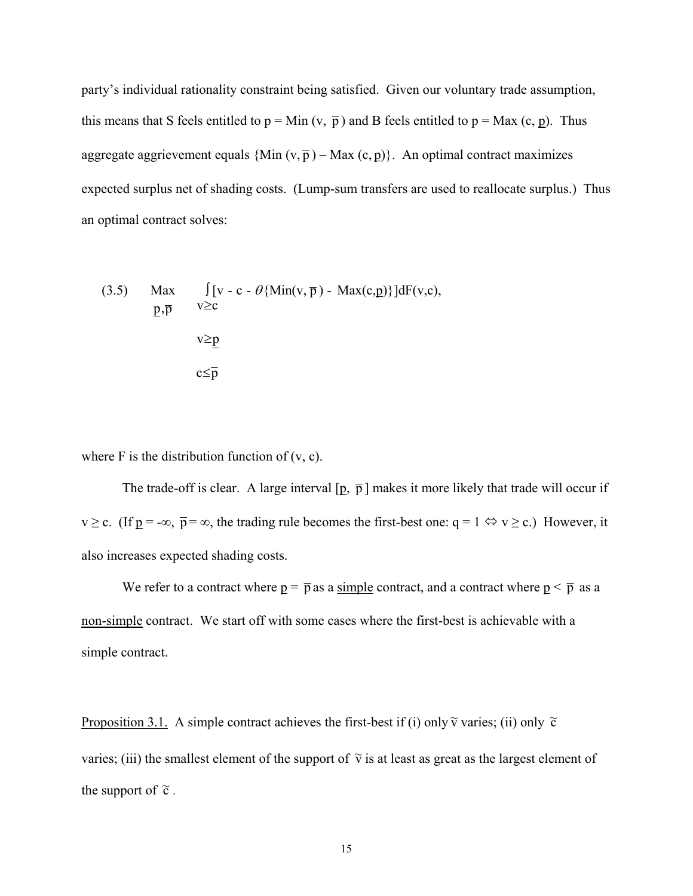party's individual rationality constraint being satisfied. Given our voluntary trade assumption, this means that S feels entitled to $p = \text{Min}(v, \overline{p})$ and B feels entitled to $p = \text{Max}(c, \underline{p})$. Thus aggregate aggrievement equals $\{\text{Min}(v, \overline{p}) - \text{Max}(c, \underline{p})\}$. An optimal contract maximizes expected surplus net of shading costs. (Lump-sum transfers are used to reallocate surplus.) Thus an optimal contract solves:

$$
(3.5) \qquad \underset{\underline{p}, \overline{p}}{\text{Max}} \int_{\substack{v \geq c \\ v \geq \underline{p} \\ c \leq \overline{p}}} [v - c - \theta\{\text{Min}(v, \overline{p}) - \text{Max}(c, \underline{p})\}] dF(v, c),
$$

where F is the distribution function of (v, c).

The trade-off is clear. A large interval $[\underline{p}, \overline{p}]$ makes it more likely that trade will occur if $v \geq c$. (If $\underline{p} = -\infty$, $\overline{p} = \infty$, the trading rule becomes the first-best one: $q = 1 \Leftrightarrow v \geq c$.) However, it also increases expected shading costs.

We refer to a contract where $\underline{p} = \overline{p}$ as a <u>simple</u> contract, and a contract where $\underline{p} < \overline{p}$ as a <u>non-simple</u> contract. We start off with some cases where the first-best is achievable with a simple contract.

<u>Proposition 3.1.</u> A simple contract achieves the first-best if (i) only $\tilde{v}$ varies; (ii) only $\tilde{c}$ varies; (iii) the smallest element of the support of $\tilde{v}$ is at least as great as the largest element of the support of $\tilde{c}$.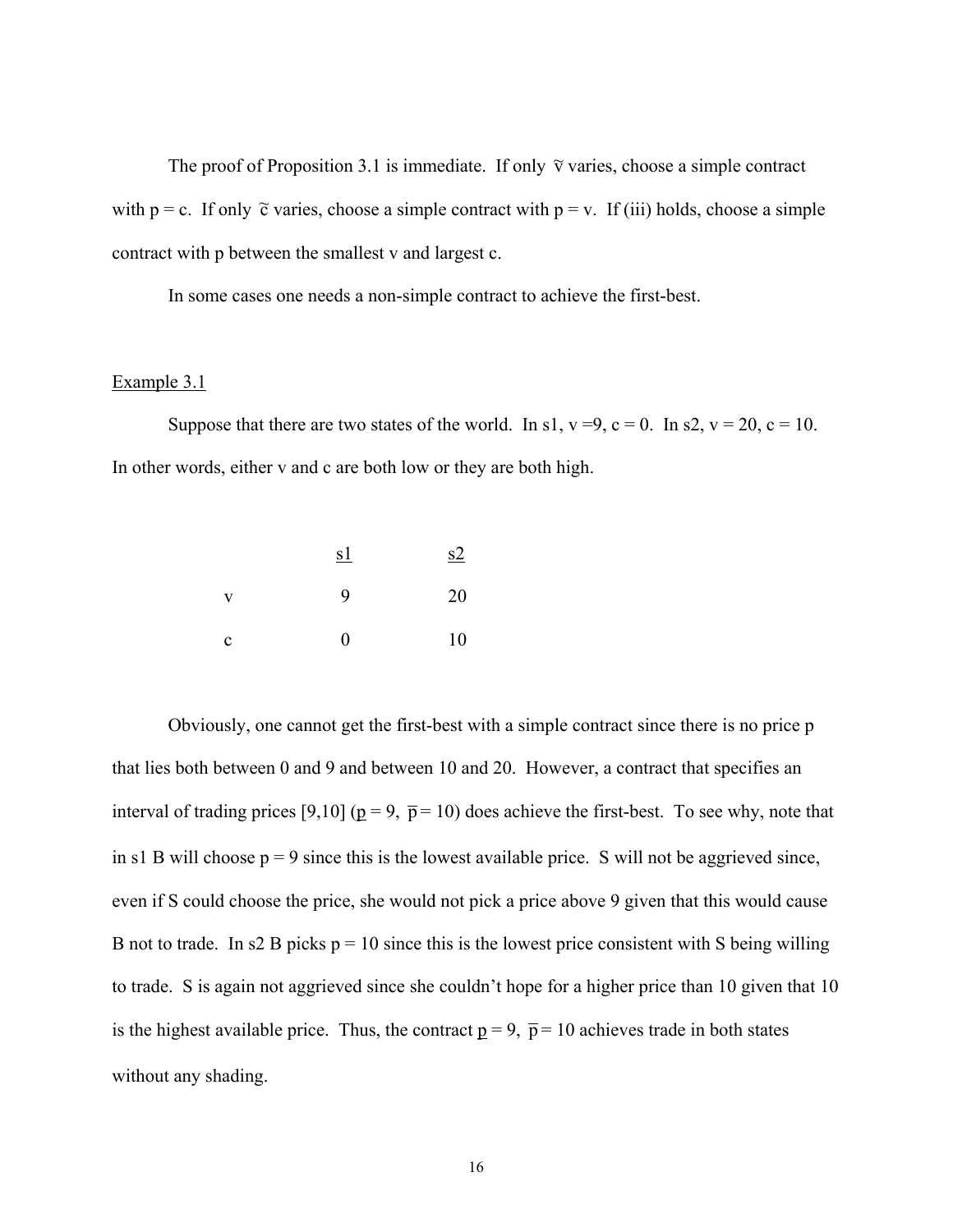The proof of Proposition 3.1 is immediate. If only $\tilde{v}$ varies, choose a simple contract with p = c. If only $\tilde{c}$ varies, choose a simple contract with p = v. If (iii) holds, choose a simple contract with p between the smallest v and largest c.

In some cases one needs a non-simple contract to achieve the first-best.

Example 3.1

Suppose that there are two states of the world. In s1, v =9, c = 0. In s2, v = 20, c = 10. In other words, either v and c are both low or they are both high.

| | s1 | s2 |
|---|---|---|
| v | 9 | 20 |
| c | 0 | 10 |

Obviously, one cannot get the first-best with a simple contract since there is no price p that lies both between 0 and 9 and between 10 and 20. However, a contract that specifies an interval of trading prices [9,10] ($\underline{p}$ = 9, $\overline{p}$ = 10) does achieve the first-best. To see why, note that in s1 B will choose p = 9 since this is the lowest available price. S will not be aggrieved since, even if S could choose the price, she would not pick a price above 9 given that this would cause B not to trade. In s2 B picks p = 10 since this is the lowest price consistent with S being willing to trade. S is again not aggrieved since she couldn't hope for a higher price than 10 given that 10 is the highest available price. Thus, the contract $\underline{p}$ = 9, $\overline{p}$ = 10 achieves trade in both states without any shading.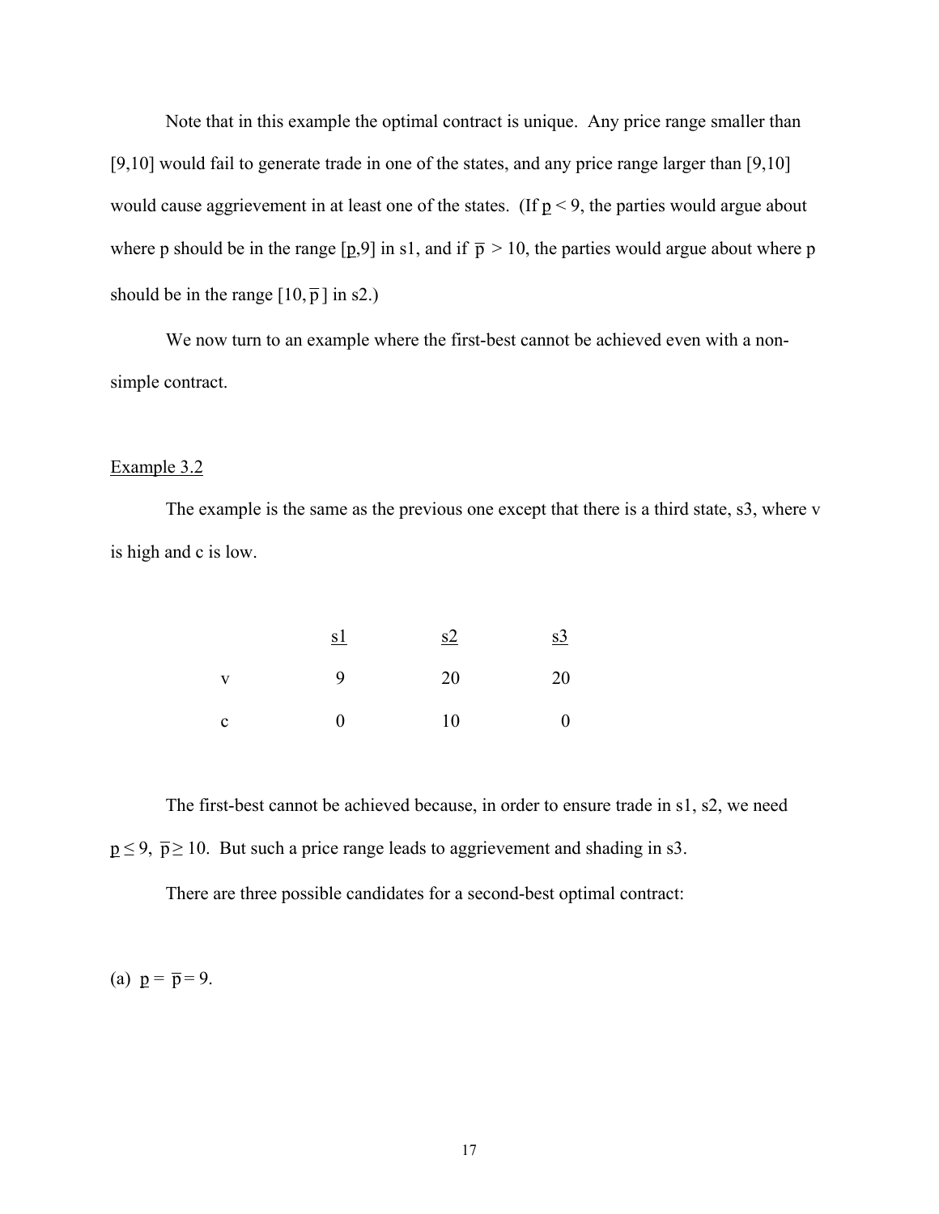Note that in this example the optimal contract is unique. Any price range smaller than [9,10] would fail to generate trade in one of the states, and any price range larger than [9,10] would cause aggrievement in at least one of the states. (If $\underline{p} < 9$, the parties would argue about where p should be in the range $[\underline{p},9]$ in s1, and if $\overline{p} > 10$, the parties would argue about where p should be in the range $[10, \overline{p}]$ in s2.)

We now turn to an example where the first-best cannot be achieved even with a non-simple contract.

Example 3.2

The example is the same as the previous one except that there is a third state, s3, where v is high and c is low.

| | s1 | s2 | s3 |
|---|---|---|---|
| v | 9 | 20 | 20 |
| c | 0 | 10 | 0 |

The first-best cannot be achieved because, in order to ensure trade in s1, s2, we need $\underline{p} \leq 9$, $\overline{p} \geq 10$. But such a price range leads to aggrievement and shading in s3.

There are three possible candidates for a second-best optimal contract:

(a) $\underline{p} = \overline{p} = 9$.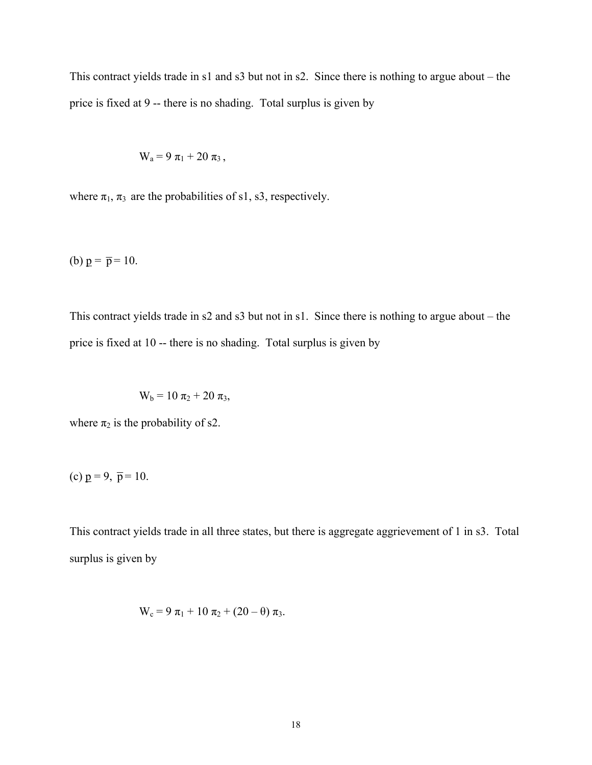This contract yields trade in s1 and s3 but not in s2. Since there is nothing to argue about – the price is fixed at 9 -- there is no shading. Total surplus is given by

$$W_a = 9\,\pi_1 + 20\,\pi_3\,,$$

where $\pi_1$, $\pi_3$ are the probabilities of s1, s3, respectively.

(b) $\underline{p} = \overline{p} = 10$.

This contract yields trade in s2 and s3 but not in s1. Since there is nothing to argue about – the price is fixed at 10 -- there is no shading. Total surplus is given by

$$W_b = 10\,\pi_2 + 20\,\pi_3,$$

where $\pi_2$ is the probability of s2.

(c) $\underline{p} = 9$, $\overline{p} = 10$.

This contract yields trade in all three states, but there is aggregate aggrievement of 1 in s3. Total surplus is given by

$$W_c = 9\,\pi_1 + 10\,\pi_2 + (20 - \theta)\,\pi_3.$$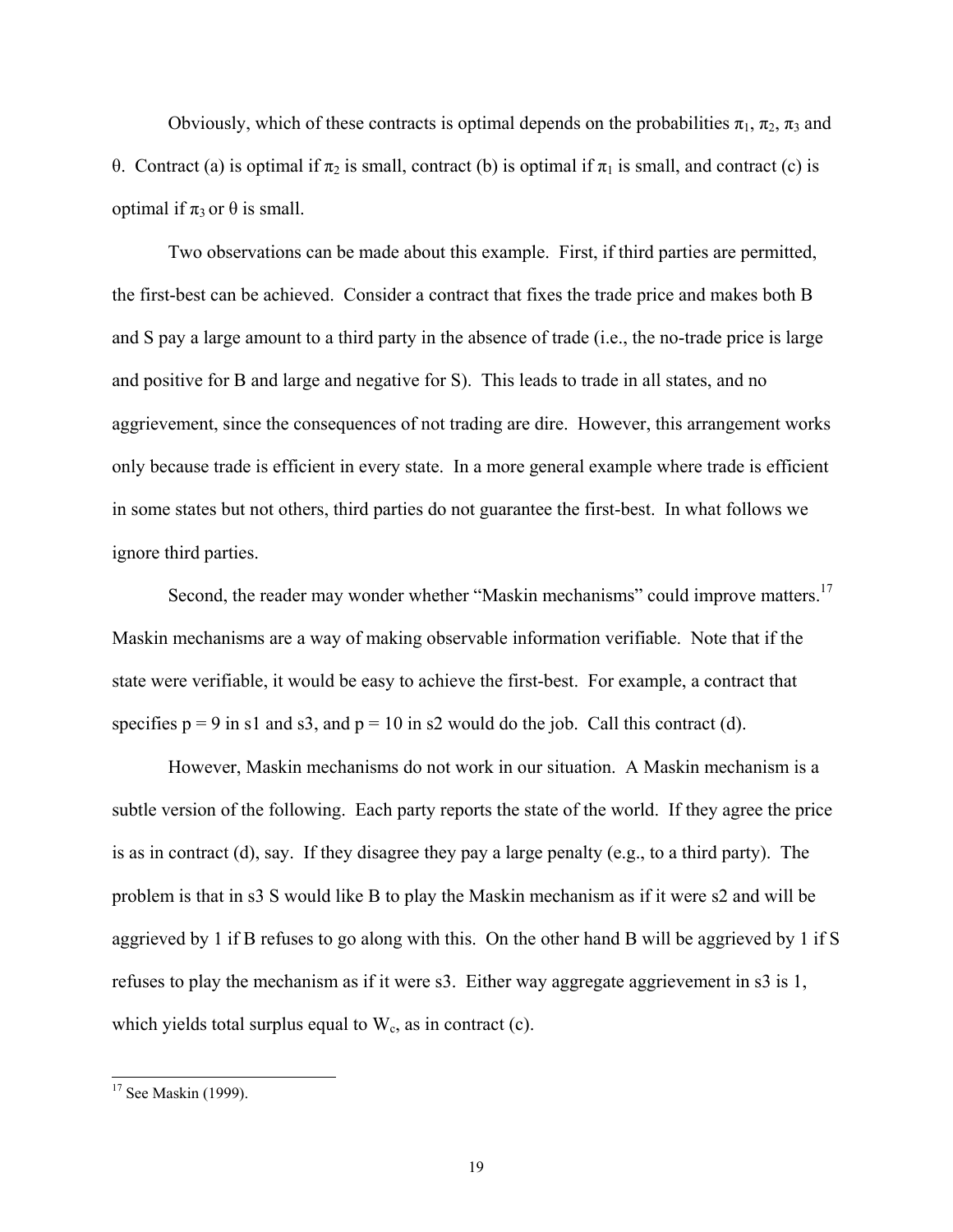Obviously, which of these contracts is optimal depends on the probabilities $\pi_1$, $\pi_2$, $\pi_3$ and $\theta$. Contract (a) is optimal if $\pi_2$ is small, contract (b) is optimal if $\pi_1$ is small, and contract (c) is optimal if $\pi_3$ or $\theta$ is small.

Two observations can be made about this example. First, if third parties are permitted, the first-best can be achieved. Consider a contract that fixes the trade price and makes both B and S pay a large amount to a third party in the absence of trade (i.e., the no-trade price is large and positive for B and large and negative for S). This leads to trade in all states, and no aggrievement, since the consequences of not trading are dire. However, this arrangement works only because trade is efficient in every state. In a more general example where trade is efficient in some states but not others, third parties do not guarantee the first-best. In what follows we ignore third parties.

Second, the reader may wonder whether "Maskin mechanisms" could improve matters.[17] Maskin mechanisms are a way of making observable information verifiable. Note that if the state were verifiable, it would be easy to achieve the first-best. For example, a contract that specifies $p = 9$ in s1 and s3, and $p = 10$ in s2 would do the job. Call this contract (d).

However, Maskin mechanisms do not work in our situation. A Maskin mechanism is a subtle version of the following. Each party reports the state of the world. If they agree the price is as in contract (d), say. If they disagree they pay a large penalty (e.g., to a third party). The problem is that in s3 S would like B to play the Maskin mechanism as if it were s2 and will be aggrieved by 1 if B refuses to go along with this. On the other hand B will be aggrieved by 1 if S refuses to play the mechanism as if it were s3. Either way aggregate aggrievement in s3 is 1, which yields total surplus equal to $W_c$, as in contract (c).

[17] See Maskin (1999).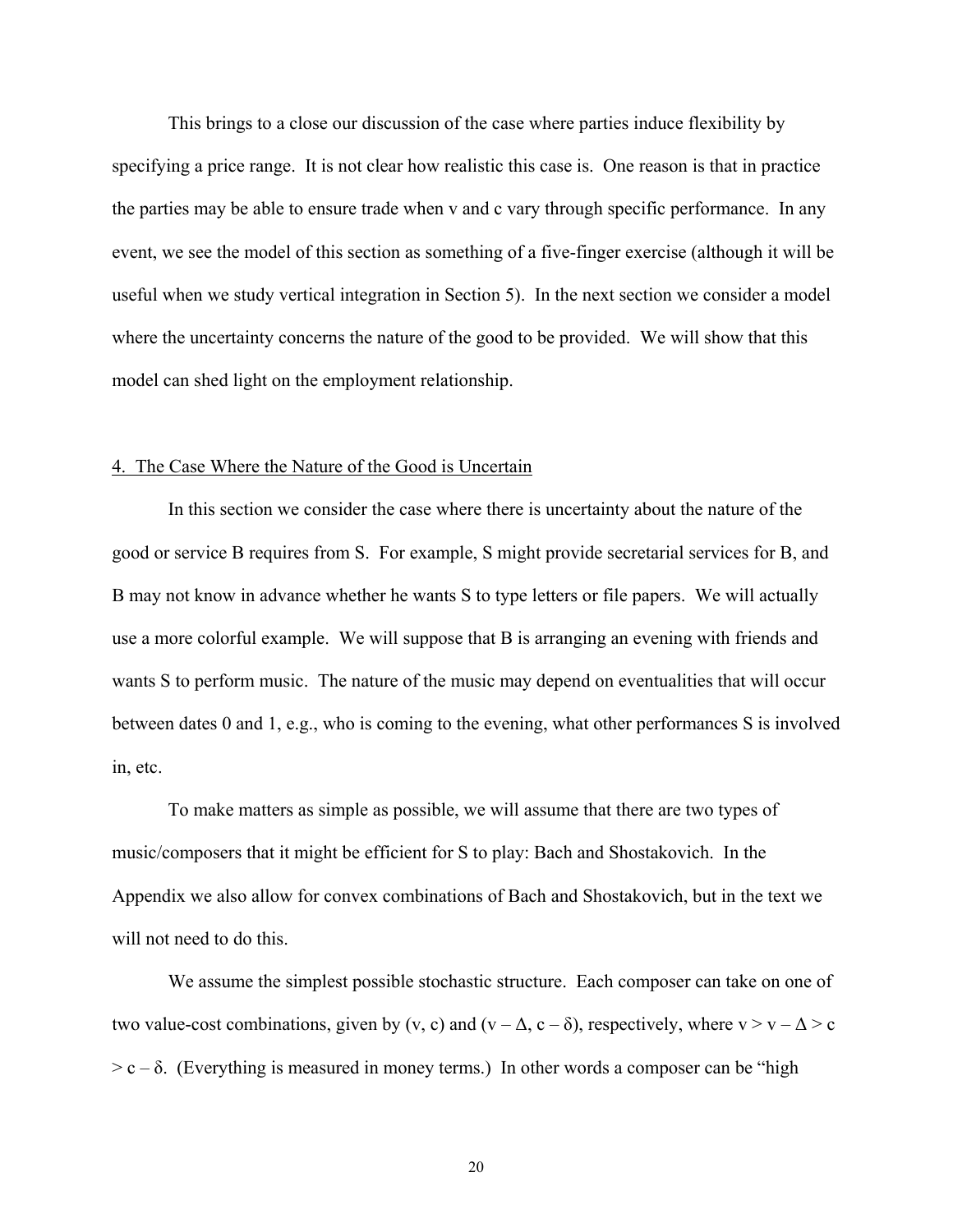This brings to a close our discussion of the case where parties induce flexibility by specifying a price range. It is not clear how realistic this case is. One reason is that in practice the parties may be able to ensure trade when v and c vary through specific performance. In any event, we see the model of this section as something of a five-finger exercise (although it will be useful when we study vertical integration in Section 5). In the next section we consider a model where the uncertainty concerns the nature of the good to be provided. We will show that this model can shed light on the employment relationship.

## 4. The Case Where the Nature of the Good is Uncertain

In this section we consider the case where there is uncertainty about the nature of the good or service B requires from S. For example, S might provide secretarial services for B, and B may not know in advance whether he wants S to type letters or file papers. We will actually use a more colorful example. We will suppose that B is arranging an evening with friends and wants S to perform music. The nature of the music may depend on eventualities that will occur between dates 0 and 1, e.g., who is coming to the evening, what other performances S is involved in, etc.

To make matters as simple as possible, we will assume that there are two types of music/composers that it might be efficient for S to play: Bach and Shostakovich. In the Appendix we also allow for convex combinations of Bach and Shostakovich, but in the text we will not need to do this.

We assume the simplest possible stochastic structure. Each composer can take on one of two value-cost combinations, given by $(v, c)$ and $(v - \Delta, c - \delta)$, respectively, where $v > v - \Delta > c > c - \delta$. (Everything is measured in money terms.) In other words a composer can be "high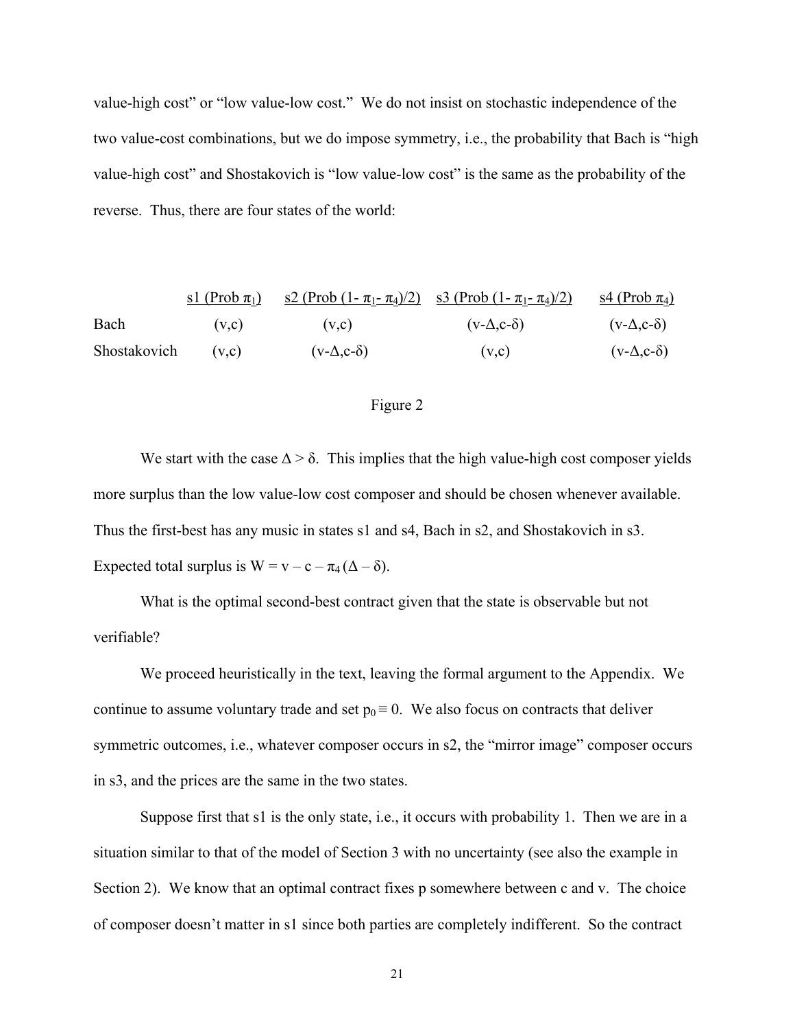value-high cost" or "low value-low cost." We do not insist on stochastic independence of the two value-cost combinations, but we do impose symmetry, i.e., the probability that Bach is "high value-high cost" and Shostakovich is "low value-low cost" is the same as the probability of the reverse. Thus, there are four states of the world:

| | s1 (Prob $\pi_1$) | s2 (Prob $(1-\pi_1-\pi_4)/2$) | s3 (Prob $(1-\pi_1-\pi_4)/2$) | s4 (Prob $\pi_4$) |
|---|---|---|---|---|
| Bach | $(v,c)$ | $(v,c)$ | $(v-\Delta,c-\delta)$ | $(v-\Delta,c-\delta)$ |
| Shostakovich | $(v,c)$ | $(v-\Delta,c-\delta)$ | $(v,c)$ | $(v-\Delta,c-\delta)$ |

Figure 2

We start with the case $\Delta > \delta$. This implies that the high value-high cost composer yields more surplus than the low value-low cost composer and should be chosen whenever available. Thus the first-best has any music in states s1 and s4, Bach in s2, and Shostakovich in s3. Expected total surplus is $W = v - c - \pi_4(\Delta - \delta)$.

What is the optimal second-best contract given that the state is observable but not verifiable?

We proceed heuristically in the text, leaving the formal argument to the Appendix. We continue to assume voluntary trade and set $p_0 \equiv 0$. We also focus on contracts that deliver symmetric outcomes, i.e., whatever composer occurs in s2, the "mirror image" composer occurs in s3, and the prices are the same in the two states.

Suppose first that s1 is the only state, i.e., it occurs with probability 1. Then we are in a situation similar to that of the model of Section 3 with no uncertainty (see also the example in Section 2). We know that an optimal contract fixes p somewhere between c and v. The choice of composer doesn't matter in s1 since both parties are completely indifferent. So the contract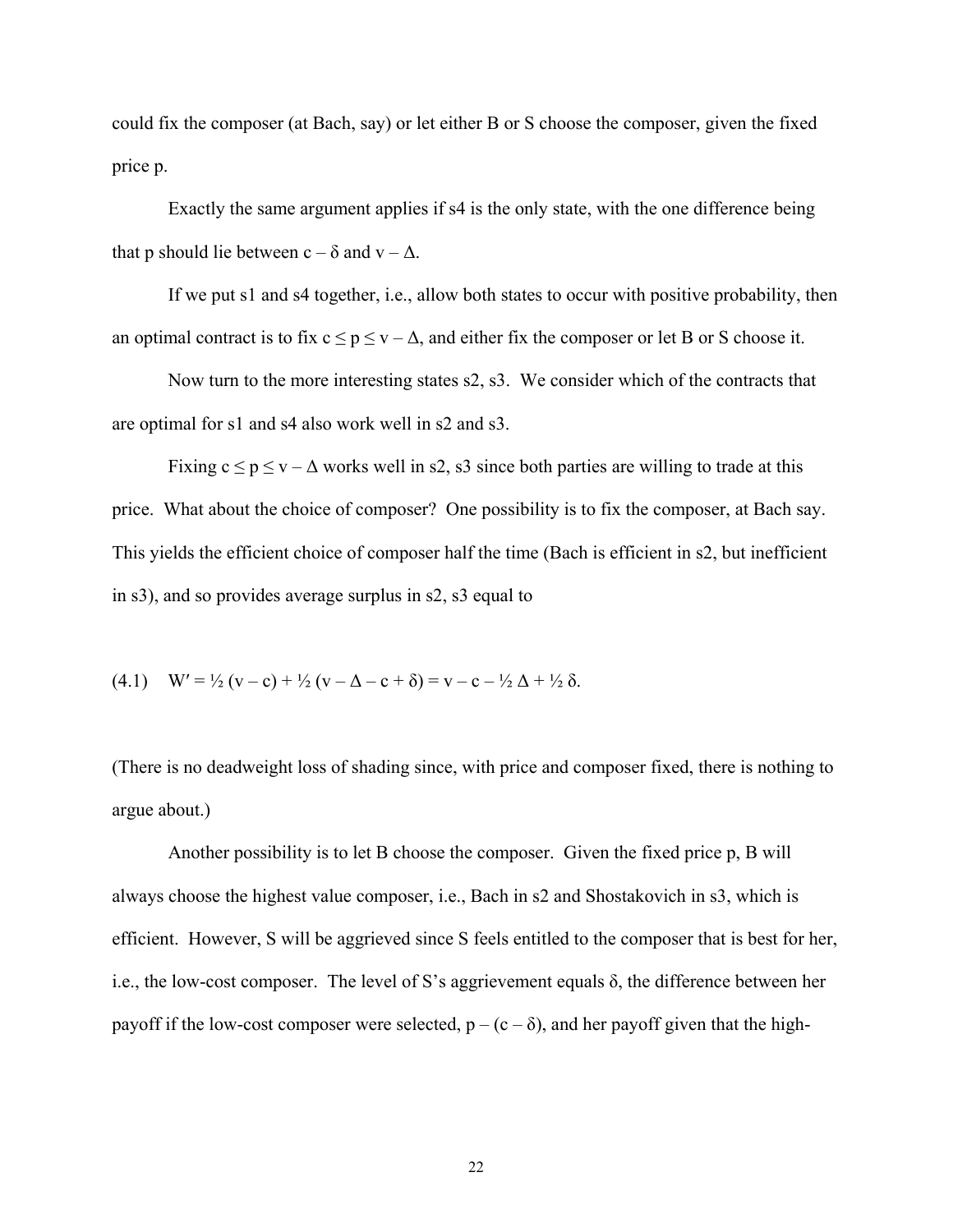could fix the composer (at Bach, say) or let either B or S choose the composer, given the fixed price p.

Exactly the same argument applies if s4 is the only state, with the one difference being that p should lie between $c - \delta$ and $v - \Delta$.

If we put s1 and s4 together, i.e., allow both states to occur with positive probability, then an optimal contract is to fix $c \leq p \leq v - \Delta$, and either fix the composer or let B or S choose it.

Now turn to the more interesting states s2, s3. We consider which of the contracts that are optimal for s1 and s4 also work well in s2 and s3.

Fixing $c \leq p \leq v - \Delta$ works well in s2, s3 since both parties are willing to trade at this price. What about the choice of composer? One possibility is to fix the composer, at Bach say. This yields the efficient choice of composer half the time (Bach is efficient in s2, but inefficient in s3), and so provides average surplus in s2, s3 equal to

$$(4.1) \quad W' = \tfrac{1}{2}(v - c) + \tfrac{1}{2}(v - \Delta - c + \delta) = v - c - \tfrac{1}{2}\Delta + \tfrac{1}{2}\delta.$$

(There is no deadweight loss of shading since, with price and composer fixed, there is nothing to argue about.)

Another possibility is to let B choose the composer. Given the fixed price p, B will always choose the highest value composer, i.e., Bach in s2 and Shostakovich in s3, which is efficient. However, S will be aggrieved since S feels entitled to the composer that is best for her, i.e., the low-cost composer. The level of S's aggrievement equals $\delta$, the difference between her payoff if the low-cost composer were selected, $p - (c - \delta)$, and her payoff given that the high-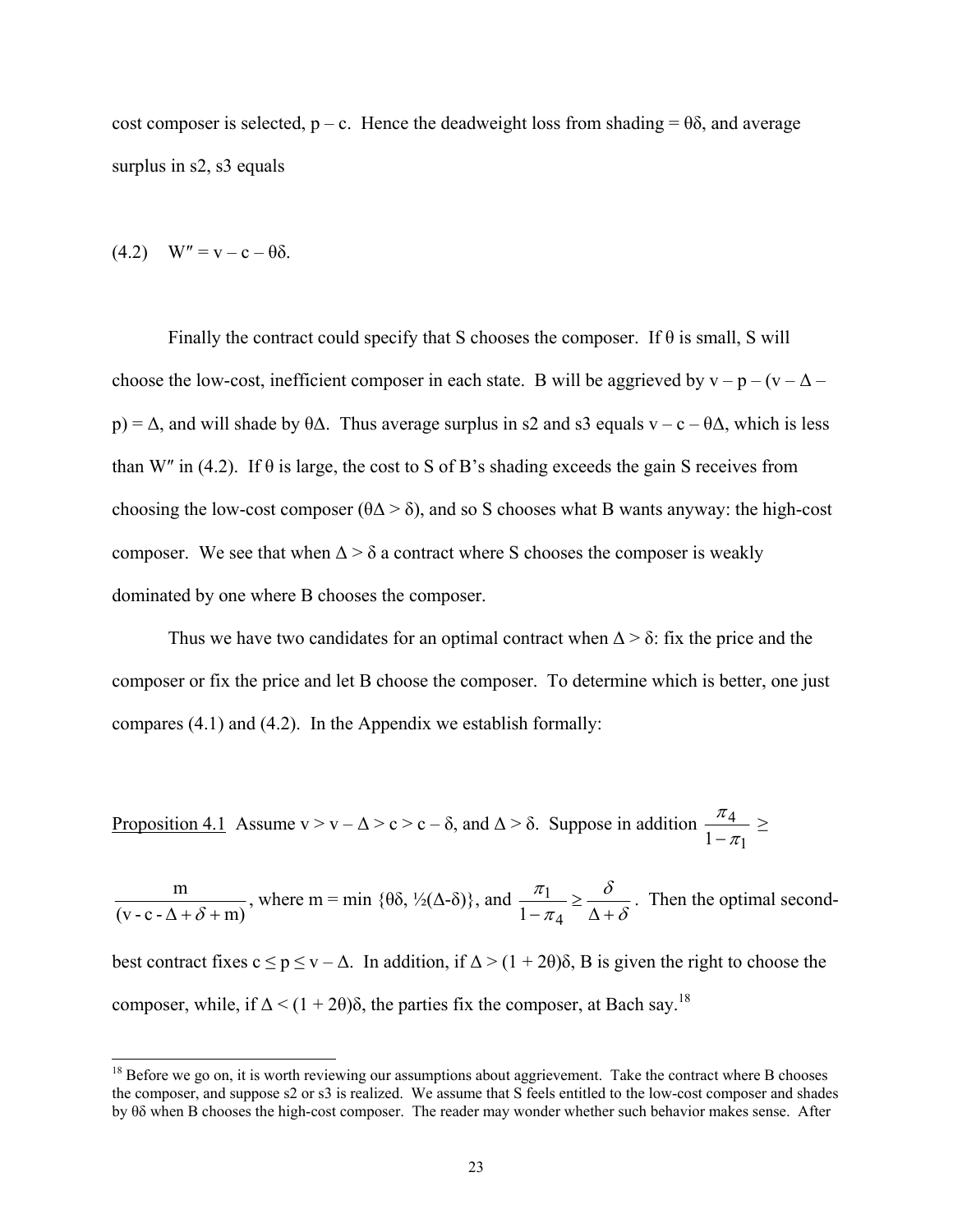cost composer is selected, $p - c$. Hence the deadweight loss from shading = $\theta\delta$, and average surplus in s2, s3 equals

$$(4.2) \quad W'' = v - c - \theta\delta.$$

Finally the contract could specify that S chooses the composer. If $\theta$ is small, S will choose the low-cost, inefficient composer in each state. B will be aggrieved by $v - p - (v - \Delta - p) = \Delta$, and will shade by $\theta\Delta$. Thus average surplus in s2 and s3 equals $v - c - \theta\Delta$, which is less than $W''$ in (4.2). If $\theta$ is large, the cost to S of B's shading exceeds the gain S receives from choosing the low-cost composer ($\theta\Delta > \delta$), and so S chooses what B wants anyway: the high-cost composer. We see that when $\Delta > \delta$ a contract where S chooses the composer is weakly dominated by one where B chooses the composer.

Thus we have two candidates for an optimal contract when $\Delta > \delta$: fix the price and the composer or fix the price and let B choose the composer. To determine which is better, one just compares (4.1) and (4.2). In the Appendix we establish formally:

<u>Proposition 4.1</u> Assume $v > v - \Delta > c > c - \delta$, and $\Delta > \delta$. Suppose in addition $\dfrac{\pi_4}{1-\pi_1} \geq \dfrac{m}{(v - c - \Delta + \delta + m)}$, where $m = \min\{\theta\delta, \tfrac{1}{2}(\Delta - \delta)\}$, and $\dfrac{\pi_1}{1-\pi_4} \geq \dfrac{\delta}{\Delta + \delta}$. Then the optimal second-best contract fixes $c \leq p \leq v - \Delta$. In addition, if $\Delta > (1 + 2\theta)\delta$, B is given the right to choose the composer, while, if $\Delta < (1 + 2\theta)\delta$, the parties fix the composer, at Bach say.[18]

[18] Before we go on, it is worth reviewing our assumptions about aggrievement. Take the contract where B chooses the composer, and suppose s2 or s3 is realized. We assume that S feels entitled to the low-cost composer and shades by $\theta\delta$ when B chooses the high-cost composer. The reader may wonder whether such behavior makes sense. After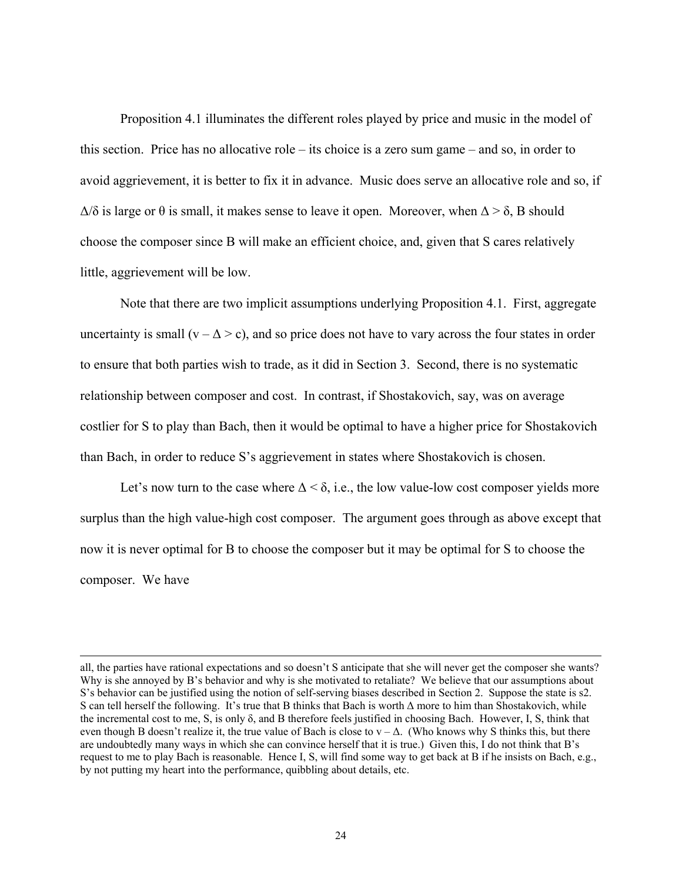Proposition 4.1 illuminates the different roles played by price and music in the model of this section. Price has no allocative role – its choice is a zero sum game – and so, in order to avoid aggrievement, it is better to fix it in advance. Music does serve an allocative role and so, if $\Delta/\delta$ is large or $\theta$ is small, it makes sense to leave it open. Moreover, when $\Delta > \delta$, B should choose the composer since B will make an efficient choice, and, given that S cares relatively little, aggrievement will be low.

Note that there are two implicit assumptions underlying Proposition 4.1. First, aggregate uncertainty is small ($v - \Delta > c$), and so price does not have to vary across the four states in order to ensure that both parties wish to trade, as it did in Section 3. Second, there is no systematic relationship between composer and cost. In contrast, if Shostakovich, say, was on average costlier for S to play than Bach, then it would be optimal to have a higher price for Shostakovich than Bach, in order to reduce S's aggrievement in states where Shostakovich is chosen.

Let's now turn to the case where $\Delta < \delta$, i.e., the low value-low cost composer yields more surplus than the high value-high cost composer. The argument goes through as above except that now it is never optimal for B to choose the composer but it may be optimal for S to choose the composer. We have

---

all, the parties have rational expectations and so doesn't S anticipate that she will never get the composer she wants? Why is she annoyed by B's behavior and why is she motivated to retaliate? We believe that our assumptions about S's behavior can be justified using the notion of self-serving biases described in Section 2. Suppose the state is s2. S can tell herself the following. It's true that B thinks that Bach is worth $\Delta$ more to him than Shostakovich, while the incremental cost to me, S, is only $\delta$, and B therefore feels justified in choosing Bach. However, I, S, think that even though B doesn't realize it, the true value of Bach is close to $v - \Delta$. (Who knows why S thinks this, but there are undoubtedly many ways in which she can convince herself that it is true.) Given this, I do not think that B's request to me to play Bach is reasonable. Hence I, S, will find some way to get back at B if he insists on Bach, e.g., by not putting my heart into the performance, quibbling about details, etc.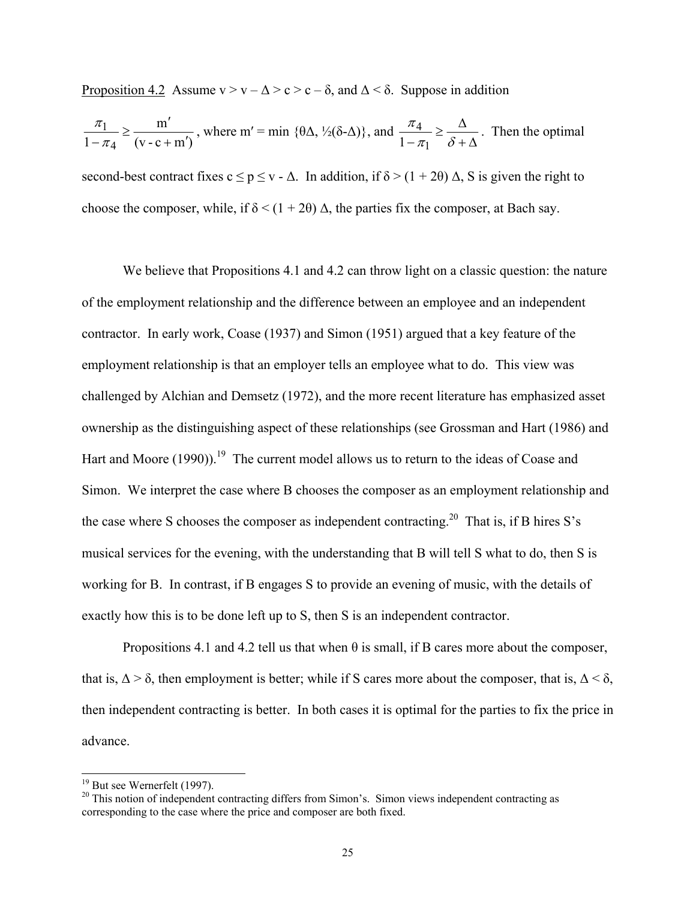Proposition 4.2 Assume $v > v - \Delta > c > c - \delta$, and $\Delta < \delta$. Suppose in addition

$\frac{\pi_1}{1-\pi_4} \geq \frac{m'}{(v - c + m')}$, where $m' = \min\{\theta\Delta, \frac{1}{2}(\delta-\Delta)\}$, and $\frac{\pi_4}{1-\pi_1} \geq \frac{\Delta}{\delta + \Delta}$. Then the optimal second-best contract fixes $c \leq p \leq v - \Delta$. In addition, if $\delta > (1 + 2\theta)\Delta$, S is given the right to choose the composer, while, if $\delta < (1 + 2\theta)\Delta$, the parties fix the composer, at Bach say.

We believe that Propositions 4.1 and 4.2 can throw light on a classic question: the nature of the employment relationship and the difference between an employee and an independent contractor. In early work, Coase (1937) and Simon (1951) argued that a key feature of the employment relationship is that an employer tells an employee what to do. This view was challenged by Alchian and Demsetz (1972), and the more recent literature has emphasized asset ownership as the distinguishing aspect of these relationships (see Grossman and Hart (1986) and Hart and Moore (1990)).[19] The current model allows us to return to the ideas of Coase and Simon. We interpret the case where B chooses the composer as an employment relationship and the case where S chooses the composer as independent contracting.[20] That is, if B hires S's musical services for the evening, with the understanding that B will tell S what to do, then S is working for B. In contrast, if B engages S to provide an evening of music, with the details of exactly how this is to be done left up to S, then S is an independent contractor.

Propositions 4.1 and 4.2 tell us that when $\theta$ is small, if B cares more about the composer, that is, $\Delta > \delta$, then employment is better; while if S cares more about the composer, that is, $\Delta < \delta$, then independent contracting is better. In both cases it is optimal for the parties to fix the price in advance.

---

[19] But see Wernerfelt (1997).

[20] This notion of independent contracting differs from Simon's. Simon views independent contracting as corresponding to the case where the price and composer are both fixed.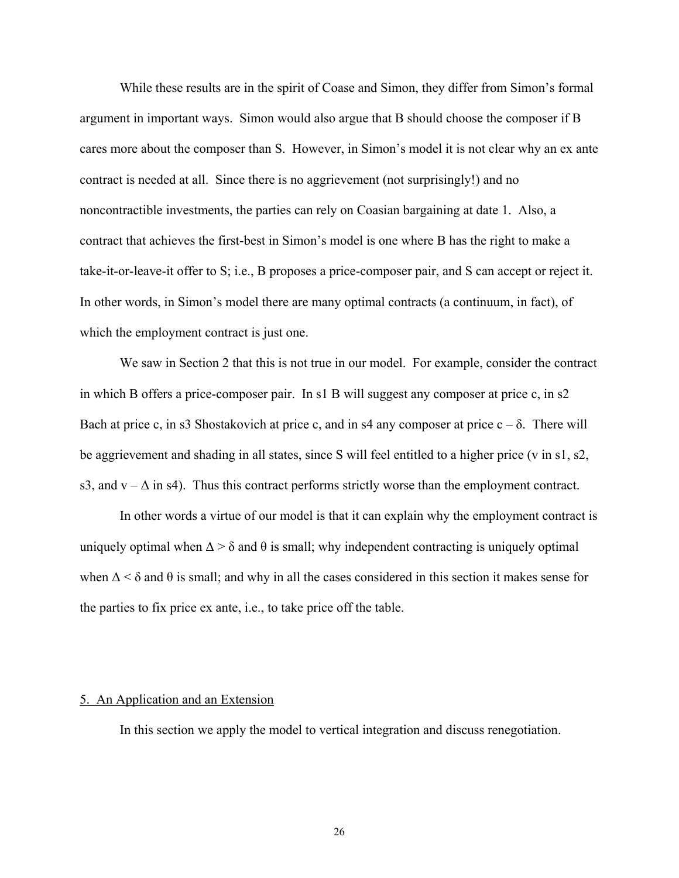While these results are in the spirit of Coase and Simon, they differ from Simon's formal argument in important ways. Simon would also argue that B should choose the composer if B cares more about the composer than S. However, in Simon's model it is not clear why an ex ante contract is needed at all. Since there is no aggrievement (not surprisingly!) and no noncontractible investments, the parties can rely on Coasian bargaining at date 1. Also, a contract that achieves the first-best in Simon's model is one where B has the right to make a take-it-or-leave-it offer to S; i.e., B proposes a price-composer pair, and S can accept or reject it. In other words, in Simon's model there are many optimal contracts (a continuum, in fact), of which the employment contract is just one.

We saw in Section 2 that this is not true in our model. For example, consider the contract in which B offers a price-composer pair. In s1 B will suggest any composer at price $c$, in s2 Bach at price $c$, in s3 Shostakovich at price $c$, and in s4 any composer at price $c - \delta$. There will be aggrievement and shading in all states, since S will feel entitled to a higher price ($v$ in s1, s2, s3, and $v - \Delta$ in s4). Thus this contract performs strictly worse than the employment contract.

In other words a virtue of our model is that it can explain why the employment contract is uniquely optimal when $\Delta > \delta$ and $\theta$ is small; why independent contracting is uniquely optimal when $\Delta < \delta$ and $\theta$ is small; and why in all the cases considered in this section it makes sense for the parties to fix price ex ante, i.e., to take price off the table.

## 5. An Application and an Extension

In this section we apply the model to vertical integration and discuss renegotiation.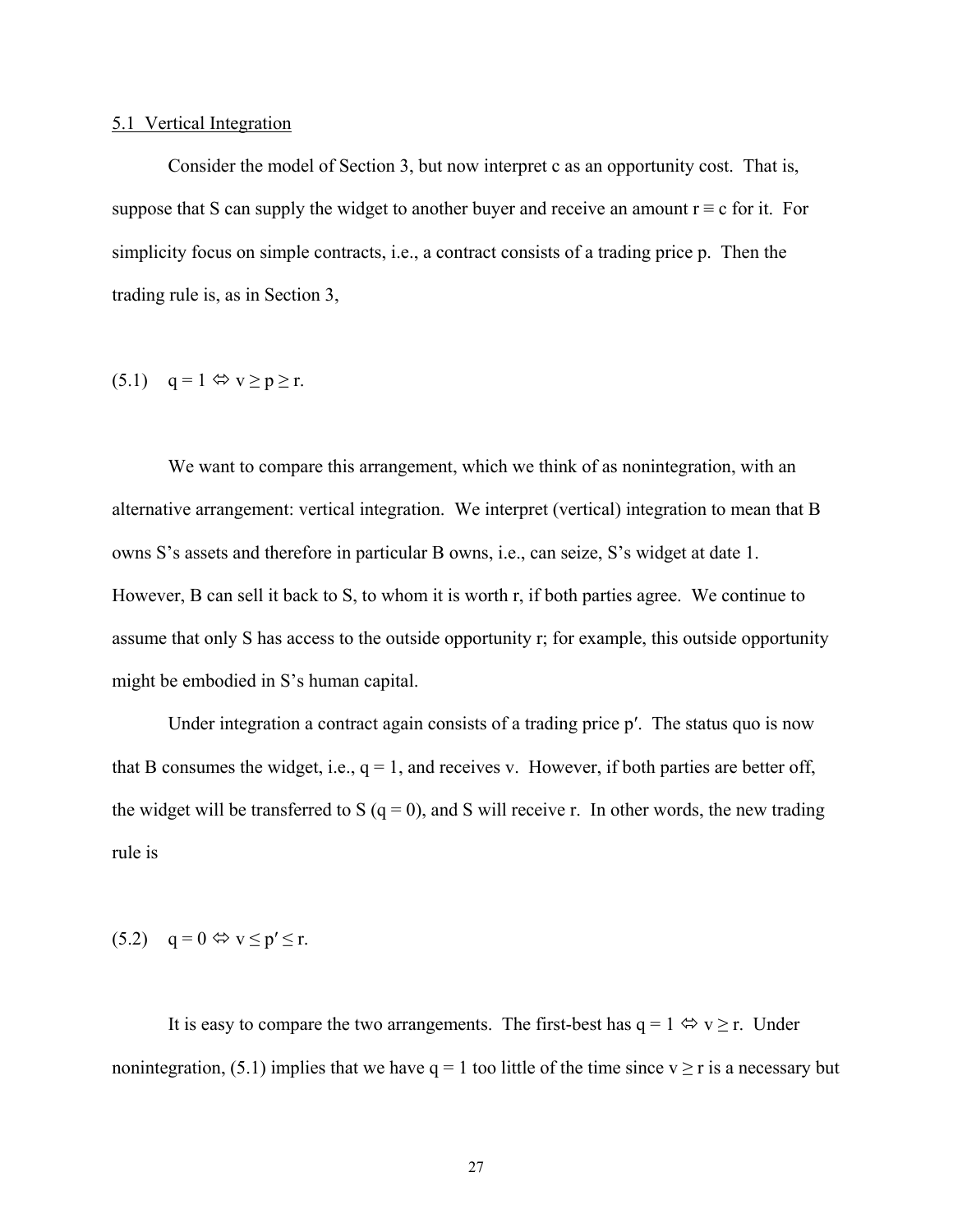### 5.1 Vertical Integration

Consider the model of Section 3, but now interpret c as an opportunity cost. That is, suppose that S can supply the widget to another buyer and receive an amount $r \equiv c$ for it. For simplicity focus on simple contracts, i.e., a contract consists of a trading price p. Then the trading rule is, as in Section 3,

$$(5.1) \quad q = 1 \Leftrightarrow v \geq p \geq r.$$

We want to compare this arrangement, which we think of as nonintegration, with an alternative arrangement: vertical integration. We interpret (vertical) integration to mean that B owns S's assets and therefore in particular B owns, i.e., can seize, S's widget at date 1. However, B can sell it back to S, to whom it is worth r, if both parties agree. We continue to assume that only S has access to the outside opportunity r; for example, this outside opportunity might be embodied in S's human capital.

Under integration a contract again consists of a trading price $p'$. The status quo is now that B consumes the widget, i.e., $q = 1$, and receives v. However, if both parties are better off, the widget will be transferred to S ($q = 0$), and S will receive r. In other words, the new trading rule is

$$(5.2) \quad q = 0 \Leftrightarrow v \leq p' \leq r.$$

It is easy to compare the two arrangements. The first-best has $q = 1 \Leftrightarrow v \geq r$. Under nonintegration, (5.1) implies that we have $q = 1$ too little of the time since $v \geq r$ is a necessary but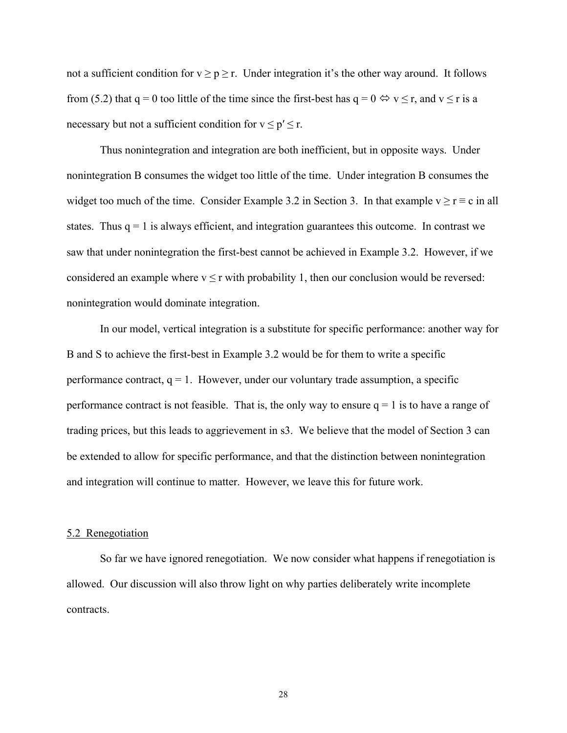not a sufficient condition for $v \geq p \geq r$. Under integration it's the other way around. It follows from (5.2) that $q = 0$ too little of the time since the first-best has $q = 0 \Leftrightarrow v \leq r$, and $v \leq r$ is a necessary but not a sufficient condition for $v \leq p' \leq r$.

Thus nonintegration and integration are both inefficient, but in opposite ways. Under nonintegration B consumes the widget too little of the time. Under integration B consumes the widget too much of the time. Consider Example 3.2 in Section 3. In that example $v \geq r \equiv c$ in all states. Thus $q = 1$ is always efficient, and integration guarantees this outcome. In contrast we saw that under nonintegration the first-best cannot be achieved in Example 3.2. However, if we considered an example where $v \leq r$ with probability 1, then our conclusion would be reversed: nonintegration would dominate integration.

In our model, vertical integration is a substitute for specific performance: another way for B and S to achieve the first-best in Example 3.2 would be for them to write a specific performance contract, $q = 1$. However, under our voluntary trade assumption, a specific performance contract is not feasible. That is, the only way to ensure $q = 1$ is to have a range of trading prices, but this leads to aggrievement in $s_3$. We believe that the model of Section 3 can be extended to allow for specific performance, and that the distinction between nonintegration and integration will continue to matter. However, we leave this for future work.

## 5.2 Renegotiation

So far we have ignored renegotiation. We now consider what happens if renegotiation is allowed. Our discussion will also throw light on why parties deliberately write incomplete contracts.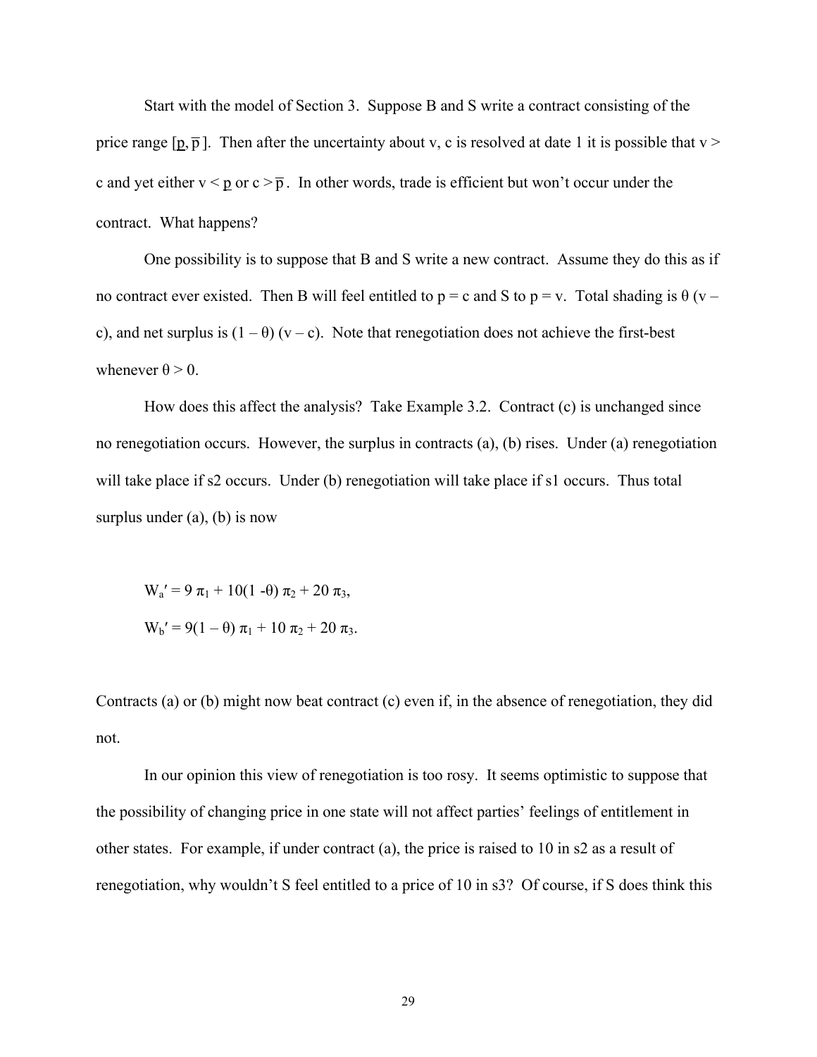Start with the model of Section 3. Suppose B and S write a contract consisting of the price range $[\underline{p}, \overline{p}]$. Then after the uncertainty about v, c is resolved at date 1 it is possible that $v > c$ and yet either $v < \underline{p}$ or $c > \overline{p}$. In other words, trade is efficient but won't occur under the contract. What happens?

One possibility is to suppose that B and S write a new contract. Assume they do this as if no contract ever existed. Then B will feel entitled to $p = c$ and S to $p = v$. Total shading is $\theta (v - c)$, and net surplus is $(1 - \theta)(v - c)$. Note that renegotiation does not achieve the first-best whenever $\theta > 0$.

How does this affect the analysis? Take Example 3.2. Contract (c) is unchanged since no renegotiation occurs. However, the surplus in contracts (a), (b) rises. Under (a) renegotiation will take place if s2 occurs. Under (b) renegotiation will take place if s1 occurs. Thus total surplus under (a), (b) is now

$$W_a' = 9 \pi_1 + 10(1 - \theta) \pi_2 + 20 \pi_3,$$

$$W_b' = 9(1 - \theta) \pi_1 + 10 \pi_2 + 20 \pi_3.$$

Contracts (a) or (b) might now beat contract (c) even if, in the absence of renegotiation, they did not.

In our opinion this view of renegotiation is too rosy. It seems optimistic to suppose that the possibility of changing price in one state will not affect parties' feelings of entitlement in other states. For example, if under contract (a), the price is raised to 10 in s2 as a result of renegotiation, why wouldn't S feel entitled to a price of 10 in s3? Of course, if S does think this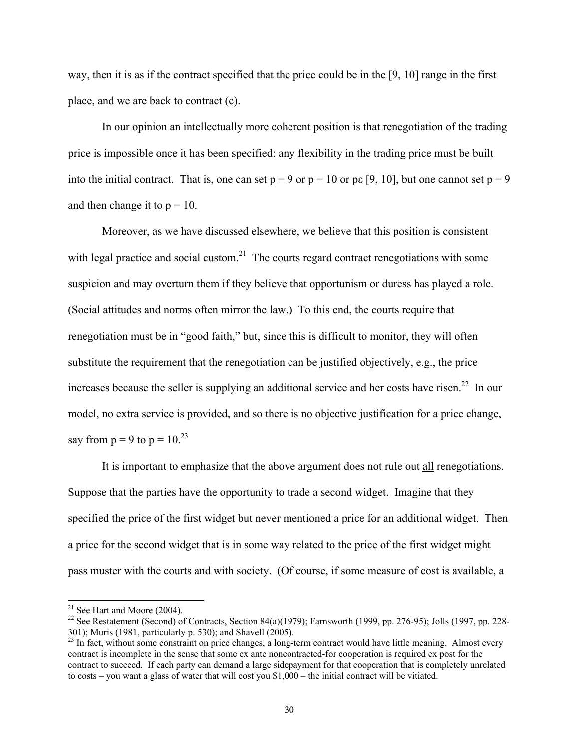way, then it is as if the contract specified that the price could be in the [9, 10] range in the first place, and we are back to contract (c).

In our opinion an intellectually more coherent position is that renegotiation of the trading price is impossible once it has been specified: any flexibility in the trading price must be built into the initial contract. That is, one can set $p = 9$ or $p = 10$ or $p \varepsilon [9, 10]$, but one cannot set $p = 9$ and then change it to $p = 10$.

Moreover, as we have discussed elsewhere, we believe that this position is consistent with legal practice and social custom.[21] The courts regard contract renegotiations with some suspicion and may overturn them if they believe that opportunism or duress has played a role. (Social attitudes and norms often mirror the law.) To this end, the courts require that renegotiation must be in "good faith," but, since this is difficult to monitor, they will often substitute the requirement that the renegotiation can be justified objectively, e.g., the price increases because the seller is supplying an additional service and her costs have risen.[22] In our model, no extra service is provided, and so there is no objective justification for a price change, say from $p = 9$ to $p = 10$.[23]

It is important to emphasize that the above argument does not rule out <u>all</u> renegotiations. Suppose that the parties have the opportunity to trade a second widget. Imagine that they specified the price of the first widget but never mentioned a price for an additional widget. Then a price for the second widget that is in some way related to the price of the first widget might pass muster with the courts and with society. (Of course, if some measure of cost is available, a

---

[21] See Hart and Moore (2004).

[22] See Restatement (Second) of Contracts, Section 84(a)(1979); Farnsworth (1999, pp. 276-95); Jolls (1997, pp. 228-301); Muris (1981, particularly p. 530); and Shavell (2005).

[23] In fact, without some constraint on price changes, a long-term contract would have little meaning. Almost every contract is incomplete in the sense that some ex ante noncontracted-for cooperation is required ex post for the contract to succeed. If each party can demand a large sidepayment for that cooperation that is completely unrelated to costs – you want a glass of water that will cost you $1,000 – the initial contract will be vitiated.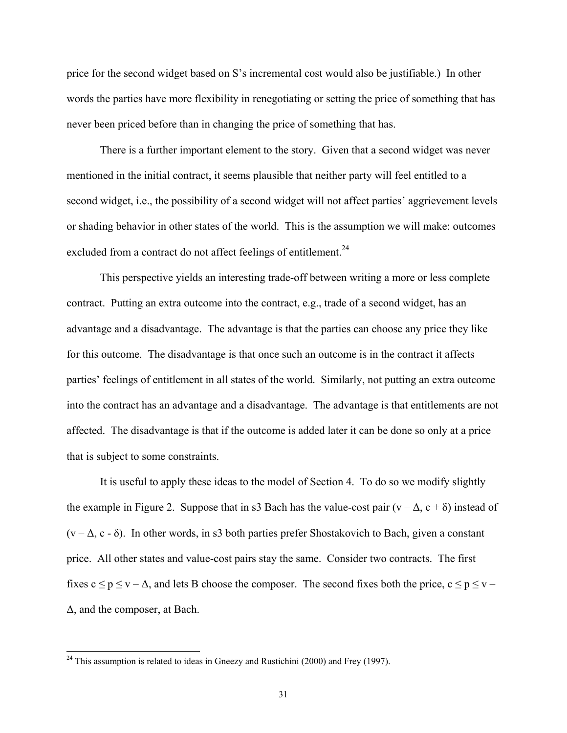price for the second widget based on S's incremental cost would also be justifiable.) In other words the parties have more flexibility in renegotiating or setting the price of something that has never been priced before than in changing the price of something that has.

There is a further important element to the story. Given that a second widget was never mentioned in the initial contract, it seems plausible that neither party will feel entitled to a second widget, i.e., the possibility of a second widget will not affect parties' aggrievement levels or shading behavior in other states of the world. This is the assumption we will make: outcomes excluded from a contract do not affect feelings of entitlement.[24]

This perspective yields an interesting trade-off between writing a more or less complete contract. Putting an extra outcome into the contract, e.g., trade of a second widget, has an advantage and a disadvantage. The advantage is that the parties can choose any price they like for this outcome. The disadvantage is that once such an outcome is in the contract it affects parties' feelings of entitlement in all states of the world. Similarly, not putting an extra outcome into the contract has an advantage and a disadvantage. The advantage is that entitlements are not affected. The disadvantage is that if the outcome is added later it can be done so only at a price that is subject to some constraints.

It is useful to apply these ideas to the model of Section 4. To do so we modify slightly the example in Figure 2. Suppose that in s3 Bach has the value-cost pair $(v - \Delta, c + \delta)$ instead of $(v - \Delta, c - \delta)$. In other words, in s3 both parties prefer Shostakovich to Bach, given a constant price. All other states and value-cost pairs stay the same. Consider two contracts. The first fixes $c \leq p \leq v - \Delta$, and lets B choose the composer. The second fixes both the price, $c \leq p \leq v - \Delta$, and the composer, at Bach.

[24] This assumption is related to ideas in Gneezy and Rustichini (2000) and Frey (1997).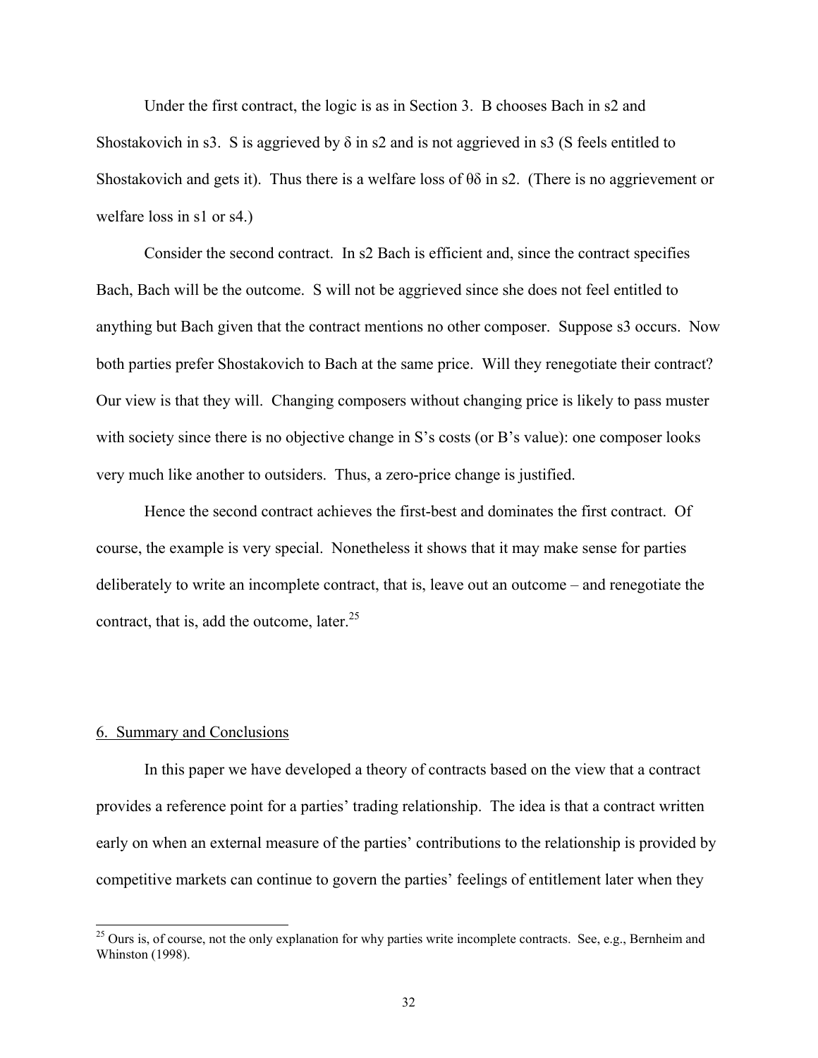Under the first contract, the logic is as in Section 3. B chooses Bach in s2 and Shostakovich in s3. S is aggrieved by $\delta$ in s2 and is not aggrieved in s3 (S feels entitled to Shostakovich and gets it). Thus there is a welfare loss of $\theta\delta$ in s2. (There is no aggrievement or welfare loss in s1 or s4.)

Consider the second contract. In s2 Bach is efficient and, since the contract specifies Bach, Bach will be the outcome. S will not be aggrieved since she does not feel entitled to anything but Bach given that the contract mentions no other composer. Suppose s3 occurs. Now both parties prefer Shostakovich to Bach at the same price. Will they renegotiate their contract? Our view is that they will. Changing composers without changing price is likely to pass muster with society since there is no objective change in S's costs (or B's value): one composer looks very much like another to outsiders. Thus, a zero-price change is justified.

Hence the second contract achieves the first-best and dominates the first contract. Of course, the example is very special. Nonetheless it shows that it may make sense for parties deliberately to write an incomplete contract, that is, leave out an outcome – and renegotiate the contract, that is, add the outcome, later.[25]

## 6. Summary and Conclusions

In this paper we have developed a theory of contracts based on the view that a contract provides a reference point for a parties' trading relationship. The idea is that a contract written early on when an external measure of the parties' contributions to the relationship is provided by competitive markets can continue to govern the parties' feelings of entitlement later when they

[25] Ours is, of course, not the only explanation for why parties write incomplete contracts. See, e.g., Bernheim and Whinston (1998).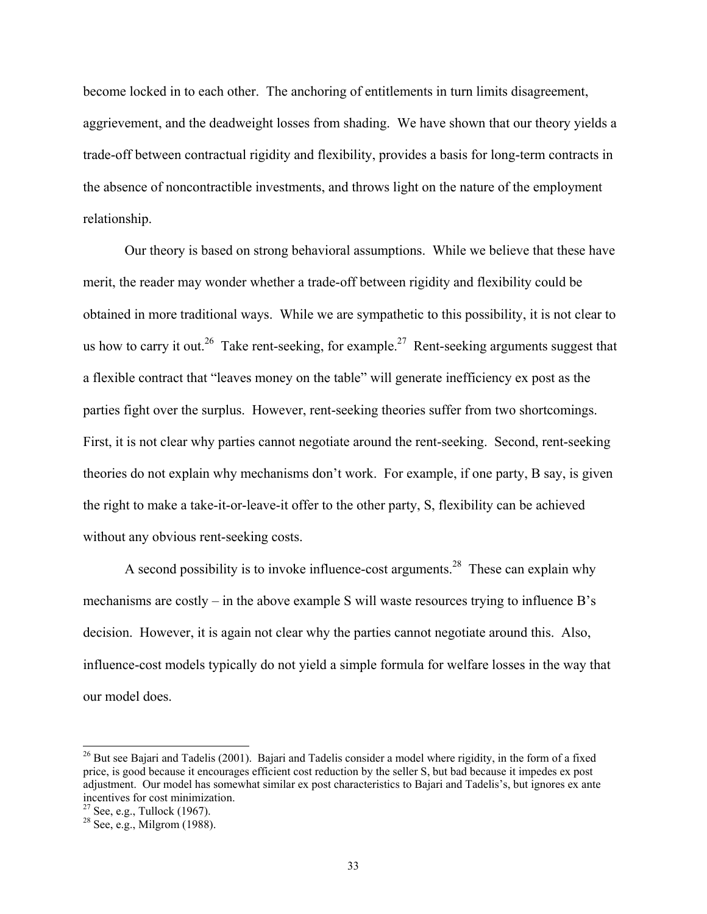become locked in to each other. The anchoring of entitlements in turn limits disagreement, aggrievement, and the deadweight losses from shading. We have shown that our theory yields a trade-off between contractual rigidity and flexibility, provides a basis for long-term contracts in the absence of noncontractible investments, and throws light on the nature of the employment relationship.

Our theory is based on strong behavioral assumptions. While we believe that these have merit, the reader may wonder whether a trade-off between rigidity and flexibility could be obtained in more traditional ways. While we are sympathetic to this possibility, it is not clear to us how to carry it out.[26] Take rent-seeking, for example.[27] Rent-seeking arguments suggest that a flexible contract that "leaves money on the table" will generate inefficiency ex post as the parties fight over the surplus. However, rent-seeking theories suffer from two shortcomings. First, it is not clear why parties cannot negotiate around the rent-seeking. Second, rent-seeking theories do not explain why mechanisms don't work. For example, if one party, B say, is given the right to make a take-it-or-leave-it offer to the other party, S, flexibility can be achieved without any obvious rent-seeking costs.

A second possibility is to invoke influence-cost arguments.[28] These can explain why mechanisms are costly – in the above example S will waste resources trying to influence B's decision. However, it is again not clear why the parties cannot negotiate around this. Also, influence-cost models typically do not yield a simple formula for welfare losses in the way that our model does.

---

[26] But see Bajari and Tadelis (2001). Bajari and Tadelis consider a model where rigidity, in the form of a fixed price, is good because it encourages efficient cost reduction by the seller S, but bad because it impedes ex post adjustment. Our model has somewhat similar ex post characteristics to Bajari and Tadelis's, but ignores ex ante incentives for cost minimization.

[27] See, e.g., Tullock (1967).

[28] See, e.g., Milgrom (1988).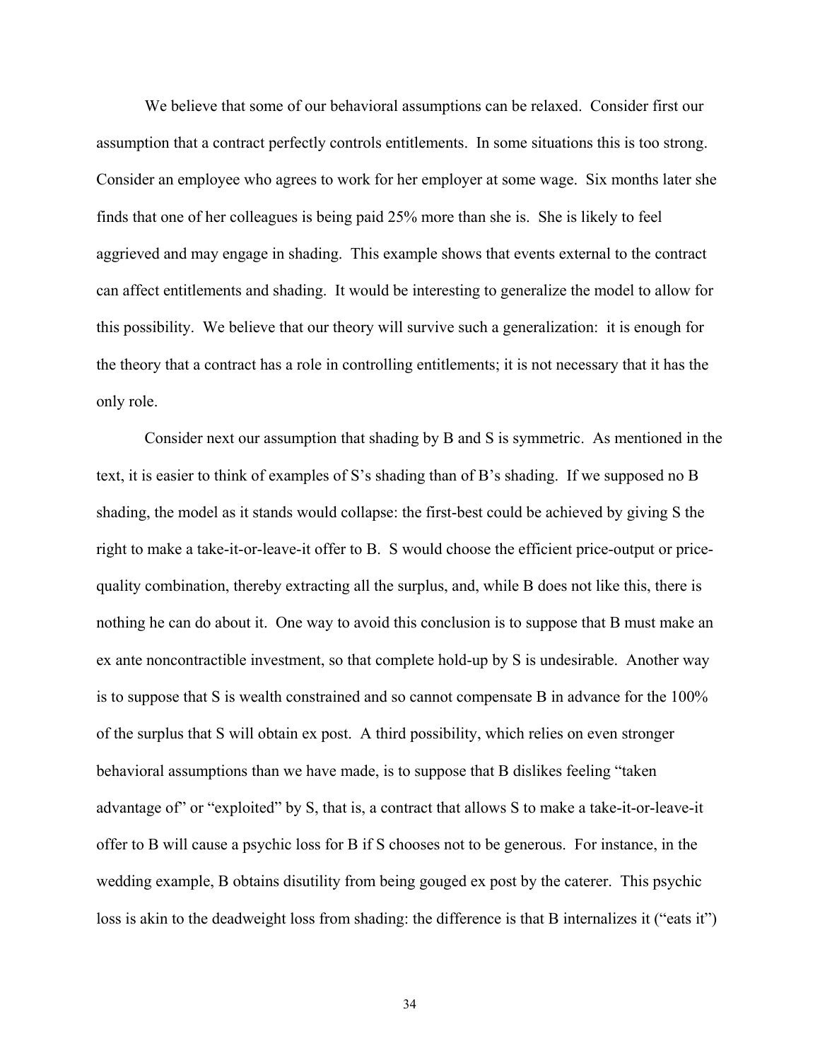We believe that some of our behavioral assumptions can be relaxed. Consider first our assumption that a contract perfectly controls entitlements. In some situations this is too strong. Consider an employee who agrees to work for her employer at some wage. Six months later she finds that one of her colleagues is being paid 25% more than she is. She is likely to feel aggrieved and may engage in shading. This example shows that events external to the contract can affect entitlements and shading. It would be interesting to generalize the model to allow for this possibility. We believe that our theory will survive such a generalization: it is enough for the theory that a contract has a role in controlling entitlements; it is not necessary that it has the only role.

Consider next our assumption that shading by B and S is symmetric. As mentioned in the text, it is easier to think of examples of S's shading than of B's shading. If we supposed no B shading, the model as it stands would collapse: the first-best could be achieved by giving S the right to make a take-it-or-leave-it offer to B. S would choose the efficient price-output or price-quality combination, thereby extracting all the surplus, and, while B does not like this, there is nothing he can do about it. One way to avoid this conclusion is to suppose that B must make an ex ante noncontractible investment, so that complete hold-up by S is undesirable. Another way is to suppose that S is wealth constrained and so cannot compensate B in advance for the 100% of the surplus that S will obtain ex post. A third possibility, which relies on even stronger behavioral assumptions than we have made, is to suppose that B dislikes feeling "taken advantage of" or "exploited" by S, that is, a contract that allows S to make a take-it-or-leave-it offer to B will cause a psychic loss for B if S chooses not to be generous. For instance, in the wedding example, B obtains disutility from being gouged ex post by the caterer. This psychic loss is akin to the deadweight loss from shading: the difference is that B internalizes it ("eats it")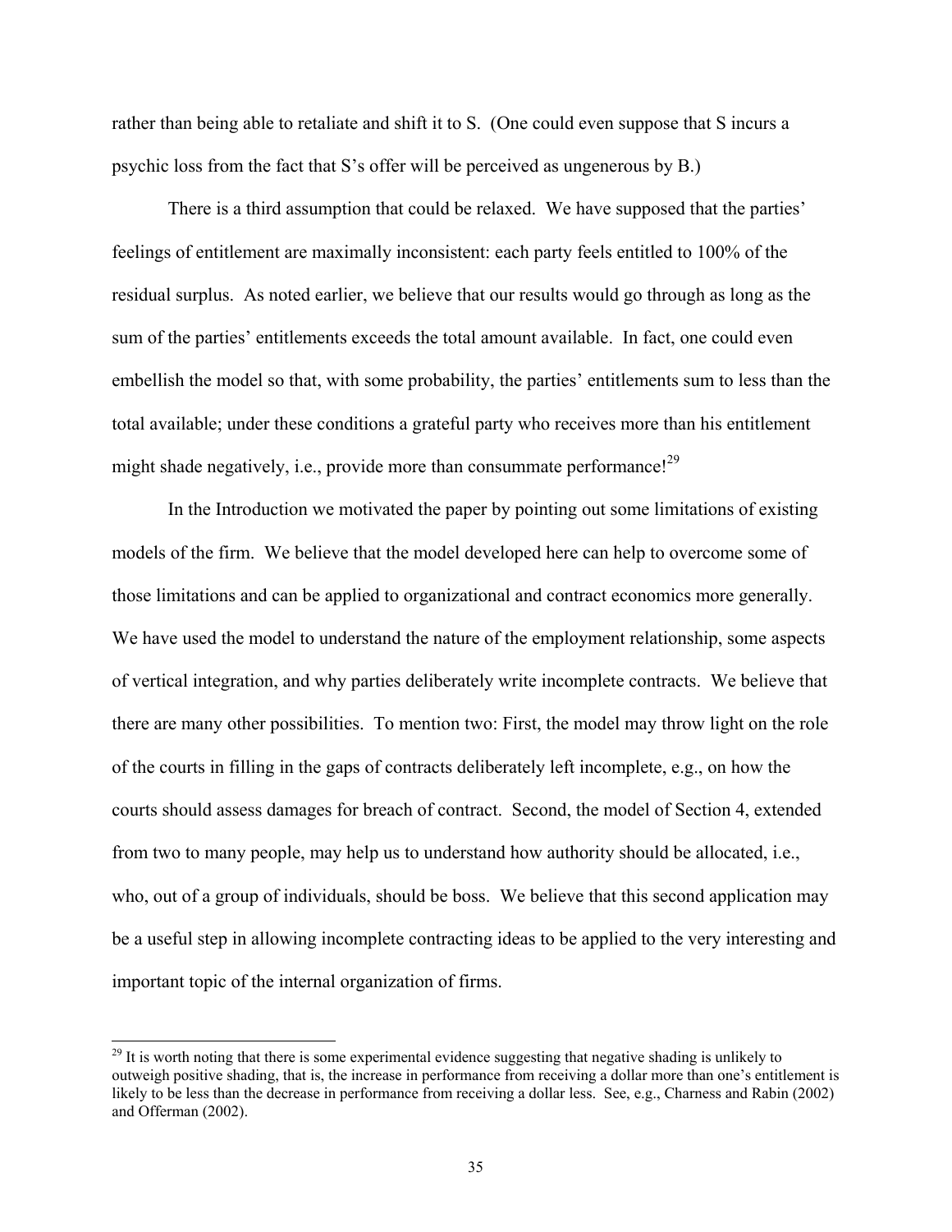rather than being able to retaliate and shift it to S. (One could even suppose that S incurs a psychic loss from the fact that S's offer will be perceived as ungenerous by B.)

There is a third assumption that could be relaxed. We have supposed that the parties' feelings of entitlement are maximally inconsistent: each party feels entitled to 100% of the residual surplus. As noted earlier, we believe that our results would go through as long as the sum of the parties' entitlements exceeds the total amount available. In fact, one could even embellish the model so that, with some probability, the parties' entitlements sum to less than the total available; under these conditions a grateful party who receives more than his entitlement might shade negatively, i.e., provide more than consummate performance![29]

In the Introduction we motivated the paper by pointing out some limitations of existing models of the firm. We believe that the model developed here can help to overcome some of those limitations and can be applied to organizational and contract economics more generally. We have used the model to understand the nature of the employment relationship, some aspects of vertical integration, and why parties deliberately write incomplete contracts. We believe that there are many other possibilities. To mention two: First, the model may throw light on the role of the courts in filling in the gaps of contracts deliberately left incomplete, e.g., on how the courts should assess damages for breach of contract. Second, the model of Section 4, extended from two to many people, may help us to understand how authority should be allocated, i.e., who, out of a group of individuals, should be boss. We believe that this second application may be a useful step in allowing incomplete contracting ideas to be applied to the very interesting and important topic of the internal organization of firms.

---

[29] It is worth noting that there is some experimental evidence suggesting that negative shading is unlikely to outweigh positive shading, that is, the increase in performance from receiving a dollar more than one's entitlement is likely to be less than the decrease in performance from receiving a dollar less. See, e.g., Charness and Rabin (2002) and Offerman (2002).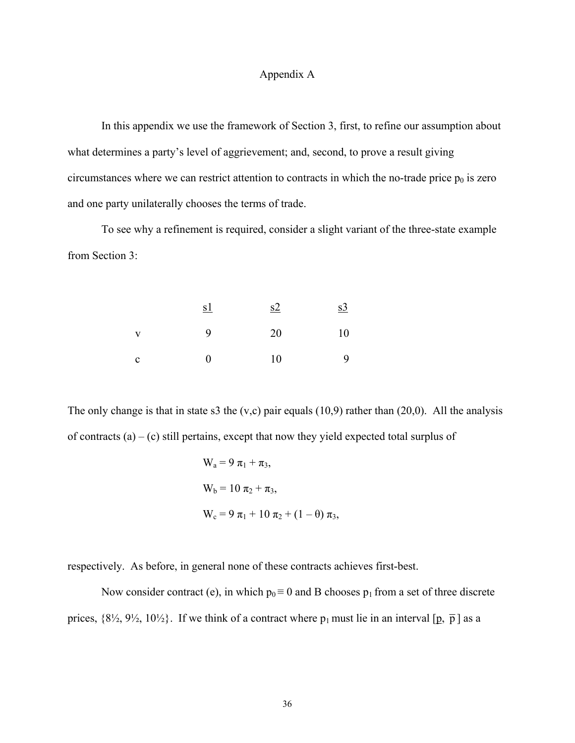# Appendix A

In this appendix we use the framework of Section 3, first, to refine our assumption about what determines a party's level of aggrievement; and, second, to prove a result giving circumstances where we can restrict attention to contracts in which the no-trade price $p_0$ is zero and one party unilaterally chooses the terms of trade.

To see why a refinement is required, consider a slight variant of the three-state example from Section 3:

| | s1 | s2 | s3 |
|---|---|---|---|
| v | 9 | 20 | 10 |
| c | 0 | 10 | 9 |

The only change is that in state s3 the (v,c) pair equals (10,9) rather than (20,0). All the analysis of contracts (a) – (c) still pertains, except that now they yield expected total surplus of

$$W_a = 9\,\pi_1 + \pi_3,$$

$$W_b = 10\,\pi_2 + \pi_3,$$

$$W_c = 9\,\pi_1 + 10\,\pi_2 + (1 - \theta)\,\pi_3,$$

respectively. As before, in general none of these contracts achieves first-best.

Now consider contract (e), in which $p_0 \equiv 0$ and B chooses $p_1$ from a set of three discrete prices, {8½, 9½, 10½}. If we think of a contract where $p_1$ must lie in an interval $[\underline{p}, \overline{p}]$ as a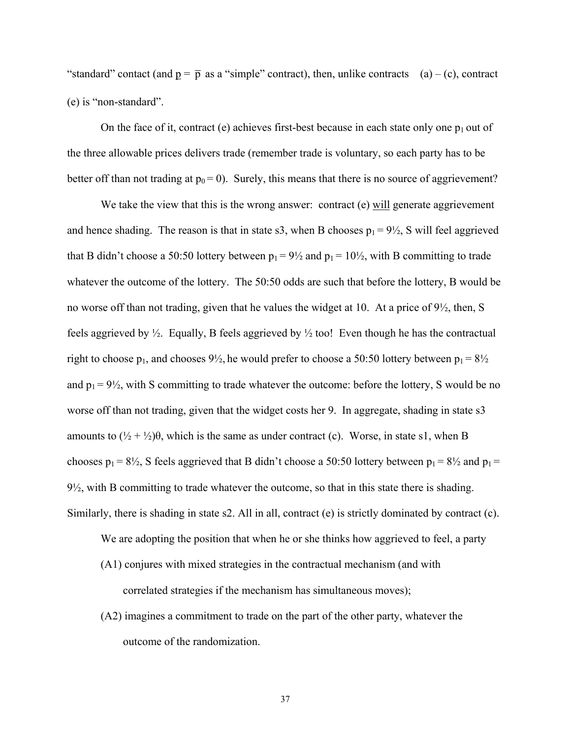"standard" contact (and $\underline{p} = \overline{p}$ as a "simple" contract), then, unlike contracts (a) – (c), contract (e) is "non-standard".

On the face of it, contract (e) achieves first-best because in each state only one $p_1$ out of the three allowable prices delivers trade (remember trade is voluntary, so each party has to be better off than not trading at $p_0 = 0$). Surely, this means that there is no source of aggrievement?

We take the view that this is the wrong answer: contract (e) will generate aggrievement and hence shading. The reason is that in state s3, when B chooses $p_1 = 9½$, S will feel aggrieved that B didn't choose a 50:50 lottery between $p_1 = 9½$ and $p_1 = 10½$, with B committing to trade whatever the outcome of the lottery. The 50:50 odds are such that before the lottery, B would be no worse off than not trading, given that he values the widget at 10. At a price of 9½, then, S feels aggrieved by ½. Equally, B feels aggrieved by ½ too! Even though he has the contractual right to choose $p_1$, and chooses 9½, he would prefer to choose a 50:50 lottery between $p_1 = 8½$ and $p_1 = 9½$, with S committing to trade whatever the outcome: before the lottery, S would be no worse off than not trading, given that the widget costs her 9. In aggregate, shading in state s3 amounts to $(½ + ½)\theta$, which is the same as under contract (c). Worse, in state s1, when B chooses $p_1 = 8½$, S feels aggrieved that B didn't choose a 50:50 lottery between $p_1 = 8½$ and $p_1 = 9½$, with B committing to trade whatever the outcome, so that in this state there is shading. Similarly, there is shading in state s2. All in all, contract (e) is strictly dominated by contract (c).

We are adopting the position that when he or she thinks how aggrieved to feel, a party

(A1) conjures with mixed strategies in the contractual mechanism (and with correlated strategies if the mechanism has simultaneous moves);

(A2) imagines a commitment to trade on the part of the other party, whatever the outcome of the randomization.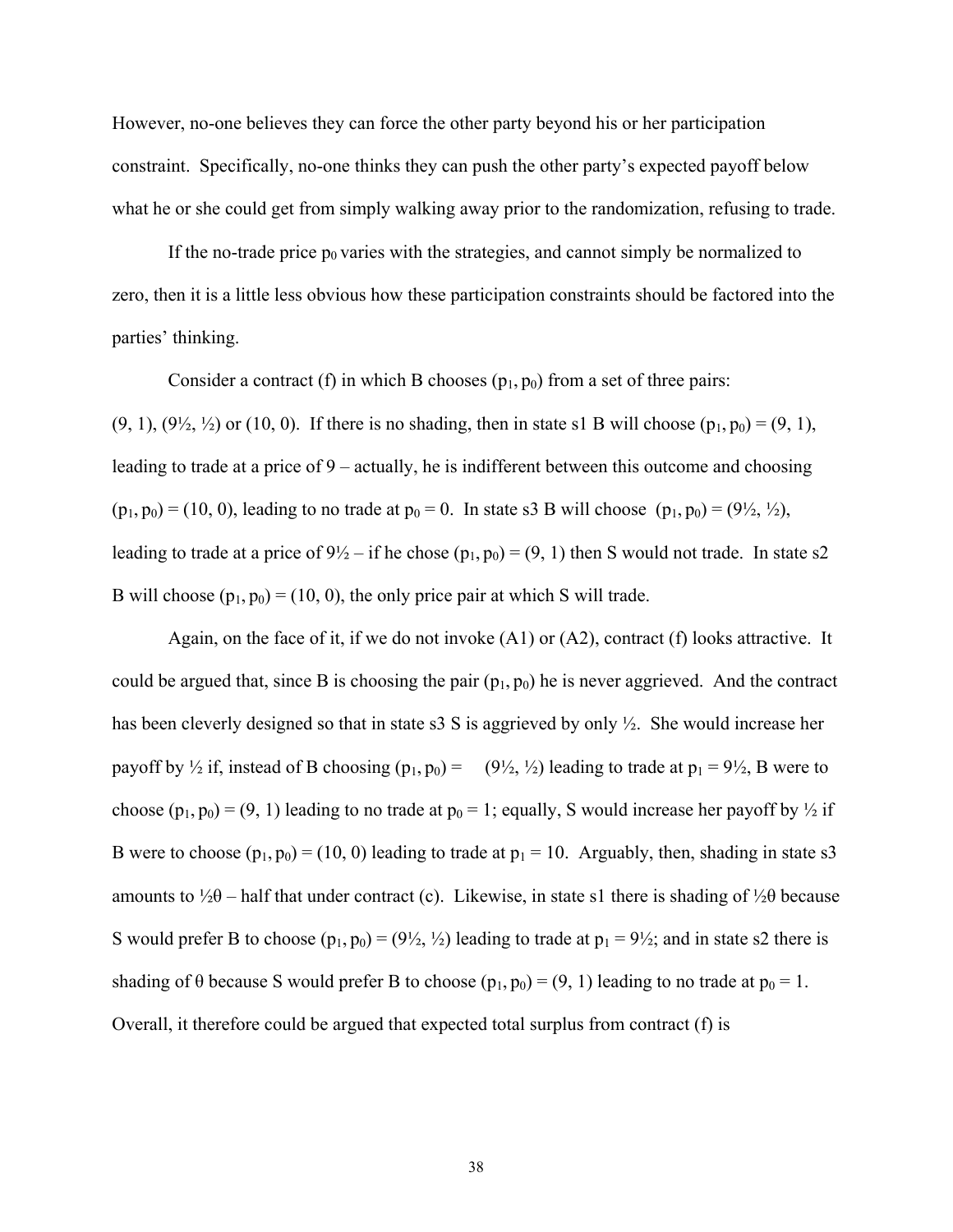However, no-one believes they can force the other party beyond his or her participation constraint. Specifically, no-one thinks they can push the other party's expected payoff below what he or she could get from simply walking away prior to the randomization, refusing to trade.

If the no-trade price $p_0$ varies with the strategies, and cannot simply be normalized to zero, then it is a little less obvious how these participation constraints should be factored into the parties' thinking.

Consider a contract (f) in which B chooses $(p_1, p_0)$ from a set of three pairs: $(9, 1)$, $(9\frac{1}{2}, \frac{1}{2})$ or $(10, 0)$. If there is no shading, then in state s1 B will choose $(p_1, p_0) = (9, 1)$, leading to trade at a price of 9 – actually, he is indifferent between this outcome and choosing $(p_1, p_0) = (10, 0)$, leading to no trade at $p_0 = 0$. In state s3 B will choose $(p_1, p_0) = (9\frac{1}{2}, \frac{1}{2})$, leading to trade at a price of $9\frac{1}{2}$ – if he chose $(p_1, p_0) = (9, 1)$ then S would not trade. In state s2 B will choose $(p_1, p_0) = (10, 0)$, the only price pair at which S will trade.

Again, on the face of it, if we do not invoke (A1) or (A2), contract (f) looks attractive. It could be argued that, since B is choosing the pair $(p_1, p_0)$ he is never aggrieved. And the contract has been cleverly designed so that in state s3 S is aggrieved by only $\frac{1}{2}$. She would increase her payoff by $\frac{1}{2}$ if, instead of B choosing $(p_1, p_0) = (9\frac{1}{2}, \frac{1}{2})$ leading to trade at $p_1 = 9\frac{1}{2}$, B were to choose $(p_1, p_0) = (9, 1)$ leading to no trade at $p_0 = 1$; equally, S would increase her payoff by $\frac{1}{2}$ if B were to choose $(p_1, p_0) = (10, 0)$ leading to trade at $p_1 = 10$. Arguably, then, shading in state s3 amounts to $\frac{1}{2}\theta$ – half that under contract (c). Likewise, in state s1 there is shading of $\frac{1}{2}\theta$ because S would prefer B to choose $(p_1, p_0) = (9\frac{1}{2}, \frac{1}{2})$ leading to trade at $p_1 = 9\frac{1}{2}$; and in state s2 there is shading of $\theta$ because S would prefer B to choose $(p_1, p_0) = (9, 1)$ leading to no trade at $p_0 = 1$. Overall, it therefore could be argued that expected total surplus from contract (f) is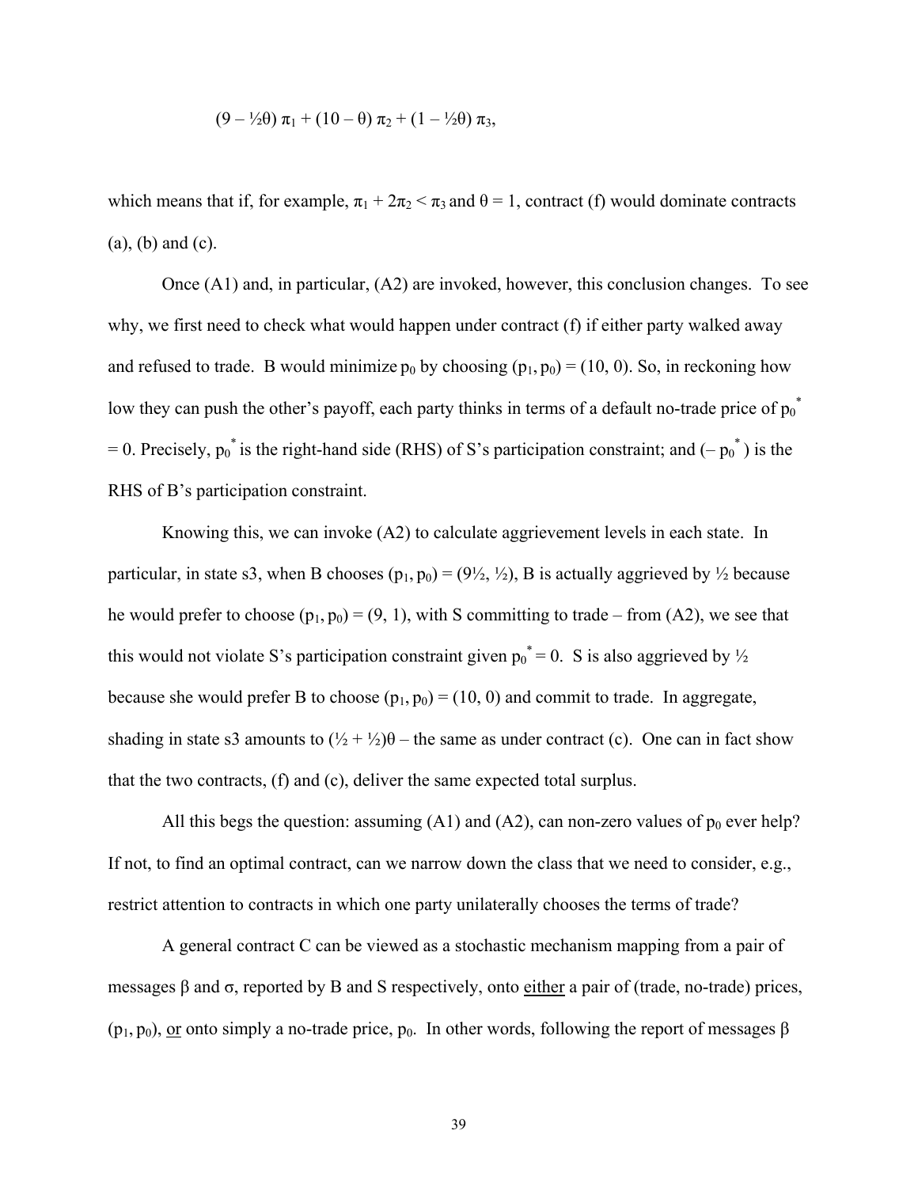$$(9 - \tfrac{1}{2}\theta)\,\pi_1 + (10 - \theta)\,\pi_2 + (1 - \tfrac{1}{2}\theta)\,\pi_3,$$

which means that if, for example, $\pi_1 + 2\pi_2 < \pi_3$ and $\theta = 1$, contract (f) would dominate contracts (a), (b) and (c).

Once (A1) and, in particular, (A2) are invoked, however, this conclusion changes. To see why, we first need to check what would happen under contract (f) if either party walked away and refused to trade. B would minimize $p_0$ by choosing $(p_1, p_0) = (10, 0)$. So, in reckoning how low they can push the other's payoff, each party thinks in terms of a default no-trade price of $p_0^* = 0$. Precisely, $p_0^*$ is the right-hand side (RHS) of S's participation constraint; and $(-p_0^*)$ is the RHS of B's participation constraint.

Knowing this, we can invoke (A2) to calculate aggrievement levels in each state. In particular, in state s3, when B chooses $(p_1, p_0) = (9\tfrac{1}{2}, \tfrac{1}{2})$, B is actually aggrieved by ½ because he would prefer to choose $(p_1, p_0) = (9, 1)$, with S committing to trade – from (A2), we see that this would not violate S's participation constraint given $p_0^* = 0$. S is also aggrieved by ½ because she would prefer B to choose $(p_1, p_0) = (10, 0)$ and commit to trade. In aggregate, shading in state s3 amounts to $(\tfrac{1}{2} + \tfrac{1}{2})\theta$ – the same as under contract (c). One can in fact show that the two contracts, (f) and (c), deliver the same expected total surplus.

All this begs the question: assuming (A1) and (A2), can non-zero values of $p_0$ ever help? If not, to find an optimal contract, can we narrow down the class that we need to consider, e.g., restrict attention to contracts in which one party unilaterally chooses the terms of trade?

A general contract C can be viewed as a stochastic mechanism mapping from a pair of messages $\beta$ and $\sigma$, reported by B and S respectively, onto either a pair of (trade, no-trade) prices, $(p_1, p_0)$, or onto simply a no-trade price, $p_0$. In other words, following the report of messages $\beta$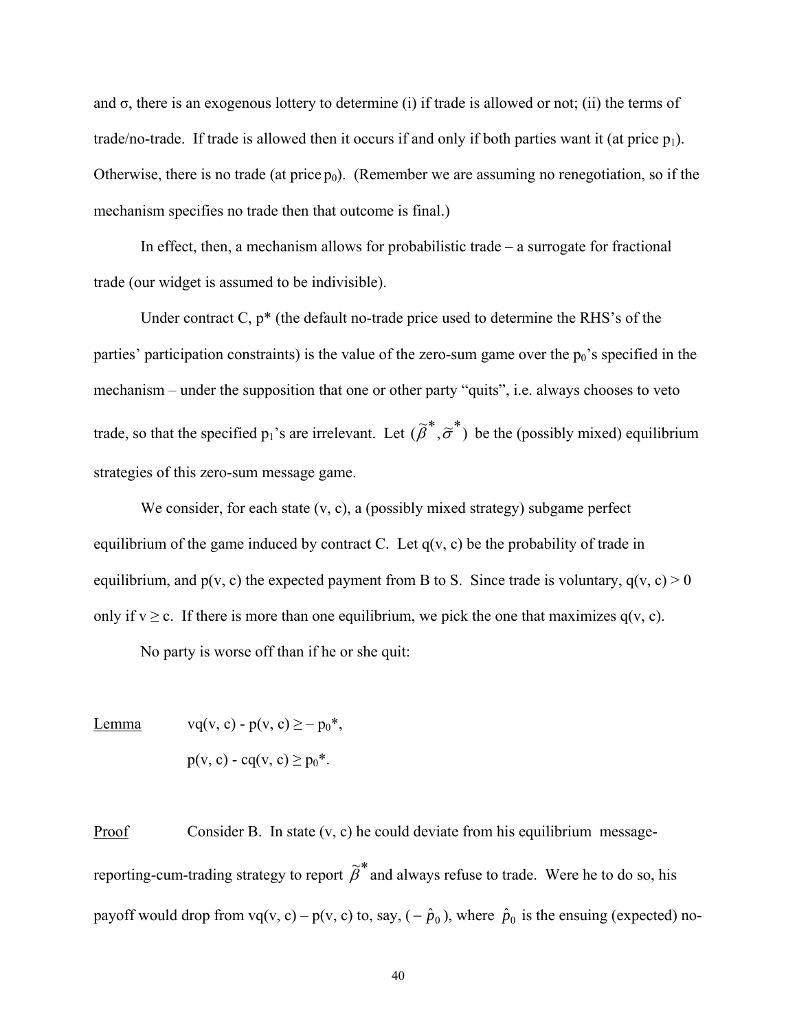and σ, there is an exogenous lottery to determine (i) if trade is allowed or not; (ii) the terms of trade/no-trade. If trade is allowed then it occurs if and only if both parties want it (at price $p_1$). Otherwise, there is no trade (at price $p_0$). (Remember we are assuming no renegotiation, so if the mechanism specifies no trade then that outcome is final.)

In effect, then, a mechanism allows for probabilistic trade – a surrogate for fractional trade (our widget is assumed to be indivisible).

Under contract C, p* (the default no-trade price used to determine the RHS's of the parties' participation constraints) is the value of the zero-sum game over the $p_0$'s specified in the mechanism – under the supposition that one or other party "quits", i.e. always chooses to veto trade, so that the specified $p_1$'s are irrelevant. Let $(\tilde{\beta}^*, \tilde{\sigma}^*)$ be the (possibly mixed) equilibrium strategies of this zero-sum message game.

We consider, for each state (v, c), a (possibly mixed strategy) subgame perfect equilibrium of the game induced by contract C. Let q(v, c) be the probability of trade in equilibrium, and p(v, c) the expected payment from B to S. Since trade is voluntary, q(v, c) > 0 only if v ≥ c. If there is more than one equilibrium, we pick the one that maximizes q(v, c).

No party is worse off than if he or she quit:

<u>Lemma</u> $\quad vq(v, c) - p(v, c) \geq -p_0^*,$

$$p(v, c) - cq(v, c) \geq p_0^*.$$

<u>Proof</u> Consider B. In state (v, c) he could deviate from his equilibrium message-reporting-cum-trading strategy to report $\tilde{\beta}^*$ and always refuse to trade. Were he to do so, his payoff would drop from vq(v, c) – p(v, c) to, say, $(-\hat{p}_0)$, where $\hat{p}_0$ is the ensuing (expected) no-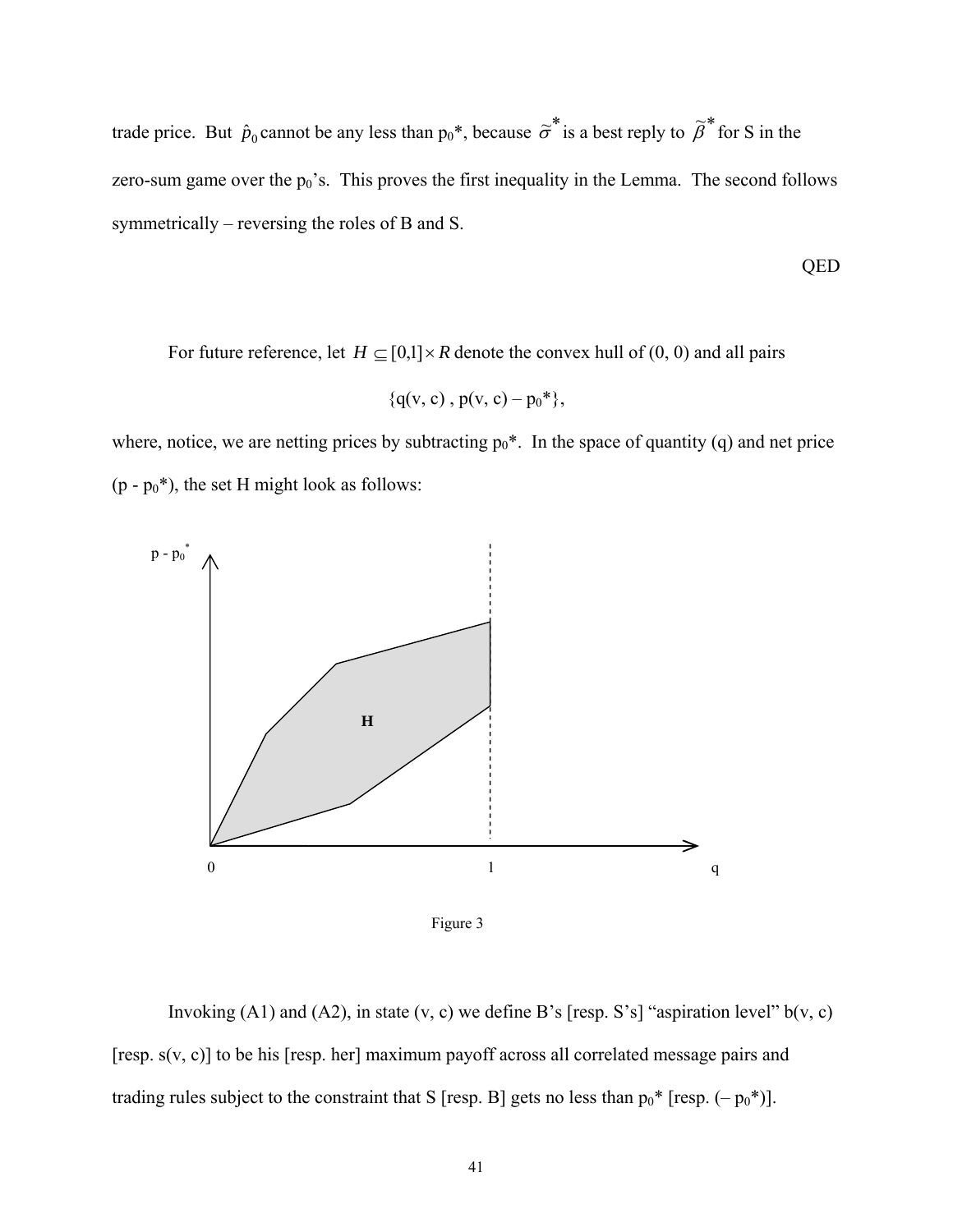trade price. But $\hat{p}_0$ cannot be any less than $p_0$*, because $\tilde{\sigma}^*$ is a best reply to $\tilde{\beta}^*$ for S in the zero-sum game over the $p_0$'s. This proves the first inequality in the Lemma. The second follows symmetrically – reversing the roles of B and S.

QED

For future reference, let $H \subseteq [0,1] \times R$ denote the convex hull of (0, 0) and all pairs

$$\{q(v, c), p(v, c) - p_0^*\},$$

where, notice, we are netting prices by subtracting $p_0$*. In the space of quantity (q) and net price ($p - p_0$*), the set H might look as follows:

Figure 3

Invoking (A1) and (A2), in state (v, c) we define B's [resp. S's] "aspiration level" b(v, c) [resp. s(v, c)] to be his [resp. her] maximum payoff across all correlated message pairs and trading rules subject to the constraint that S [resp. B] gets no less than $p_0$* [resp. ($-p_0$*)].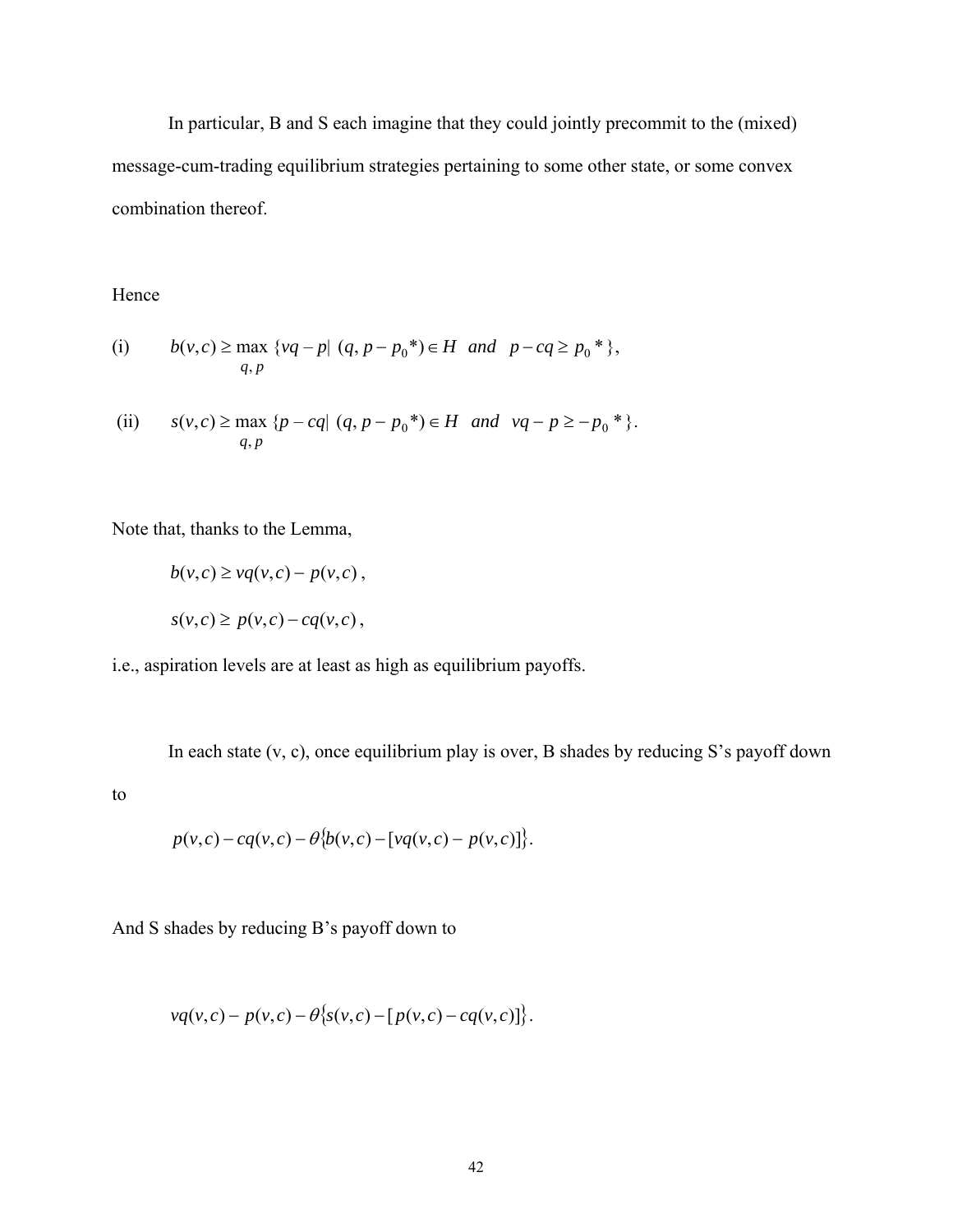In particular, B and S each imagine that they could jointly precommit to the (mixed) message-cum-trading equilibrium strategies pertaining to some other state, or some convex combination thereof.

Hence

(i) $$b(v,c) \geq \max_{q,p} \{vq - p | \ (q, p - p_0^*) \in H \ \ and \ \ p - cq \geq p_0^* \},$$

(ii) $$s(v,c) \geq \max_{q,p} \{p - cq | \ (q, p - p_0^*) \in H \ \ and \ \ vq - p \geq -p_0^* \}.$$

Note that, thanks to the Lemma,

$$b(v,c) \geq vq(v,c) - p(v,c),$$

$$s(v,c) \geq p(v,c) - cq(v,c),$$

i.e., aspiration levels are at least as high as equilibrium payoffs.

In each state (v, c), once equilibrium play is over, B shades by reducing S's payoff down to

$$p(v,c) - cq(v,c) - \theta\{b(v,c) - [vq(v,c) - p(v,c)]\}.$$

And S shades by reducing B's payoff down to

$$vq(v,c) - p(v,c) - \theta\{s(v,c) - [p(v,c) - cq(v,c)]\}.$$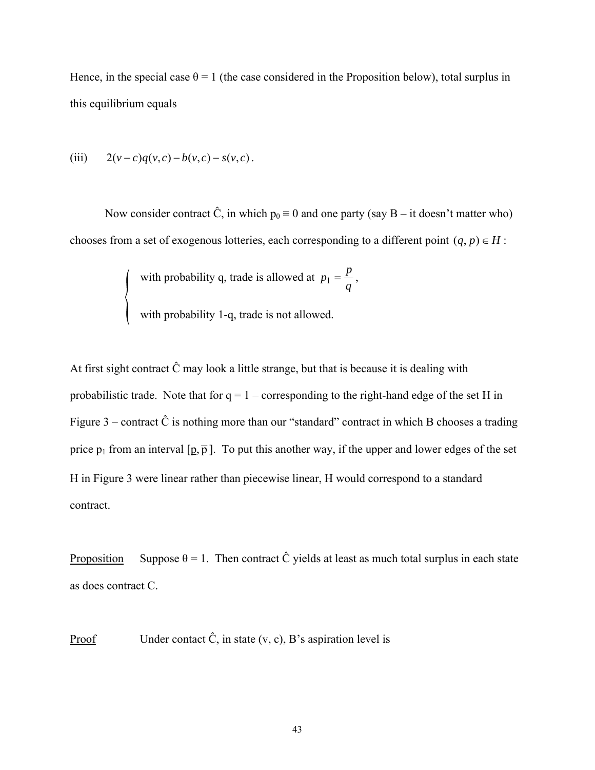Hence, in the special case θ = 1 (the case considered in the Proposition below), total surplus in this equilibrium equals

$$\text{(iii)} \qquad 2(v-c)q(v,c) - b(v,c) - s(v,c).$$

Now consider contract Ĉ, in which $p_0 \equiv 0$ and one party (say B – it doesn't matter who) chooses from a set of exogenous lotteries, each corresponding to a different point $(q, p) \in H$:

$$\begin{cases} \text{with probability q, trade is allowed at } p_1 = \dfrac{p}{q}, \\ \text{with probability 1-q, trade is not allowed.} \end{cases}$$

At first sight contract Ĉ may look a little strange, but that is because it is dealing with probabilistic trade. Note that for q = 1 – corresponding to the right-hand edge of the set H in Figure 3 – contract Ĉ is nothing more than our "standard" contract in which B chooses a trading price $p_1$ from an interval $[\underline{p}, \overline{p}]$. To put this another way, if the upper and lower edges of the set H in Figure 3 were linear rather than piecewise linear, H would correspond to a standard contract.

<u>Proposition</u> Suppose θ = 1. Then contract Ĉ yields at least as much total surplus in each state as does contract C.

<u>Proof</u> Under contact Ĉ, in state (v, c), B's aspiration level is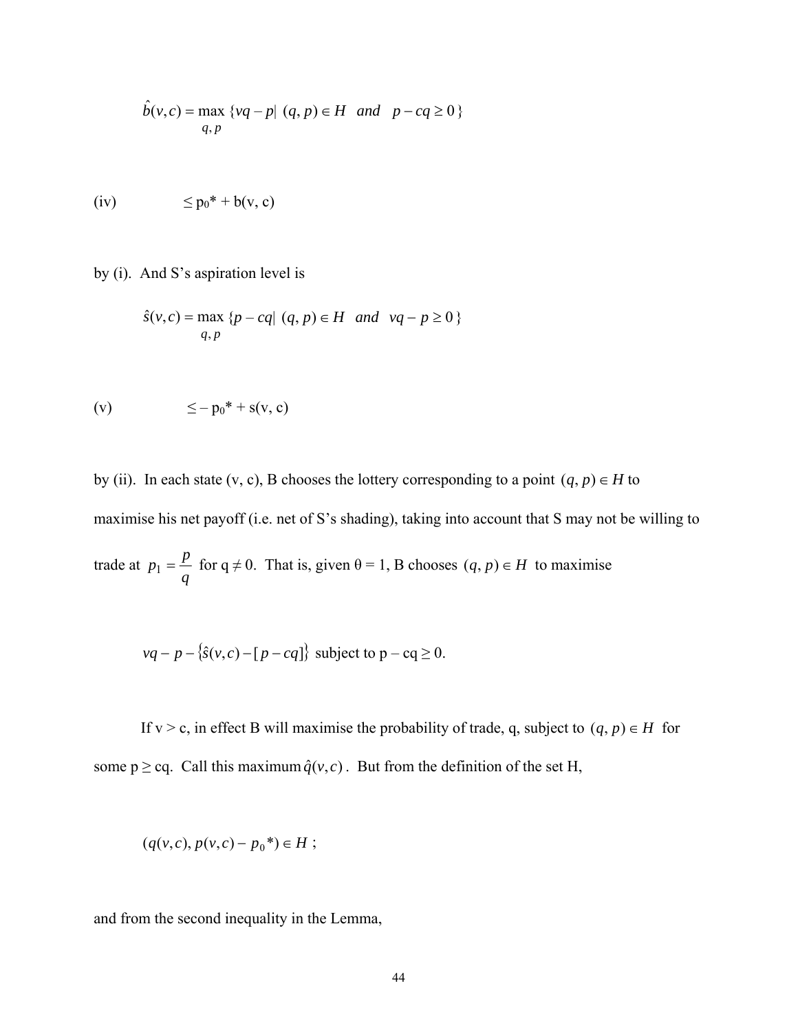$$\hat{b}(v,c) = \max_{q,p} \{vq - p | \ (q,p) \in H \ \ and \ \ p - cq \geq 0\}$$

(iv) $\qquad \leq p_0^* + b(v, c)$

by (i). And S's aspiration level is

$$\hat{s}(v,c) = \max_{q,p} \{p - cq | \ (q,p) \in H \ \ and \ \ vq - p \geq 0\}$$

(v) $\qquad \leq - p_0^* + s(v, c)$

by (ii). In each state (v, c), B chooses the lottery corresponding to a point $(q, p) \in H$ to maximise his net payoff (i.e. net of S's shading), taking into account that S may not be willing to trade at $p_1 = \frac{p}{q}$ for $q \neq 0$. That is, given $\theta = 1$, B chooses $(q, p) \in H$ to maximise

$$vq - p - \{\hat{s}(v,c) - [p - cq]\} \text{ subject to } p - cq \geq 0.$$

If $v > c$, in effect B will maximise the probability of trade, q, subject to $(q, p) \in H$ for some $p \geq cq$. Call this maximum $\hat{q}(v,c)$. But from the definition of the set H,

$$(q(v,c), p(v,c) - p_0^*) \in H \ ;$$

and from the second inequality in the Lemma,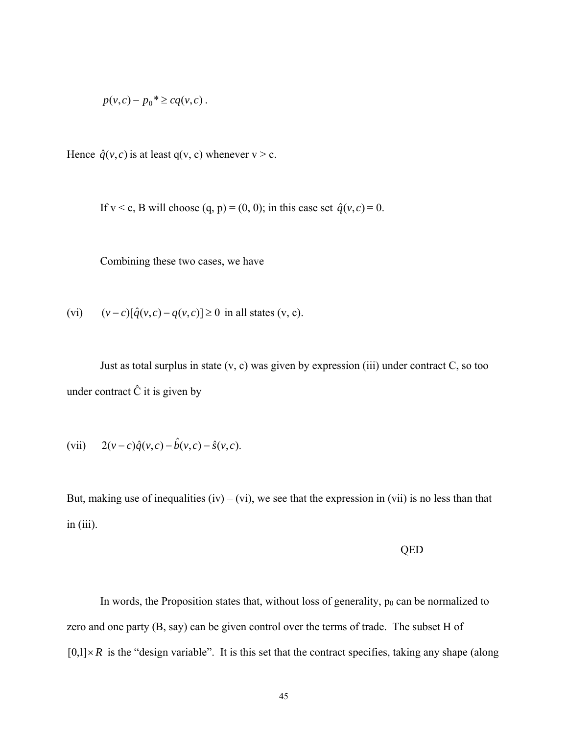$$p(v,c) - p_0{}^* \geq cq(v,c) .$$

Hence $\hat{q}(v,c)$ is at least q(v, c) whenever v > c.

If v < c, B will choose (q, p) = (0, 0); in this case set $\hat{q}(v,c) = 0$.

Combining these two cases, we have

(vi) $\quad (v-c)[\hat{q}(v,c) - q(v,c)] \geq 0$ in all states (v, c).

Just as total surplus in state (v, c) was given by expression (iii) under contract C, so too under contract Ĉ it is given by

(vii) $\quad 2(v-c)\hat{q}(v,c) - \hat{b}(v,c) - \hat{s}(v,c).$

But, making use of inequalities (iv) – (vi), we see that the expression in (vii) is no less than that in (iii).

QED

In words, the Proposition states that, without loss of generality, $p_0$ can be normalized to zero and one party (B, say) can be given control over the terms of trade. The subset H of $[0,1] \times R$ is the "design variable". It is this set that the contract specifies, taking any shape (along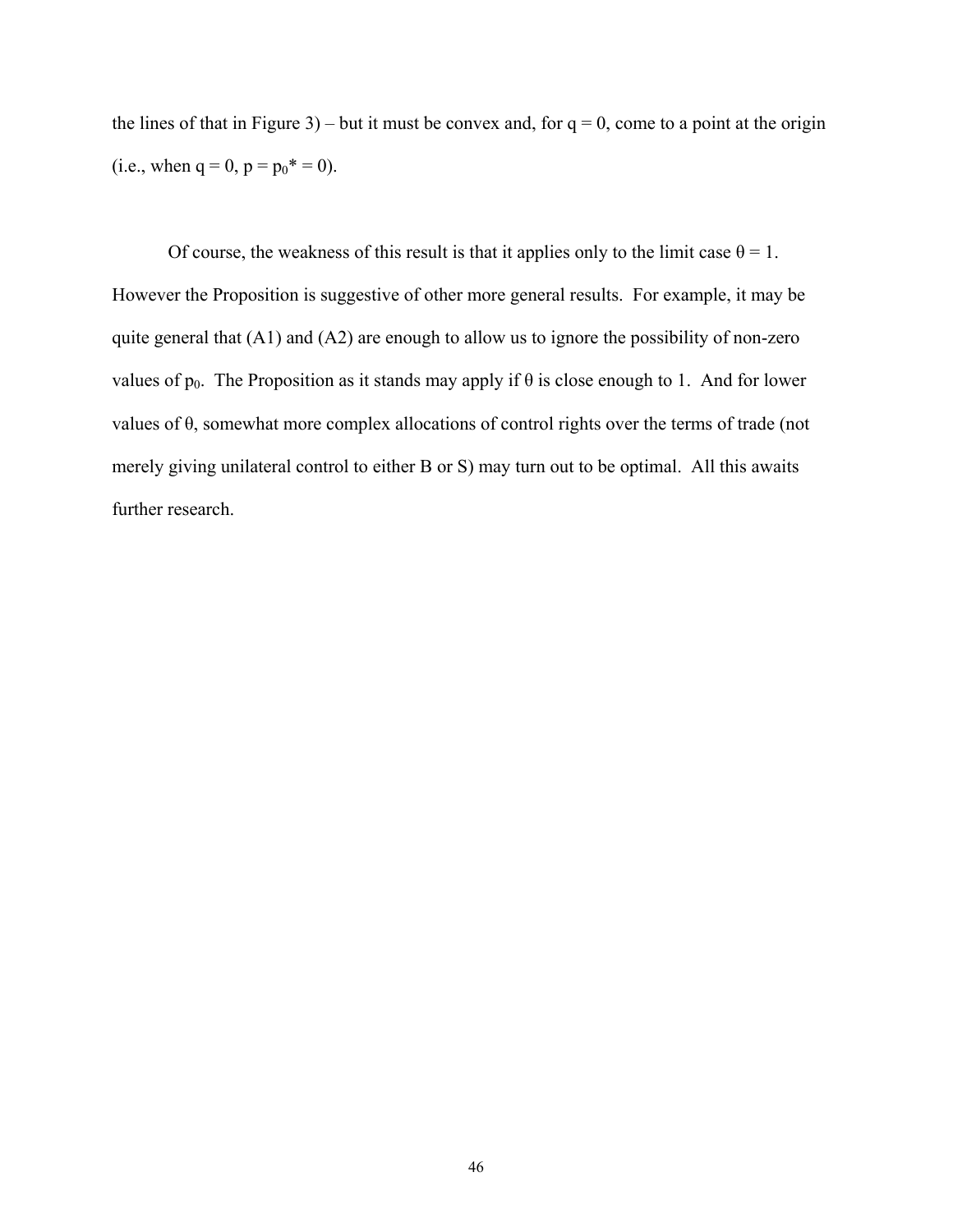the lines of that in Figure 3) – but it must be convex and, for $q = 0$, come to a point at the origin (i.e., when $q = 0$, $p = p_0{*} = 0$).

Of course, the weakness of this result is that it applies only to the limit case $\theta = 1$. However the Proposition is suggestive of other more general results. For example, it may be quite general that (A1) and (A2) are enough to allow us to ignore the possibility of non-zero values of $p_0$. The Proposition as it stands may apply if $\theta$ is close enough to 1. And for lower values of $\theta$, somewhat more complex allocations of control rights over the terms of trade (not merely giving unilateral control to either B or S) may turn out to be optimal. All this awaits further research.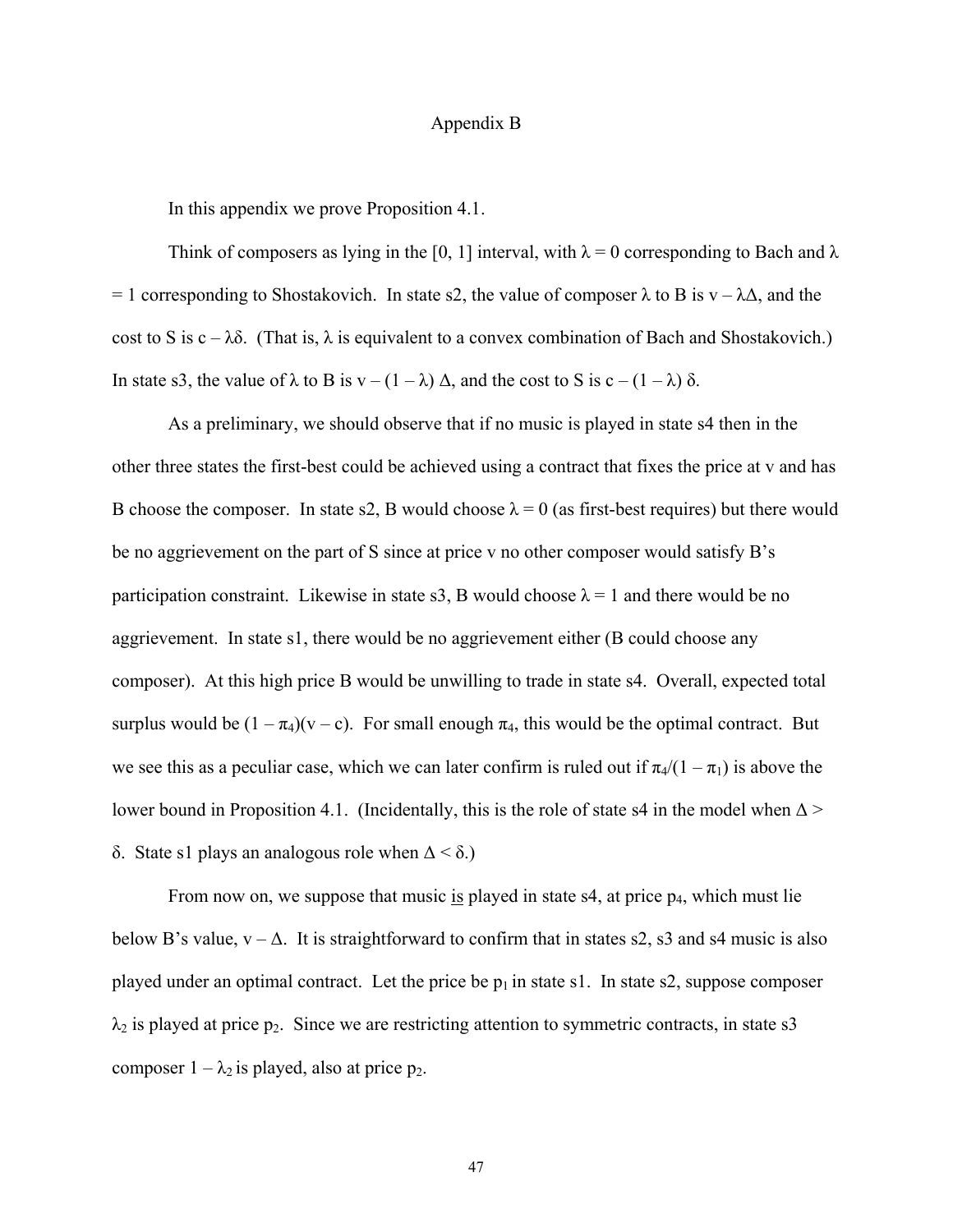# Appendix B

In this appendix we prove Proposition 4.1.

Think of composers as lying in the [0, 1] interval, with $\lambda = 0$ corresponding to Bach and $\lambda = 1$ corresponding to Shostakovich. In state s2, the value of composer $\lambda$ to B is $v - \lambda\Delta$, and the cost to S is $c - \lambda\delta$. (That is, $\lambda$ is equivalent to a convex combination of Bach and Shostakovich.) In state s3, the value of $\lambda$ to B is $v - (1 - \lambda)\Delta$, and the cost to S is $c - (1 - \lambda)\delta$.

As a preliminary, we should observe that if no music is played in state s4 then in the other three states the first-best could be achieved using a contract that fixes the price at v and has B choose the composer. In state s2, B would choose $\lambda = 0$ (as first-best requires) but there would be no aggrievement on the part of S since at price v no other composer would satisfy B's participation constraint. Likewise in state s3, B would choose $\lambda = 1$ and there would be no aggrievement. In state s1, there would be no aggrievement either (B could choose any composer). At this high price B would be unwilling to trade in state s4. Overall, expected total surplus would be $(1 - \pi_4)(v - c)$. For small enough $\pi_4$, this would be the optimal contract. But we see this as a peculiar case, which we can later confirm is ruled out if $\pi_4/(1 - \pi_1)$ is above the lower bound in Proposition 4.1. (Incidentally, this is the role of state s4 in the model when $\Delta > \delta$. State s1 plays an analogous role when $\Delta < \delta$.)

From now on, we suppose that music is played in state s4, at price $p_4$, which must lie below B's value, $v - \Delta$. It is straightforward to confirm that in states s2, s3 and s4 music is also played under an optimal contract. Let the price be $p_1$ in state s1. In state s2, suppose composer $\lambda_2$ is played at price $p_2$. Since we are restricting attention to symmetric contracts, in state s3 composer $1 - \lambda_2$ is played, also at price $p_2$.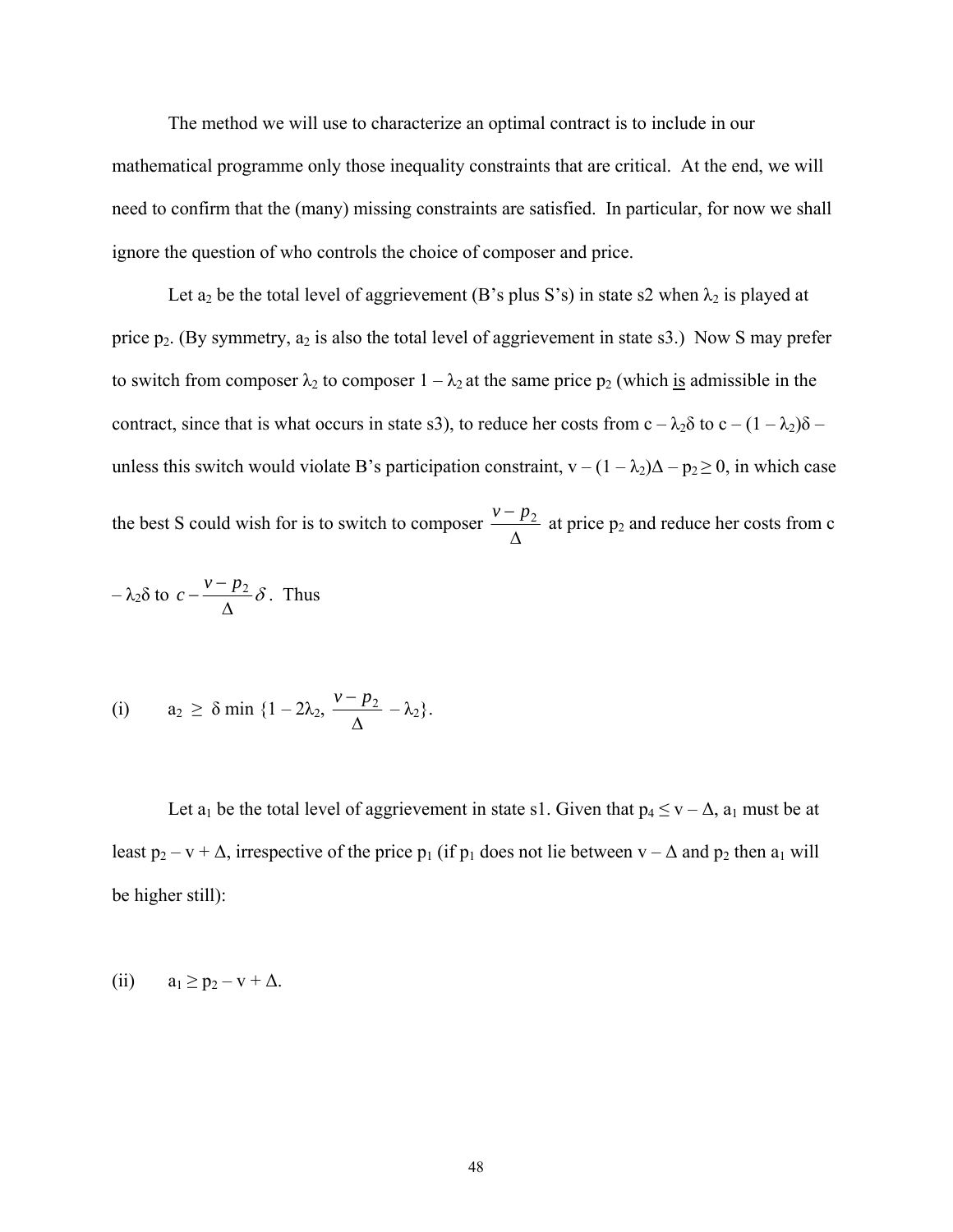The method we will use to characterize an optimal contract is to include in our mathematical programme only those inequality constraints that are critical. At the end, we will need to confirm that the (many) missing constraints are satisfied. In particular, for now we shall ignore the question of who controls the choice of composer and price.

Let $a_2$ be the total level of aggrievement (B's plus S's) in state s2 when $\lambda_2$ is played at price $p_2$. (By symmetry, $a_2$ is also the total level of aggrievement in state s3.) Now S may prefer to switch from composer $\lambda_2$ to composer $1 - \lambda_2$ at the same price $p_2$ (which <u>is</u> admissible in the contract, since that is what occurs in state s3), to reduce her costs from $c - \lambda_2\delta$ to $c - (1 - \lambda_2)\delta$ – unless this switch would violate B's participation constraint, $v - (1 - \lambda_2)\Delta - p_2 \geq 0$, in which case the best S could wish for is to switch to composer $\frac{v - p_2}{\Delta}$ at price $p_2$ and reduce her costs from $c - \lambda_2\delta$ to $c - \frac{v - p_2}{\Delta}\delta$. Thus

(i) $$a_2 \geq \delta \min \{1 - 2\lambda_2, \frac{v - p_2}{\Delta} - \lambda_2\}.$$

Let $a_1$ be the total level of aggrievement in state s1. Given that $p_4 \leq v - \Delta$, $a_1$ must be at least $p_2 - v + \Delta$, irrespective of the price $p_1$ (if $p_1$ does not lie between $v - \Delta$ and $p_2$ then $a_1$ will be higher still):

(ii) $$a_1 \geq p_2 - v + \Delta.$$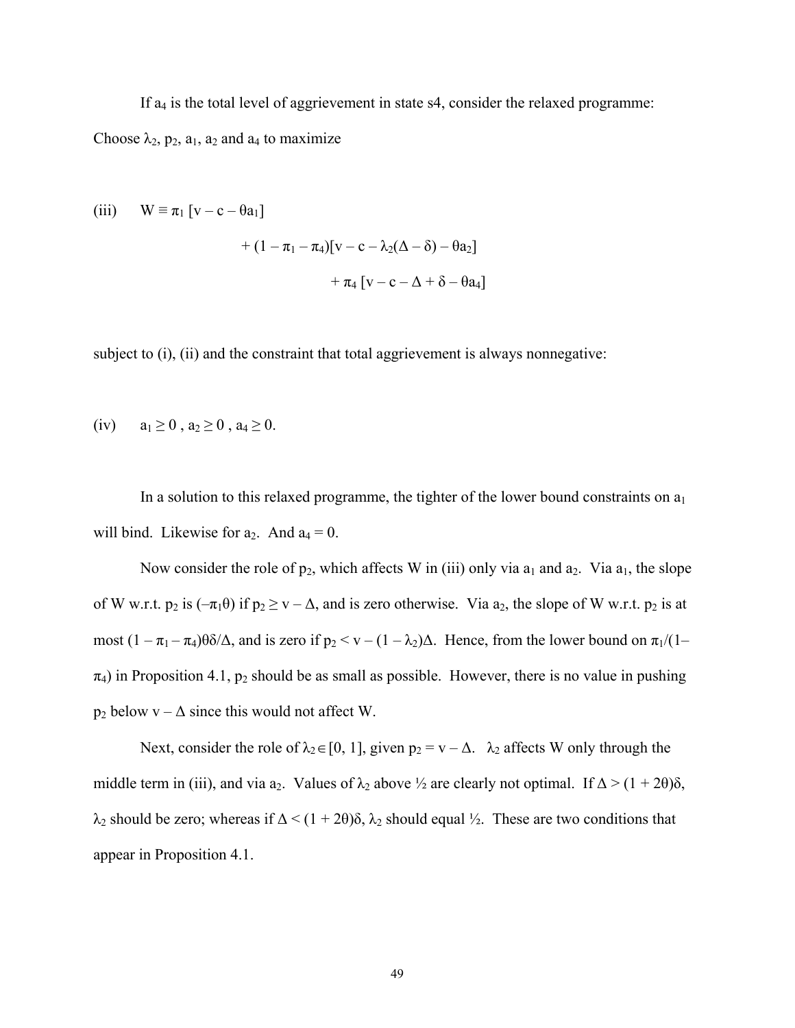If $a_4$ is the total level of aggrievement in state s4, consider the relaxed programme: Choose $\lambda_2$, $p_2$, $a_1$, $a_2$ and $a_4$ to maximize

$$\text{(iii)} \qquad W \equiv \pi_1 [v - c - \theta a_1] + (1 - \pi_1 - \pi_4)[v - c - \lambda_2(\Delta - \delta) - \theta a_2] + \pi_4 [v - c - \Delta + \delta - \theta a_4]$$

subject to (i), (ii) and the constraint that total aggrievement is always nonnegative:

$$\text{(iv)} \qquad a_1 \geq 0 \text{ , } a_2 \geq 0 \text{ , } a_4 \geq 0.$$

In a solution to this relaxed programme, the tighter of the lower bound constraints on $a_1$ will bind. Likewise for $a_2$. And $a_4 = 0$.

Now consider the role of $p_2$, which affects W in (iii) only via $a_1$ and $a_2$. Via $a_1$, the slope of W w.r.t. $p_2$ is $(-\pi_1\theta)$ if $p_2 \geq v - \Delta$, and is zero otherwise. Via $a_2$, the slope of W w.r.t. $p_2$ is at most $(1 - \pi_1 - \pi_4)\theta\delta/\Delta$, and is zero if $p_2 < v - (1 - \lambda_2)\Delta$. Hence, from the lower bound on $\pi_1/(1-\pi_4)$ in Proposition 4.1, $p_2$ should be as small as possible. However, there is no value in pushing $p_2$ below $v - \Delta$ since this would not affect W.

Next, consider the role of $\lambda_2 \in [0, 1]$, given $p_2 = v - \Delta$. $\lambda_2$ affects W only through the middle term in (iii), and via $a_2$. Values of $\lambda_2$ above ½ are clearly not optimal. If $\Delta > (1 + 2\theta)\delta$, $\lambda_2$ should be zero; whereas if $\Delta < (1 + 2\theta)\delta$, $\lambda_2$ should equal ½. These are two conditions that appear in Proposition 4.1.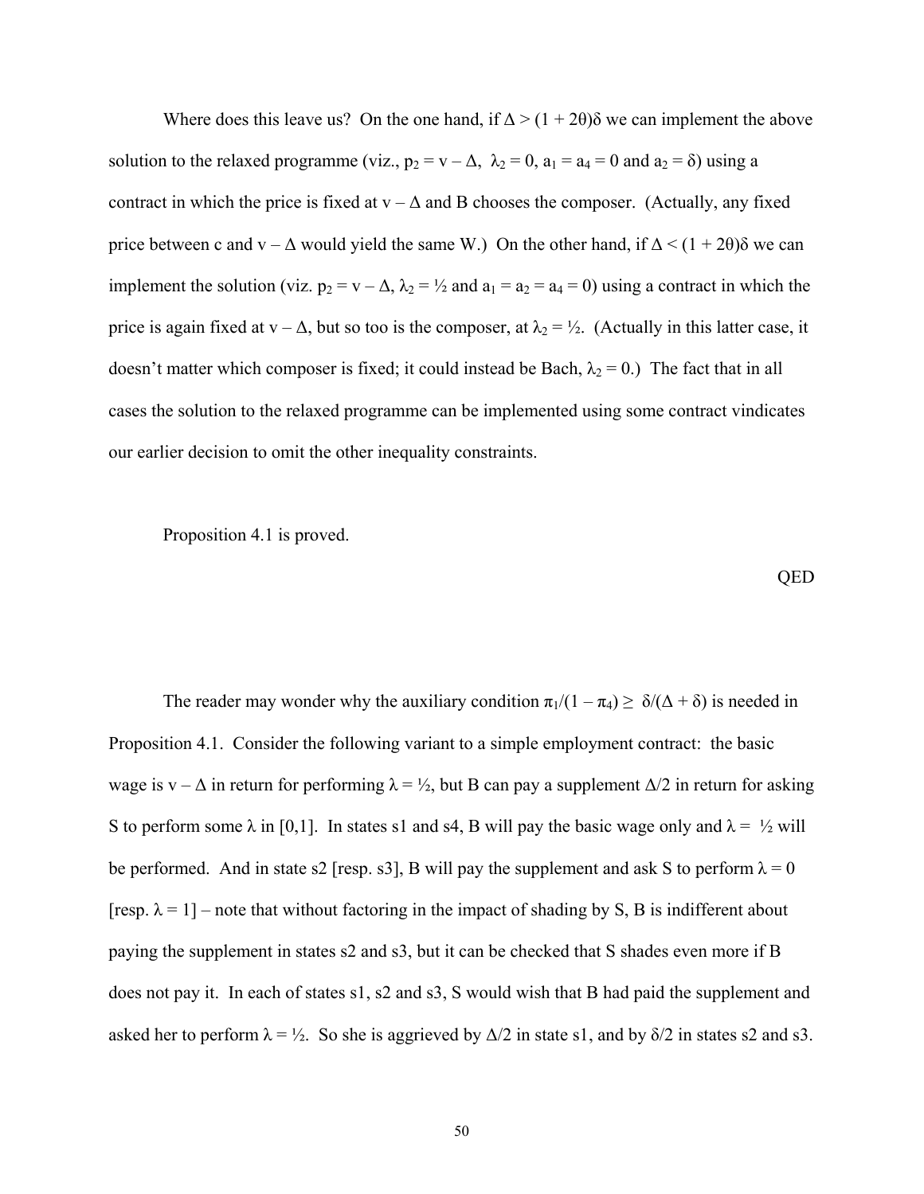Where does this leave us? On the one hand, if $\Delta > (1 + 2\theta)\delta$ we can implement the above solution to the relaxed programme (viz., $p_2 = v - \Delta$, $\lambda_2 = 0$, $a_1 = a_4 = 0$ and $a_2 = \delta$) using a contract in which the price is fixed at $v - \Delta$ and B chooses the composer. (Actually, any fixed price between c and $v - \Delta$ would yield the same W.) On the other hand, if $\Delta < (1 + 2\theta)\delta$ we can implement the solution (viz. $p_2 = v - \Delta$, $\lambda_2 = ½$ and $a_1 = a_2 = a_4 = 0$) using a contract in which the price is again fixed at $v - \Delta$, but so too is the composer, at $\lambda_2 = ½$. (Actually in this latter case, it doesn't matter which composer is fixed; it could instead be Bach, $\lambda_2 = 0$.) The fact that in all cases the solution to the relaxed programme can be implemented using some contract vindicates our earlier decision to omit the other inequality constraints.

Proposition 4.1 is proved.

QED

The reader may wonder why the auxiliary condition $\pi_1/(1 - \pi_4) \geq \delta/(\Delta + \delta)$ is needed in Proposition 4.1. Consider the following variant to a simple employment contract: the basic wage is $v - \Delta$ in return for performing $\lambda = ½$, but B can pay a supplement $\Delta/2$ in return for asking S to perform some $\lambda$ in [0,1]. In states s1 and s4, B will pay the basic wage only and $\lambda = ½$ will be performed. And in state s2 [resp. s3], B will pay the supplement and ask S to perform $\lambda = 0$ [resp. $\lambda = 1$] – note that without factoring in the impact of shading by S, B is indifferent about paying the supplement in states s2 and s3, but it can be checked that S shades even more if B does not pay it. In each of states s1, s2 and s3, S would wish that B had paid the supplement and asked her to perform $\lambda = ½$. So she is aggrieved by $\Delta/2$ in state s1, and by $\delta/2$ in states s2 and s3.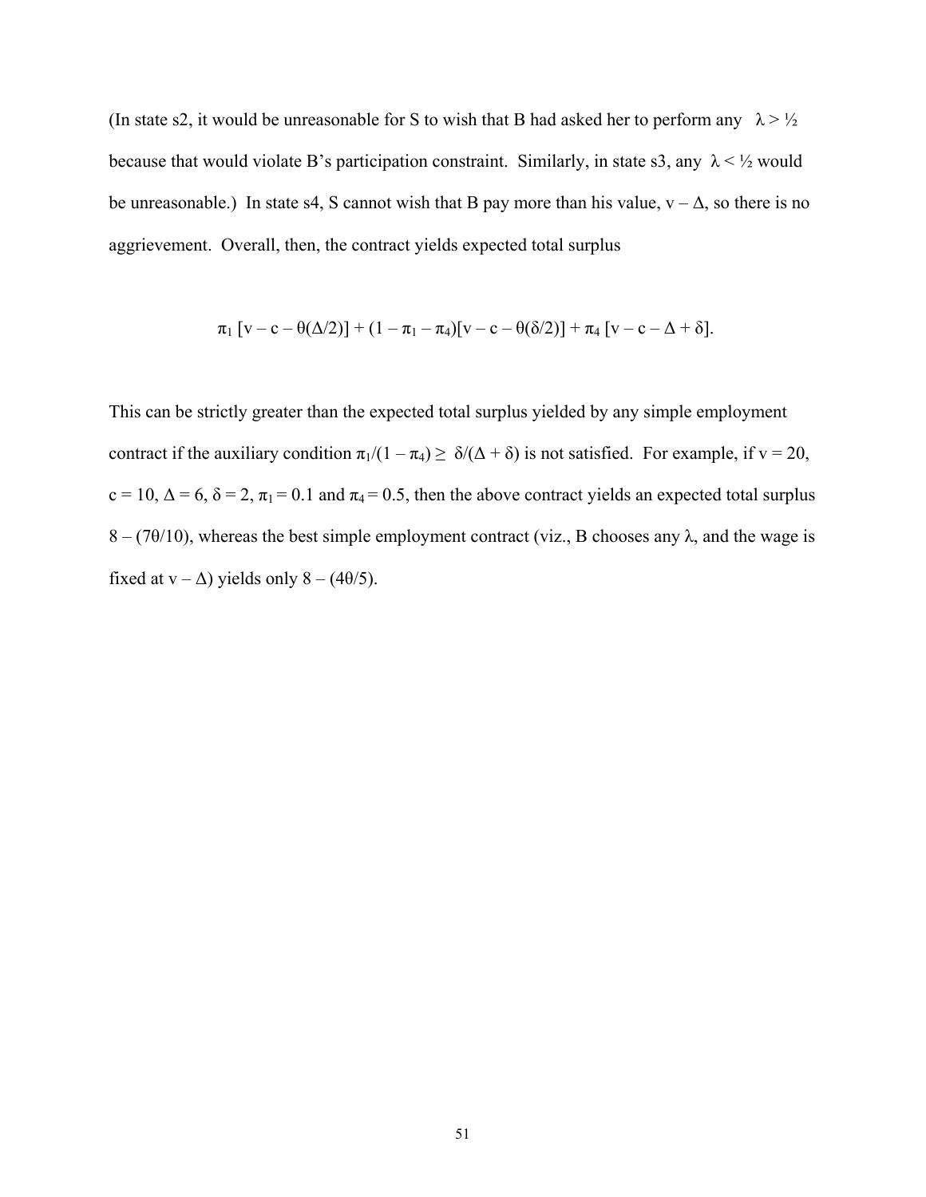(In state s2, it would be unreasonable for S to wish that B had asked her to perform any $\lambda > ½$ because that would violate B's participation constraint. Similarly, in state s3, any $\lambda < ½$ would be unreasonable.) In state s4, S cannot wish that B pay more than his value, $v - \Delta$, so there is no aggrievement. Overall, then, the contract yields expected total surplus

$$\pi_1 [v - c - \theta(\Delta/2)] + (1 - \pi_1 - \pi_4)[v - c - \theta(\delta/2)] + \pi_4 [v - c - \Delta + \delta].$$

This can be strictly greater than the expected total surplus yielded by any simple employment contract if the auxiliary condition $\pi_1/(1 - \pi_4) \geq \delta/(\Delta + \delta)$ is not satisfied. For example, if $v = 20$, $c = 10$, $\Delta = 6$, $\delta = 2$, $\pi_1 = 0.1$ and $\pi_4 = 0.5$, then the above contract yields an expected total surplus $8 - (7\theta/10)$, whereas the best simple employment contract (viz., B chooses any $\lambda$, and the wage is fixed at $v - \Delta$) yields only $8 - (4\theta/5)$.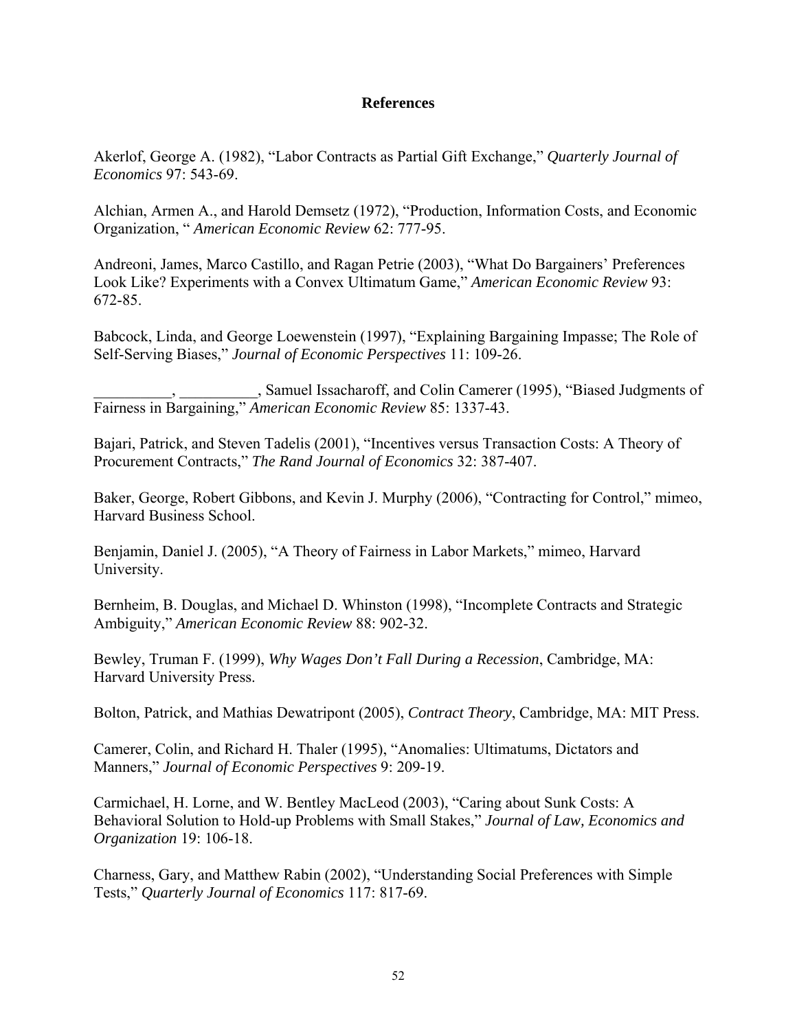## References

Akerlof, George A. (1982), "Labor Contracts as Partial Gift Exchange," *Quarterly Journal of Economics* 97: 543-69.

Alchian, Armen A., and Harold Demsetz (1972), "Production, Information Costs, and Economic Organization, " *American Economic Review* 62: 777-95.

Andreoni, James, Marco Castillo, and Ragan Petrie (2003), "What Do Bargainers' Preferences Look Like? Experiments with a Convex Ultimatum Game," *American Economic Review* 93: 672-85.

Babcock, Linda, and George Loewenstein (1997), "Explaining Bargaining Impasse; The Role of Self-Serving Biases," *Journal of Economic Perspectives* 11: 109-26.

__________, __________, Samuel Issacharoff, and Colin Camerer (1995), "Biased Judgments of Fairness in Bargaining," *American Economic Review* 85: 1337-43.

Bajari, Patrick, and Steven Tadelis (2001), "Incentives versus Transaction Costs: A Theory of Procurement Contracts," *The Rand Journal of Economics* 32: 387-407.

Baker, George, Robert Gibbons, and Kevin J. Murphy (2006), "Contracting for Control," mimeo, Harvard Business School.

Benjamin, Daniel J. (2005), "A Theory of Fairness in Labor Markets," mimeo, Harvard University.

Bernheim, B. Douglas, and Michael D. Whinston (1998), "Incomplete Contracts and Strategic Ambiguity," *American Economic Review* 88: 902-32.

Bewley, Truman F. (1999), *Why Wages Don't Fall During a Recession*, Cambridge, MA: Harvard University Press.

Bolton, Patrick, and Mathias Dewatripont (2005), *Contract Theory*, Cambridge, MA: MIT Press.

Camerer, Colin, and Richard H. Thaler (1995), "Anomalies: Ultimatums, Dictators and Manners," *Journal of Economic Perspectives* 9: 209-19.

Carmichael, H. Lorne, and W. Bentley MacLeod (2003), "Caring about Sunk Costs: A Behavioral Solution to Hold-up Problems with Small Stakes," *Journal of Law, Economics and Organization* 19: 106-18.

Charness, Gary, and Matthew Rabin (2002), "Understanding Social Preferences with Simple Tests," *Quarterly Journal of Economics* 117: 817-69.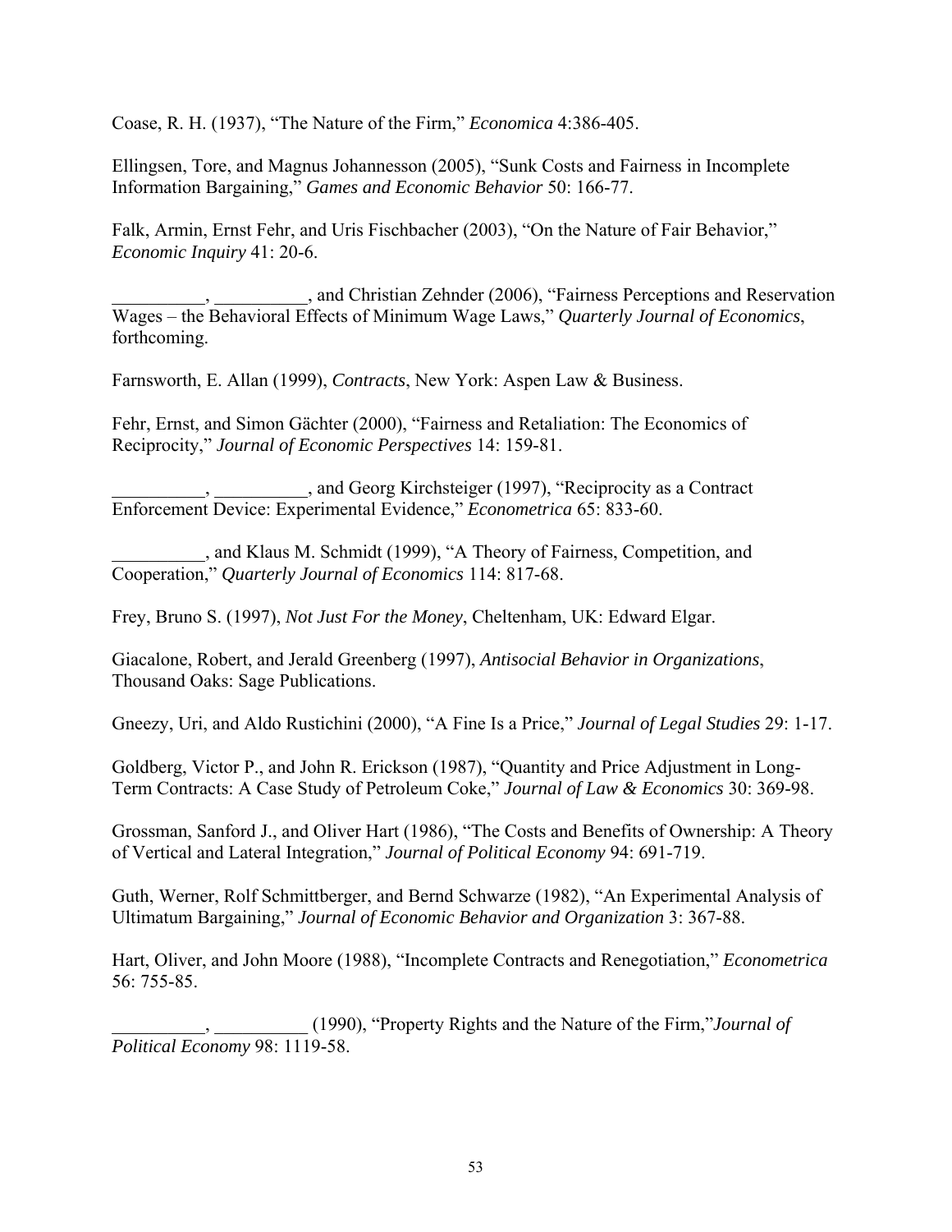Coase, R. H. (1937), "The Nature of the Firm," *Economica* 4:386-405.

Ellingsen, Tore, and Magnus Johannesson (2005), "Sunk Costs and Fairness in Incomplete Information Bargaining," *Games and Economic Behavior* 50: 166-77.

Falk, Armin, Ernst Fehr, and Uris Fischbacher (2003), "On the Nature of Fair Behavior," *Economic Inquiry* 41: 20-6.

__________, __________, and Christian Zehnder (2006), "Fairness Perceptions and Reservation Wages – the Behavioral Effects of Minimum Wage Laws," *Quarterly Journal of Economics*, forthcoming.

Farnsworth, E. Allan (1999), *Contracts*, New York: Aspen Law & Business.

Fehr, Ernst, and Simon Gächter (2000), "Fairness and Retaliation: The Economics of Reciprocity," *Journal of Economic Perspectives* 14: 159-81.

__________, __________, and Georg Kirchsteiger (1997), "Reciprocity as a Contract Enforcement Device: Experimental Evidence," *Econometrica* 65: 833-60.

__________, and Klaus M. Schmidt (1999), "A Theory of Fairness, Competition, and Cooperation," *Quarterly Journal of Economics* 114: 817-68.

Frey, Bruno S. (1997), *Not Just For the Money*, Cheltenham, UK: Edward Elgar.

Giacalone, Robert, and Jerald Greenberg (1997), *Antisocial Behavior in Organizations*, Thousand Oaks: Sage Publications.

Gneezy, Uri, and Aldo Rustichini (2000), "A Fine Is a Price," *Journal of Legal Studies* 29: 1-17.

Goldberg, Victor P., and John R. Erickson (1987), "Quantity and Price Adjustment in Long-Term Contracts: A Case Study of Petroleum Coke," *Journal of Law & Economics* 30: 369-98.

Grossman, Sanford J., and Oliver Hart (1986), "The Costs and Benefits of Ownership: A Theory of Vertical and Lateral Integration," *Journal of Political Economy* 94: 691-719.

Guth, Werner, Rolf Schmittberger, and Bernd Schwarze (1982), "An Experimental Analysis of Ultimatum Bargaining," *Journal of Economic Behavior and Organization* 3: 367-88.

Hart, Oliver, and John Moore (1988), "Incomplete Contracts and Renegotiation," *Econometrica* 56: 755-85.

__________, __________ (1990), "Property Rights and the Nature of the Firm," *Journal of Political Economy* 98: 1119-58.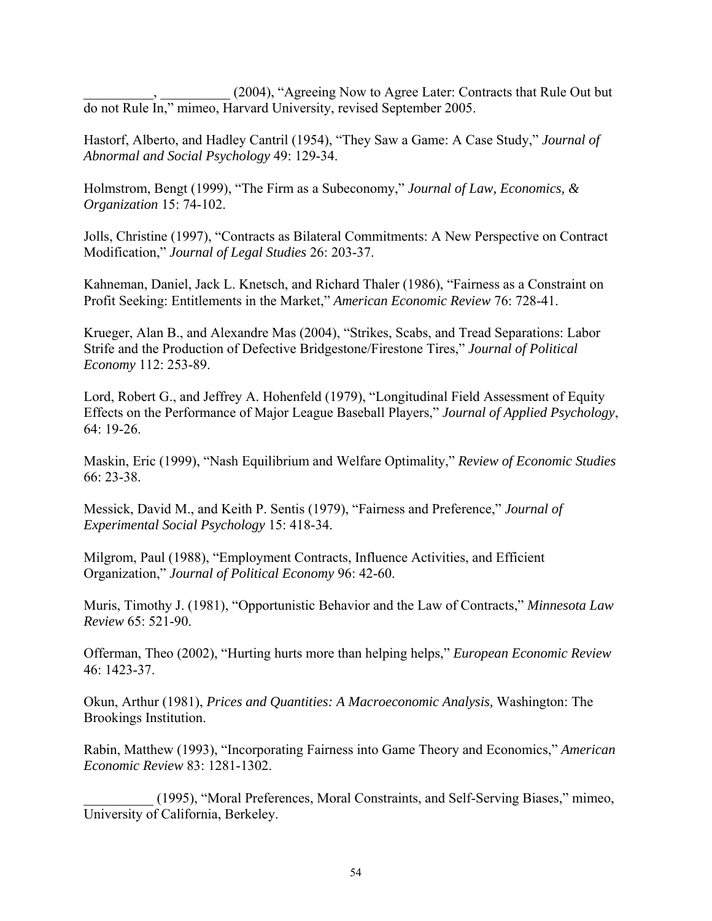__________, __________ (2004), "Agreeing Now to Agree Later: Contracts that Rule Out but do not Rule In," mimeo, Harvard University, revised September 2005.

Hastorf, Alberto, and Hadley Cantril (1954), "They Saw a Game: A Case Study," *Journal of Abnormal and Social Psychology* 49: 129-34.

Holmstrom, Bengt (1999), "The Firm as a Subeconomy," *Journal of Law, Economics, & Organization* 15: 74-102.

Jolls, Christine (1997), "Contracts as Bilateral Commitments: A New Perspective on Contract Modification," *Journal of Legal Studies* 26: 203-37.

Kahneman, Daniel, Jack L. Knetsch, and Richard Thaler (1986), "Fairness as a Constraint on Profit Seeking: Entitlements in the Market," *American Economic Review* 76: 728-41.

Krueger, Alan B., and Alexandre Mas (2004), "Strikes, Scabs, and Tread Separations: Labor Strife and the Production of Defective Bridgestone/Firestone Tires," *Journal of Political Economy* 112: 253-89.

Lord, Robert G., and Jeffrey A. Hohenfeld (1979), "Longitudinal Field Assessment of Equity Effects on the Performance of Major League Baseball Players," *Journal of Applied Psychology*, 64: 19-26.

Maskin, Eric (1999), "Nash Equilibrium and Welfare Optimality," *Review of Economic Studies* 66: 23-38.

Messick, David M., and Keith P. Sentis (1979), "Fairness and Preference," *Journal of Experimental Social Psychology* 15: 418-34.

Milgrom, Paul (1988), "Employment Contracts, Influence Activities, and Efficient Organization," *Journal of Political Economy* 96: 42-60.

Muris, Timothy J. (1981), "Opportunistic Behavior and the Law of Contracts," *Minnesota Law Review* 65: 521-90.

Offerman, Theo (2002), "Hurting hurts more than helping helps," *European Economic Review* 46: 1423-37.

Okun, Arthur (1981), *Prices and Quantities: A Macroeconomic Analysis,* Washington: The Brookings Institution.

Rabin, Matthew (1993), "Incorporating Fairness into Game Theory and Economics," *American Economic Review* 83: 1281-1302.

__________ (1995), "Moral Preferences, Moral Constraints, and Self-Serving Biases," mimeo, University of California, Berkeley.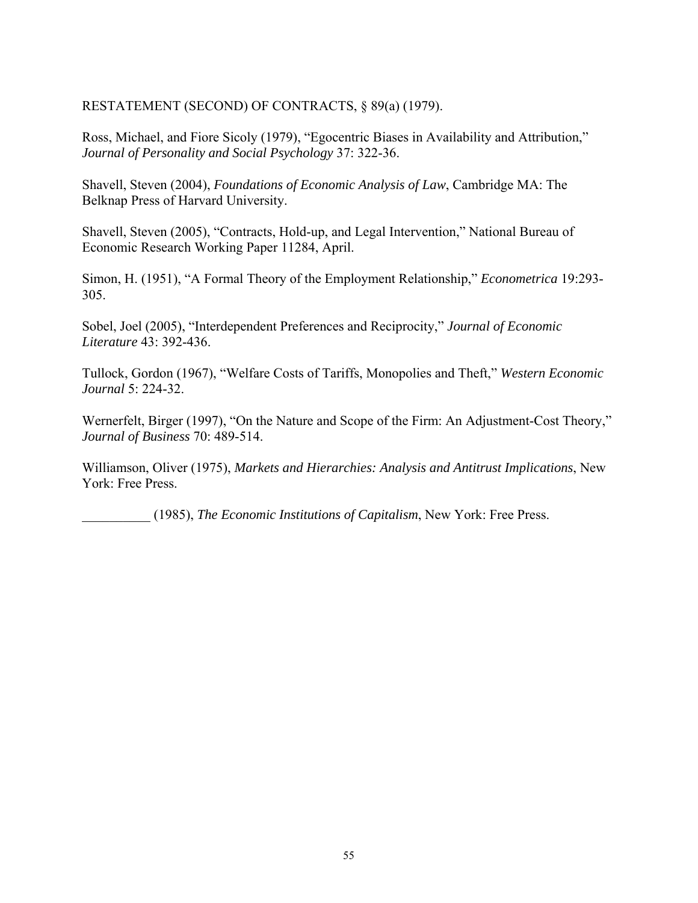RESTATEMENT (SECOND) OF CONTRACTS, § 89(a) (1979).

Ross, Michael, and Fiore Sicoly (1979), "Egocentric Biases in Availability and Attribution," *Journal of Personality and Social Psychology* 37: 322-36.

Shavell, Steven (2004), *Foundations of Economic Analysis of Law*, Cambridge MA: The Belknap Press of Harvard University.

Shavell, Steven (2005), "Contracts, Hold-up, and Legal Intervention," National Bureau of Economic Research Working Paper 11284, April.

Simon, H. (1951), "A Formal Theory of the Employment Relationship," *Econometrica* 19:293-305.

Sobel, Joel (2005), "Interdependent Preferences and Reciprocity," *Journal of Economic Literature* 43: 392-436.

Tullock, Gordon (1967), "Welfare Costs of Tariffs, Monopolies and Theft," *Western Economic Journal* 5: 224-32.

Wernerfelt, Birger (1997), "On the Nature and Scope of the Firm: An Adjustment-Cost Theory," *Journal of Business* 70: 489-514.

Williamson, Oliver (1975), *Markets and Hierarchies: Analysis and Antitrust Implications*, New York: Free Press.

__________ (1985), *The Economic Institutions of Capitalism*, New York: Free Press.